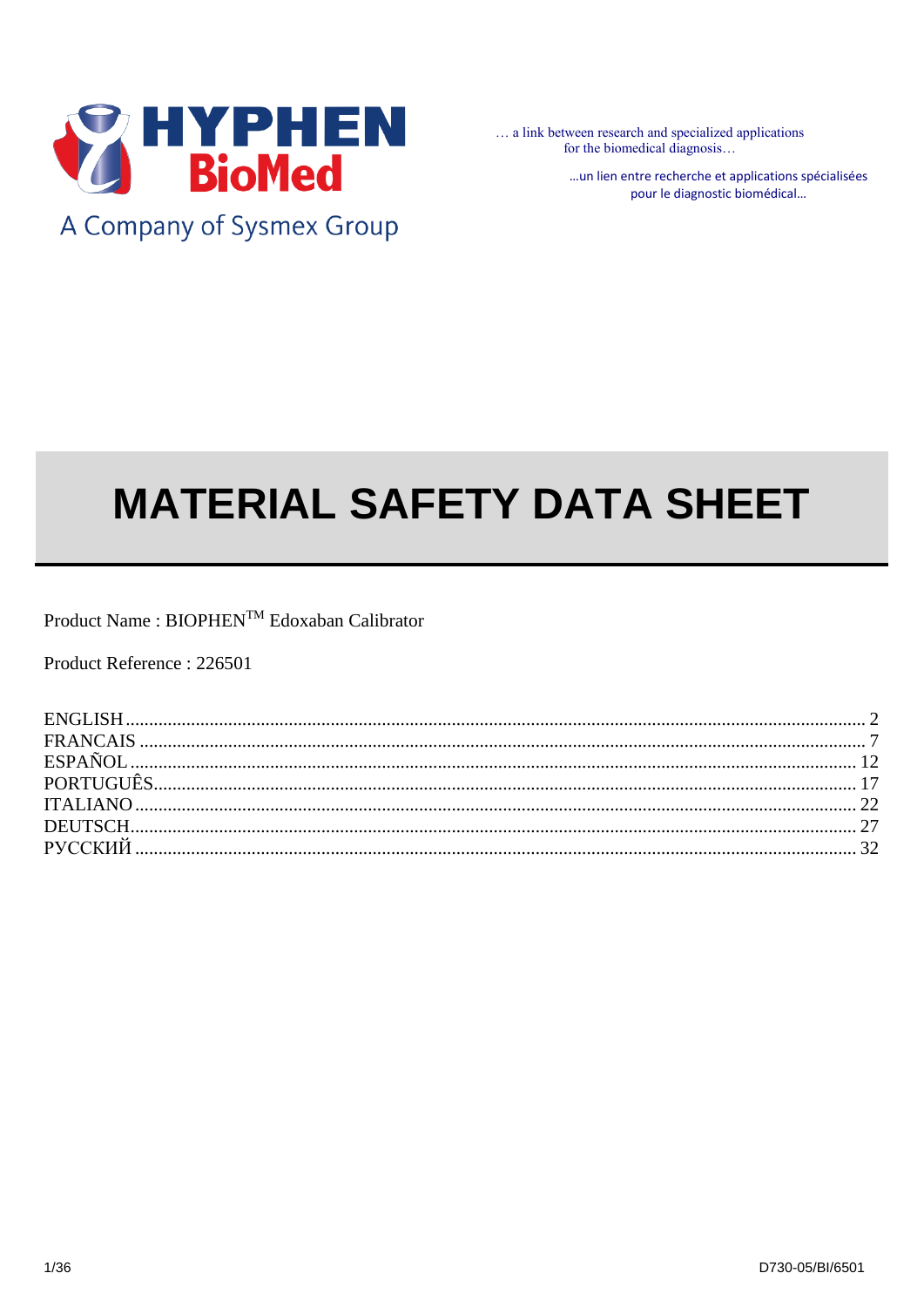HYPHEN BioMed

A Company of Sysmex Group

… a link between research and specialized applications for the biomedical diagnosis…

…un lien entre recherche et applications spécialisées pour le diagnostic biomédical…

# MATERIAL SAFETY DATA SHEET

Product Name : BIOPHEN™ Edoxaban Calibrator

Product Reference : 226501

| | |
|---|---|
| ENGLISH | 2 |
| FRANCAIS | 7 |
| ESPAÑOL | 12 |
| PORTUGUÊS | 17 |
| ITALIANO | 22 |
| DEUTSCH | 27 |
| РУССКИЙ | 32 |

D730-05/BI/6501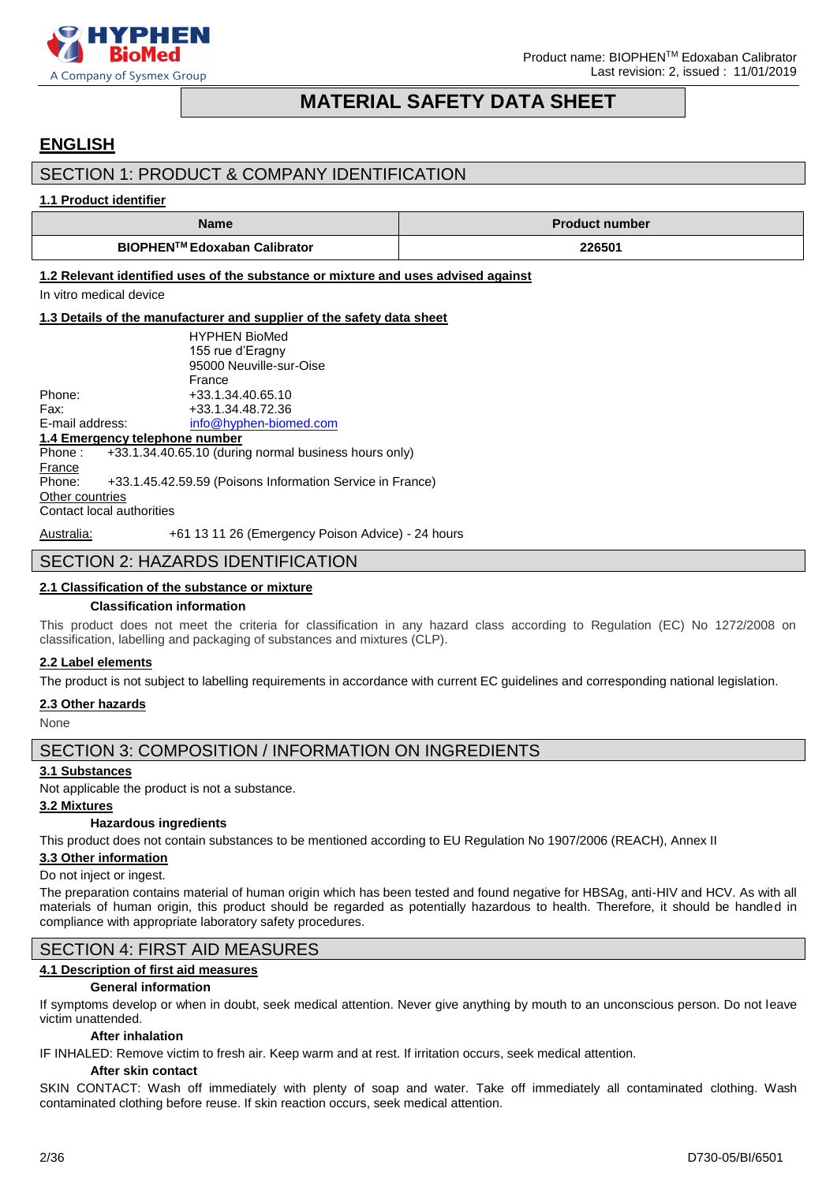# MATERIAL SAFETY DATA SHEET

## ENGLISH

## SECTION 1: PRODUCT & COMPANY IDENTIFICATION

### 1.1 Product identifier

| Name | Product number |
|---|---|
| **BIOPHEN™ Edoxaban Calibrator** | **226501** |

### 1.2 Relevant identified uses of the substance or mixture and uses advised against

In vitro medical device

### 1.3 Details of the manufacturer and supplier of the safety data sheet

HYPHEN BioMed
155 rue d'Eragny
95000 Neuville-sur-Oise
France

Phone: +33.1.34.40.65.10
Fax: +33.1.34.48.72.36
E-mail address: info@hyphen-biomed.com

### 1.4 Emergency telephone number

Phone : +33.1.34.40.65.10 (during normal business hours only)

France
Phone: +33.1.45.42.59.59 (Poisons Information Service in France)

Other countries
Contact local authorities

Australia: +61 13 11 26 (Emergency Poison Advice) - 24 hours

## SECTION 2: HAZARDS IDENTIFICATION

### 2.1 Classification of the substance or mixture

**Classification information**

This product does not meet the criteria for classification in any hazard class according to Regulation (EC) No 1272/2008 on classification, labelling and packaging of substances and mixtures (CLP).

### 2.2 Label elements

The product is not subject to labelling requirements in accordance with current EC guidelines and corresponding national legislation.

### 2.3 Other hazards

None

## SECTION 3: COMPOSITION / INFORMATION ON INGREDIENTS

### 3.1 Substances

Not applicable the product is not a substance.

### 3.2 Mixtures

**Hazardous ingredients**

This product does not contain substances to be mentioned according to EU Regulation No 1907/2006 (REACH), Annex II

### 3.3 Other information

Do not inject or ingest.

The preparation contains material of human origin which has been tested and found negative for HBSAg, anti-HIV and HCV. As with all materials of human origin, this product should be regarded as potentially hazardous to health. Therefore, it should be handled in compliance with appropriate laboratory safety procedures.

## SECTION 4: FIRST AID MEASURES

### 4.1 Description of first aid measures

**General information**

If symptoms develop or when in doubt, seek medical attention. Never give anything by mouth to an unconscious person. Do not leave victim unattended.

**After inhalation**

IF INHALED: Remove victim to fresh air. Keep warm and at rest. If irritation occurs, seek medical attention.

**After skin contact**

SKIN CONTACT: Wash off immediately with plenty of soap and water. Take off immediately all contaminated clothing. Wash contaminated clothing before reuse. If skin reaction occurs, seek medical attention.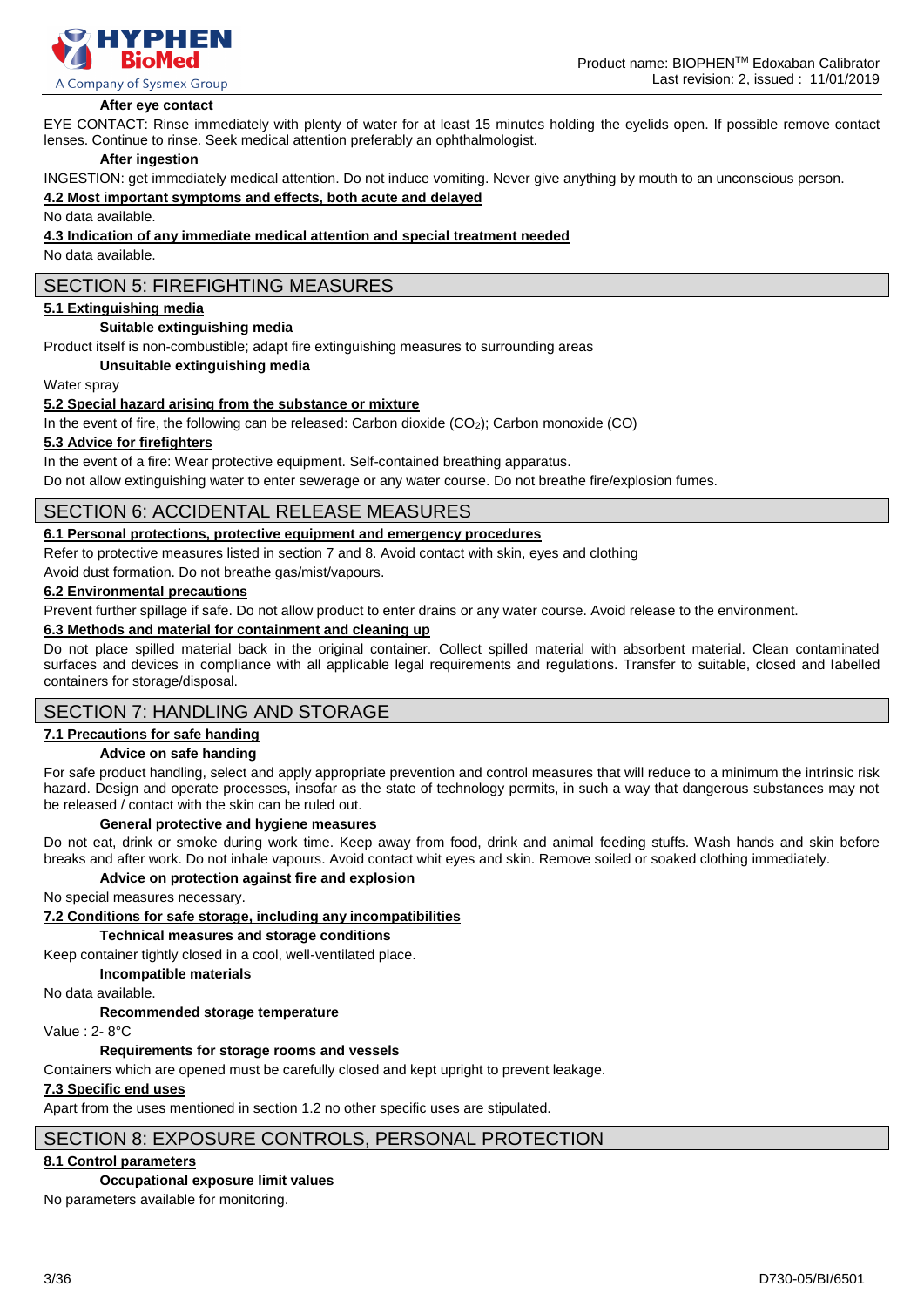**After eye contact**

EYE CONTACT: Rinse immediately with plenty of water for at least 15 minutes holding the eyelids open. If possible remove contact lenses. Continue to rinse. Seek medical attention preferably an ophthalmologist.

**After ingestion**

INGESTION: get immediately medical attention. Do not induce vomiting. Never give anything by mouth to an unconscious person.

**4.2 Most important symptoms and effects, both acute and delayed**

No data available.

**4.3 Indication of any immediate medical attention and special treatment needed**

No data available.

## SECTION 5: FIREFIGHTING MEASURES

**5.1 Extinguishing media**

**Suitable extinguishing media**

Product itself is non-combustible; adapt fire extinguishing measures to surrounding areas

**Unsuitable extinguishing media**

Water spray

**5.2 Special hazard arising from the substance or mixture**

In the event of fire, the following can be released: Carbon dioxide ($CO_2$); Carbon monoxide (CO)

**5.3 Advice for firefighters**

In the event of a fire: Wear protective equipment. Self-contained breathing apparatus.

Do not allow extinguishing water to enter sewerage or any water course. Do not breathe fire/explosion fumes.

## SECTION 6: ACCIDENTAL RELEASE MEASURES

**6.1 Personal protections, protective equipment and emergency procedures**

Refer to protective measures listed in section 7 and 8. Avoid contact with skin, eyes and clothing

Avoid dust formation. Do not breathe gas/mist/vapours.

**6.2 Environmental precautions**

Prevent further spillage if safe. Do not allow product to enter drains or any water course. Avoid release to the environment.

**6.3 Methods and material for containment and cleaning up**

Do not place spilled material back in the original container. Collect spilled material with absorbent material. Clean contaminated surfaces and devices in compliance with all applicable legal requirements and regulations. Transfer to suitable, closed and labelled containers for storage/disposal.

## SECTION 7: HANDLING AND STORAGE

**7.1 Precautions for safe handing**

**Advice on safe handing**

For safe product handling, select and apply appropriate prevention and control measures that will reduce to a minimum the intrinsic risk hazard. Design and operate processes, insofar as the state of technology permits, in such a way that dangerous substances may not be released / contact with the skin can be ruled out.

**General protective and hygiene measures**

Do not eat, drink or smoke during work time. Keep away from food, drink and animal feeding stuffs. Wash hands and skin before breaks and after work. Do not inhale vapours. Avoid contact whit eyes and skin. Remove soiled or soaked clothing immediately.

**Advice on protection against fire and explosion**

No special measures necessary.

**7.2 Conditions for safe storage, including any incompatibilities**

**Technical measures and storage conditions**

Keep container tightly closed in a cool, well-ventilated place.

**Incompatible materials**

No data available.

**Recommended storage temperature**

Value : 2- 8°C

**Requirements for storage rooms and vessels**

Containers which are opened must be carefully closed and kept upright to prevent leakage.

**7.3 Specific end uses**

Apart from the uses mentioned in section 1.2 no other specific uses are stipulated.

## SECTION 8: EXPOSURE CONTROLS, PERSONAL PROTECTION

**8.1 Control parameters**

**Occupational exposure limit values**

No parameters available for monitoring.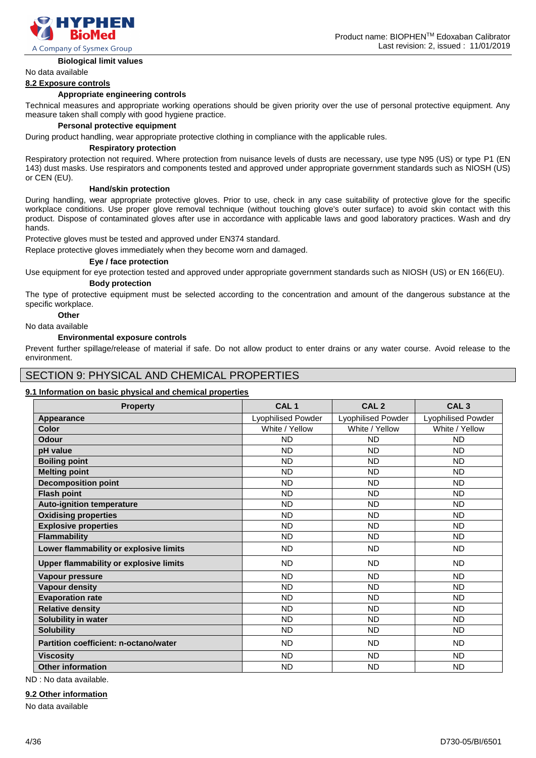#### Biological limit values

No data available

### 8.2 Exposure controls

#### Appropriate engineering controls

Technical measures and appropriate working operations should be given priority over the use of personal protective equipment. Any measure taken shall comply with good hygiene practice.

#### Personal protective equipment

During product handling, wear appropriate protective clothing in compliance with the applicable rules.

##### Respiratory protection

Respiratory protection not required. Where protection from nuisance levels of dusts are necessary, use type N95 (US) or type P1 (EN 143) dust masks. Use respirators and components tested and approved under appropriate government standards such as NIOSH (US) or CEN (EU).

##### Hand/skin protection

During handling, wear appropriate protective gloves. Prior to use, check in any case suitability of protective glove for the specific workplace conditions. Use proper glove removal technique (without touching glove's outer surface) to avoid skin contact with this product. Dispose of contaminated gloves after use in accordance with applicable laws and good laboratory practices. Wash and dry hands.

Protective gloves must be tested and approved under EN374 standard.

Replace protective gloves immediately when they become worn and damaged.

##### Eye / face protection

Use equipment for eye protection tested and approved under appropriate government standards such as NIOSH (US) or EN 166(EU).

##### Body protection

The type of protective equipment must be selected according to the concentration and amount of the dangerous substance at the specific workplace.

#### Other

No data available

#### Environmental exposure controls

Prevent further spillage/release of material if safe. Do not allow product to enter drains or any water course. Avoid release to the environment.

## SECTION 9: PHYSICAL AND CHEMICAL PROPERTIES

### 9.1 Information on basic physical and chemical properties

| Property | CAL 1 | CAL 2 | CAL 3 |
|---|---|---|---|
| **Appearance** | Lyophilised Powder | Lyophilised Powder | Lyophilised Powder |
| **Color** | White / Yellow | White / Yellow | White / Yellow |
| **Odour** | ND | ND | ND |
| **pH value** | ND | ND | ND |
| **Boiling point** | ND | ND | ND |
| **Melting point** | ND | ND | ND |
| **Decomposition point** | ND | ND | ND |
| **Flash point** | ND | ND | ND |
| **Auto-ignition temperature** | ND | ND | ND |
| **Oxidising properties** | ND | ND | ND |
| **Explosive properties** | ND | ND | ND |
| **Flammability** | ND | ND | ND |
| **Lower flammability or explosive limits** | ND | ND | ND |
| **Upper flammability or explosive limits** | ND | ND | ND |
| **Vapour pressure** | ND | ND | ND |
| **Vapour density** | ND | ND | ND |
| **Evaporation rate** | ND | ND | ND |
| **Relative density** | ND | ND | ND |
| **Solubility in water** | ND | ND | ND |
| **Solubility** | ND | ND | ND |
| **Partition coefficient: n-octano/water** | ND | ND | ND |
| **Viscosity** | ND | ND | ND |
| **Other information** | ND | ND | ND |

ND : No data available.

### 9.2 Other information

No data available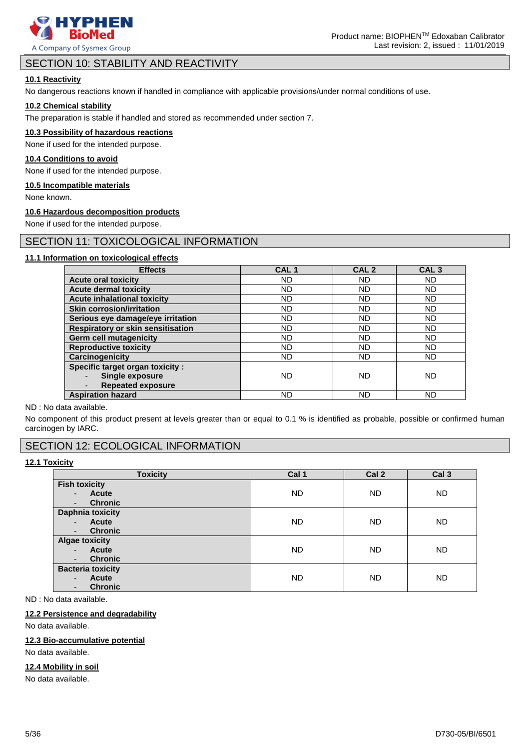## SECTION 10: STABILITY AND REACTIVITY

### 10.1 Reactivity

No dangerous reactions known if handled in compliance with applicable provisions/under normal conditions of use.

### 10.2 Chemical stability

The preparation is stable if handled and stored as recommended under section 7.

### 10.3 Possibility of hazardous reactions

None if used for the intended purpose.

### 10.4 Conditions to avoid

None if used for the intended purpose.

### 10.5 Incompatible materials

None known.

### 10.6 Hazardous decomposition products

None if used for the intended purpose.

## SECTION 11: TOXICOLOGICAL INFORMATION

### 11.1 Information on toxicological effects

| Effects | CAL 1 | CAL 2 | CAL 3 |
|---|---|---|---|
| **Acute oral toxicity** | ND | ND | ND |
| **Acute dermal toxicity** | ND | ND | ND |
| **Acute inhalational toxicity** | ND | ND | ND |
| **Skin corrosion/irritation** | ND | ND | ND |
| **Serious eye damage/eye irritation** | ND | ND | ND |
| **Respiratory or skin sensitisation** | ND | ND | ND |
| **Germ cell mutagenicity** | ND | ND | ND |
| **Reproductive toxicity** | ND | ND | ND |
| **Carcinogenicity** | ND | ND | ND |
| **Specific target organ toxicity :** - **Single exposure** - **Repeated exposure** | ND | ND | ND |
| **Aspiration hazard** | ND | ND | ND |

ND : No data available.

No component of this product present at levels greater than or equal to 0.1 % is identified as probable, possible or confirmed human carcinogen by IARC.

## SECTION 12: ECOLOGICAL INFORMATION

### 12.1 Toxicity

| Toxicity | Cal 1 | Cal 2 | Cal 3 |
|---|---|---|---|
| **Fish toxicity** - **Acute** - **Chronic** | ND | ND | ND |
| **Daphnia toxicity** - **Acute** - **Chronic** | ND | ND | ND |
| **Algae toxicity** - **Acute** - **Chronic** | ND | ND | ND |
| **Bacteria toxicity** - **Acute** - **Chronic** | ND | ND | ND |

ND : No data available.

### 12.2 Persistence and degradability

No data available.

### 12.3 Bio-accumulative potential

No data available.

### 12.4 Mobility in soil

No data available.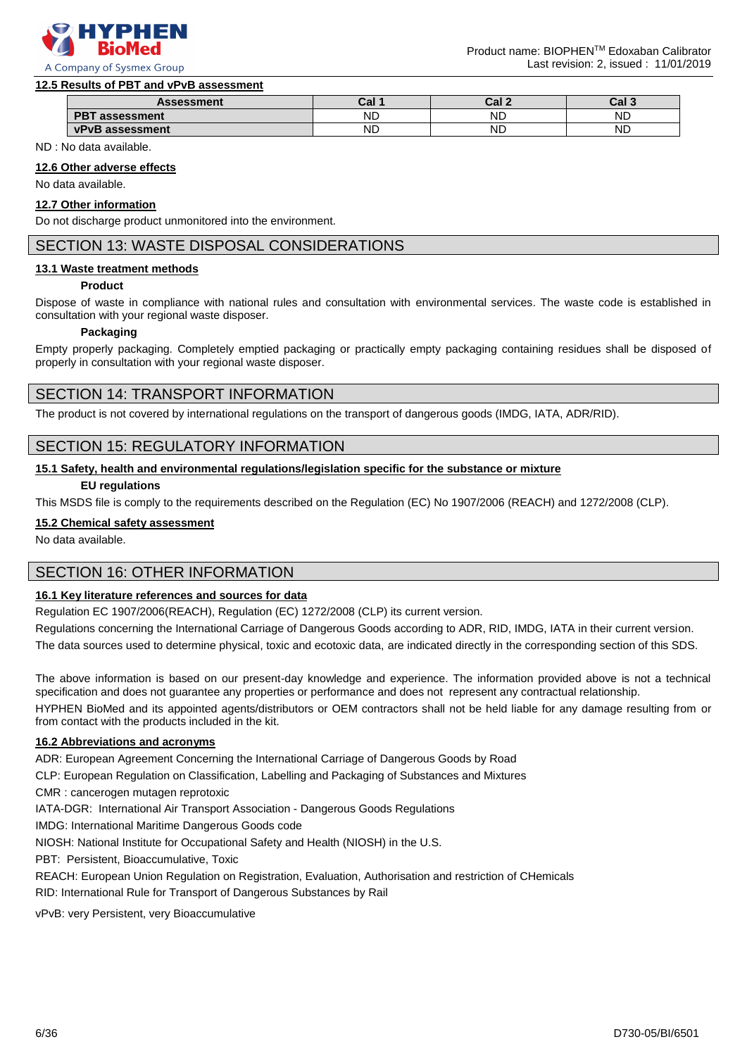### 12.5 Results of PBT and vPvB assessment

| Assessment | Cal 1 | Cal 2 | Cal 3 |
|---|---|---|---|
| **PBT assessment** | ND | ND | ND |
| **vPvB assessment** | ND | ND | ND |

ND : No data available.

### 12.6 Other adverse effects

No data available.

### 12.7 Other information

Do not discharge product unmonitored into the environment.

## SECTION 13: WASTE DISPOSAL CONSIDERATIONS

### 13.1 Waste treatment methods

**Product**

Dispose of waste in compliance with national rules and consultation with environmental services. The waste code is established in consultation with your regional waste disposer.

**Packaging**

Empty properly packaging. Completely emptied packaging or practically empty packaging containing residues shall be disposed of properly in consultation with your regional waste disposer.

## SECTION 14: TRANSPORT INFORMATION

The product is not covered by international regulations on the transport of dangerous goods (IMDG, IATA, ADR/RID).

## SECTION 15: REGULATORY INFORMATION

### 15.1 Safety, health and environmental regulations/legislation specific for the substance or mixture

**EU regulations**

This MSDS file is comply to the requirements described on the Regulation (EC) No 1907/2006 (REACH) and 1272/2008 (CLP).

### 15.2 Chemical safety assessment

No data available.

## SECTION 16: OTHER INFORMATION

### 16.1 Key literature references and sources for data

Regulation EC 1907/2006(REACH), Regulation (EC) 1272/2008 (CLP) its current version.

Regulations concerning the International Carriage of Dangerous Goods according to ADR, RID, IMDG, IATA in their current version.

The data sources used to determine physical, toxic and ecotoxic data, are indicated directly in the corresponding section of this SDS.

The above information is based on our present-day knowledge and experience. The information provided above is not a technical specification and does not guarantee any properties or performance and does not represent any contractual relationship.

HYPHEN BioMed and its appointed agents/distributors or OEM contractors shall not be held liable for any damage resulting from or from contact with the products included in the kit.

### 16.2 Abbreviations and acronyms

ADR: European Agreement Concerning the International Carriage of Dangerous Goods by Road

CLP: European Regulation on Classification, Labelling and Packaging of Substances and Mixtures

CMR : cancerogen mutagen reprotoxic

IATA-DGR: International Air Transport Association - Dangerous Goods Regulations

IMDG: International Maritime Dangerous Goods code

NIOSH: National Institute for Occupational Safety and Health (NIOSH) in the U.S.

PBT: Persistent, Bioaccumulative, Toxic

REACH: European Union Regulation on Registration, Evaluation, Authorisation and restriction of CHemicals

RID: International Rule for Transport of Dangerous Substances by Rail

vPvB: very Persistent, very Bioaccumulative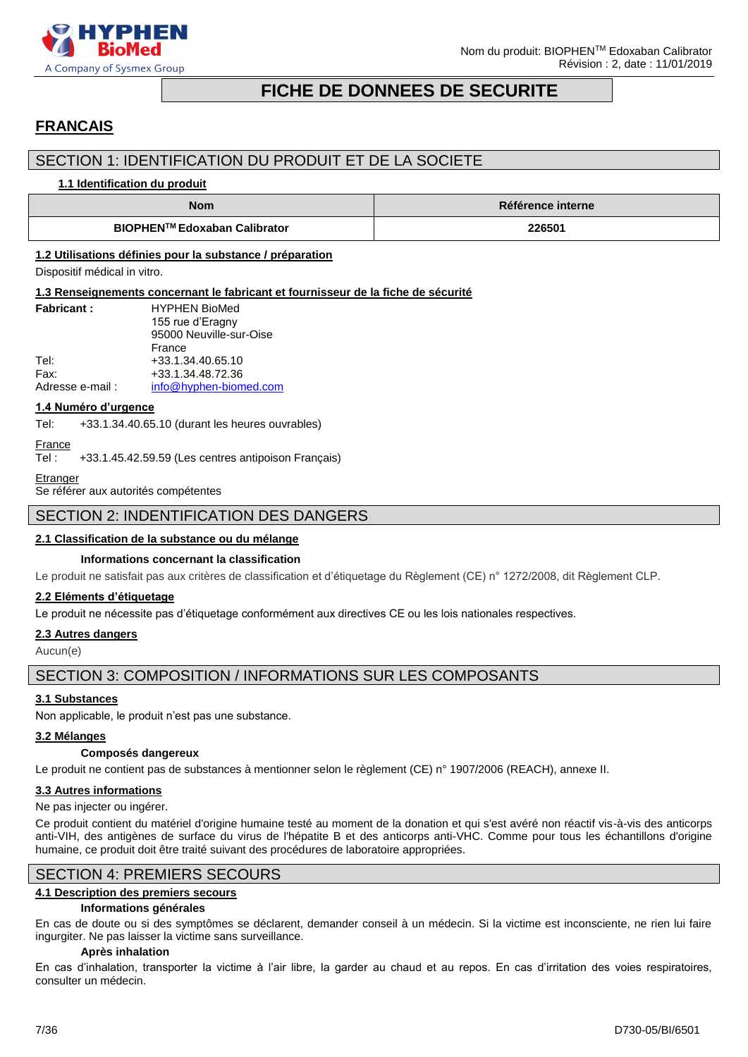# FICHE DE DONNEES DE SECURITE

## FRANCAIS

## SECTION 1: IDENTIFICATION DU PRODUIT ET DE LA SOCIETE

### 1.1 Identification du produit

| Nom | Référence interne |
|---|---|
| **BIOPHEN™ Edoxaban Calibrator** | **226501** |

### 1.2 Utilisations définies pour la substance / préparation

Dispositif médical in vitro.

### 1.3 Renseignements concernant le fabricant et fournisseur de la fiche de sécurité

**Fabricant :** HYPHEN BioMed
155 rue d'Eragny
95000 Neuville-sur-Oise
France

Tel: +33.1.34.40.65.10
Fax: +33.1.34.48.72.36
Adresse e-mail : info@hyphen-biomed.com

### 1.4 Numéro d'urgence

Tel: +33.1.34.40.65.10 (durant les heures ouvrables)

France
Tel : +33.1.45.42.59.59 (Les centres antipoison Français)

Etranger
Se référer aux autorités compétentes

## SECTION 2: INDENTIFICATION DES DANGERS

### 2.1 Classification de la substance ou du mélange

**Informations concernant la classification**

Le produit ne satisfait pas aux critères de classification et d'étiquetage du Règlement (CE) n° 1272/2008, dit Règlement CLP.

### 2.2 Eléments d'étiquetage

Le produit ne nécessite pas d'étiquetage conformément aux directives CE ou les lois nationales respectives.

### 2.3 Autres dangers

Aucun(e)

## SECTION 3: COMPOSITION / INFORMATIONS SUR LES COMPOSANTS

### 3.1 Substances

Non applicable, le produit n'est pas une substance.

### 3.2 Mélanges

**Composés dangereux**

Le produit ne contient pas de substances à mentionner selon le règlement (CE) n° 1907/2006 (REACH), annexe II.

### 3.3 Autres informations

Ne pas injecter ou ingérer.

Ce produit contient du matériel d'origine humaine testé au moment de la donation et qui s'est avéré non réactif vis-à-vis des anticorps anti-VIH, des antigènes de surface du virus de l'hépatite B et des anticorps anti-VHC. Comme pour tous les échantillons d'origine humaine, ce produit doit être traité suivant des procédures de laboratoire appropriées.

## SECTION 4: PREMIERS SECOURS

### 4.1 Description des premiers secours

**Informations générales**

En cas de doute ou si des symptômes se déclarent, demander conseil à un médecin. Si la victime est inconsciente, ne rien lui faire ingurgiter. Ne pas laisser la victime sans surveillance.

**Après inhalation**

En cas d'inhalation, transporter la victime à l'air libre, la garder au chaud et au repos. En cas d'irritation des voies respiratoires, consulter un médecin.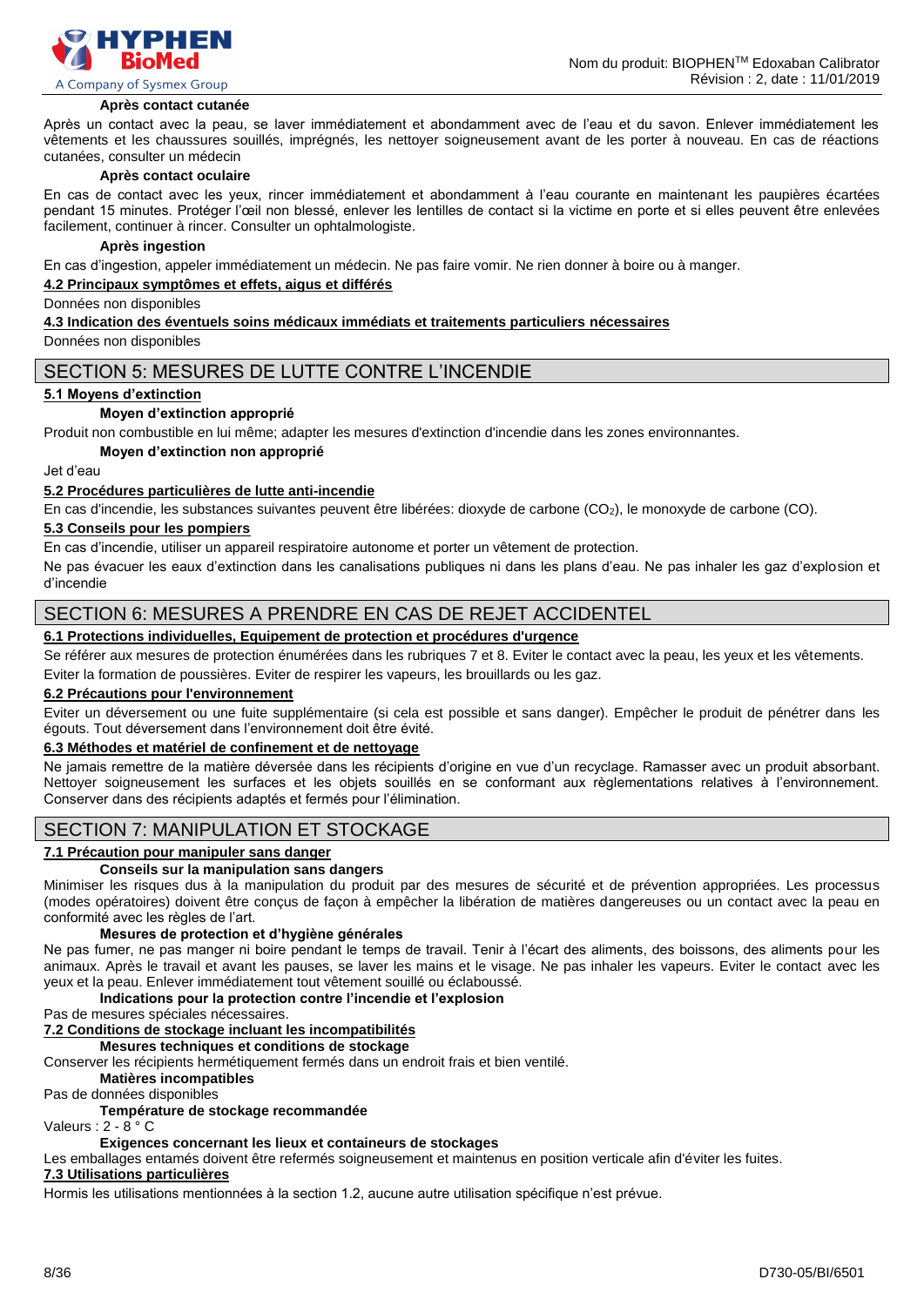**Après contact cutanée**

Après un contact avec la peau, se laver immédiatement et abondamment avec de l'eau et du savon. Enlever immédiatement les vêtements et les chaussures souillés, imprégnés, les nettoyer soigneusement avant de les porter à nouveau. En cas de réactions cutanées, consulter un médecin

**Après contact oculaire**

En cas de contact avec les yeux, rincer immédiatement et abondamment à l'eau courante en maintenant les paupières écartées pendant 15 minutes. Protéger l'œil non blessé, enlever les lentilles de contact si la victime en porte et si elles peuvent être enlevées facilement, continuer à rincer. Consulter un ophtalmologiste.

**Après ingestion**

En cas d'ingestion, appeler immédiatement un médecin. Ne pas faire vomir. Ne rien donner à boire ou à manger.

**4.2 Principaux symptômes et effets, aigus et différés**

Données non disponibles

**4.3 Indication des éventuels soins médicaux immédiats et traitements particuliers nécessaires**

Données non disponibles

## SECTION 5: MESURES DE LUTTE CONTRE L'INCENDIE

**5.1 Moyens d'extinction**

**Moyen d'extinction approprié**

Produit non combustible en lui même; adapter les mesures d'extinction d'incendie dans les zones environnantes.

**Moyen d'extinction non approprié**

Jet d'eau

**5.2 Procédures particulières de lutte anti-incendie**

En cas d'incendie, les substances suivantes peuvent être libérées: dioxyde de carbone ($CO_2$), le monoxyde de carbone (CO).

**5.3 Conseils pour les pompiers**

En cas d'incendie, utiliser un appareil respiratoire autonome et porter un vêtement de protection.

Ne pas évacuer les eaux d'extinction dans les canalisations publiques ni dans les plans d'eau. Ne pas inhaler les gaz d'explosion et d'incendie

## SECTION 6: MESURES A PRENDRE EN CAS DE REJET ACCIDENTEL

**6.1 Protections individuelles, Equipement de protection et procédures d'urgence**

Se référer aux mesures de protection énumérées dans les rubriques 7 et 8. Eviter le contact avec la peau, les yeux et les vêtements.

Eviter la formation de poussières. Eviter de respirer les vapeurs, les brouillards ou les gaz.

**6.2 Précautions pour l'environnement**

Eviter un déversement ou une fuite supplémentaire (si cela est possible et sans danger). Empêcher le produit de pénétrer dans les égouts. Tout déversement dans l'environnement doit être évité.

**6.3 Méthodes et matériel de confinement et de nettoyage**

Ne jamais remettre de la matière déversée dans les récipients d'origine en vue d'un recyclage. Ramasser avec un produit absorbant. Nettoyer soigneusement les surfaces et les objets souillés en se conformant aux règlementations relatives à l'environnement. Conserver dans des récipients adaptés et fermés pour l'élimination.

## SECTION 7: MANIPULATION ET STOCKAGE

**7.1 Précaution pour manipuler sans danger**

**Conseils sur la manipulation sans dangers**

Minimiser les risques dus à la manipulation du produit par des mesures de sécurité et de prévention appropriées. Les processus (modes opératoires) doivent être conçus de façon à empêcher la libération de matières dangereuses ou un contact avec la peau en conformité avec les règles de l'art.

**Mesures de protection et d'hygiène générales**

Ne pas fumer, ne pas manger ni boire pendant le temps de travail. Tenir à l'écart des aliments, des boissons, des aliments pour les animaux. Après le travail et avant les pauses, se laver les mains et le visage. Ne pas inhaler les vapeurs. Eviter le contact avec les yeux et la peau. Enlever immédiatement tout vêtement souillé ou éclaboussé.

**Indications pour la protection contre l'incendie et l'explosion**

Pas de mesures spéciales nécessaires.

**7.2 Conditions de stockage incluant les incompatibilités**

**Mesures techniques et conditions de stockage**

Conserver les récipients hermétiquement fermés dans un endroit frais et bien ventilé.

**Matières incompatibles**

Pas de données disponibles

**Température de stockage recommandée**

Valeurs : 2 - 8 ° C

**Exigences concernant les lieux et containeurs de stockages**

Les emballages entamés doivent être refermés soigneusement et maintenus en position verticale afin d'éviter les fuites.

**7.3 Utilisations particulières**

Hormis les utilisations mentionnées à la section 1.2, aucune autre utilisation spécifique n'est prévue.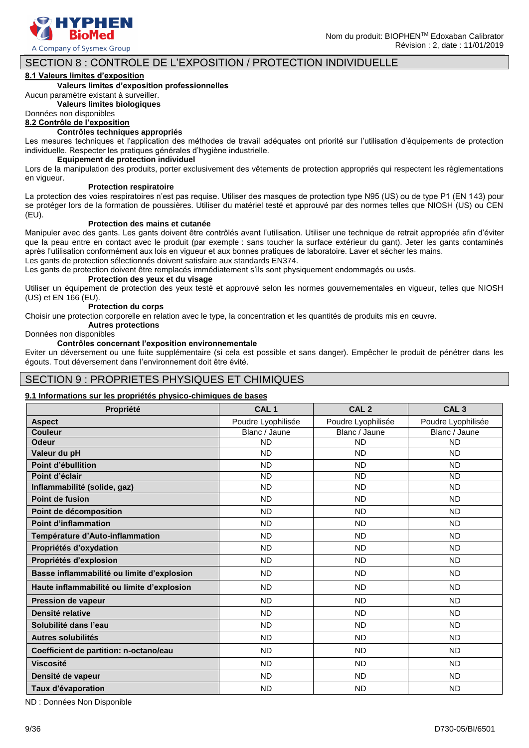## SECTION 8 : CONTROLE DE L'EXPOSITION / PROTECTION INDIVIDUELLE

### 8.1 Valeurs limites d'exposition

**Valeurs limites d'exposition professionnelles**

Aucun paramètre existant à surveiller.

**Valeurs limites biologiques**

Données non disponibles

### 8.2 Contrôle de l'exposition

**Contrôles techniques appropriés**

Les mesures techniques et l'application des méthodes de travail adéquates ont priorité sur l'utilisation d'équipements de protection individuelle. Respecter les pratiques générales d'hygiène industrielle.

**Equipement de protection individuel**

Lors de la manipulation des produits, porter exclusivement des vêtements de protection appropriés qui respectent les règlementations en vigueur.

**Protection respiratoire**

La protection des voies respiratoires n'est pas requise. Utiliser des masques de protection type N95 (US) ou de type P1 (EN 143) pour se protéger lors de la formation de poussières. Utiliser du matériel testé et approuvé par des normes telles que NIOSH (US) ou CEN (EU).

**Protection des mains et cutanée**

Manipuler avec des gants. Les gants doivent être contrôlés avant l'utilisation. Utiliser une technique de retrait appropriée afin d'éviter que la peau entre en contact avec le produit (par exemple : sans toucher la surface extérieur du gant). Jeter les gants contaminés après l'utilisation conformément aux lois en vigueur et aux bonnes pratiques de laboratoire. Laver et sécher les mains.

Les gants de protection sélectionnés doivent satisfaire aux standards EN374.

Les gants de protection doivent être remplacés immédiatement s'ils sont physiquement endommagés ou usés.

**Protection des yeux et du visage**

Utiliser un équipement de protection des yeux testé et approuvé selon les normes gouvernementales en vigueur, telles que NIOSH (US) et EN 166 (EU).

**Protection du corps**

Choisir une protection corporelle en relation avec le type, la concentration et les quantités de produits mis en œuvre.

**Autres protections**

Données non disponibles

**Contrôles concernant l'exposition environnementale**

Eviter un déversement ou une fuite supplémentaire (si cela est possible et sans danger). Empêcher le produit de pénétrer dans les égouts. Tout déversement dans l'environnement doit être évité.

## SECTION 9 : PROPRIETES PHYSIQUES ET CHIMIQUES

### 9.1 Informations sur les propriétés physico-chimiques de bases

| Propriété | CAL 1 | CAL 2 | CAL 3 |
|---|---|---|---|
| **Aspect** | Poudre Lyophilisée | Poudre Lyophilisée | Poudre Lyophilisée |
| **Couleur** | Blanc / Jaune | Blanc / Jaune | Blanc / Jaune |
| **Odeur** | ND | ND | ND |
| **Valeur du pH** | ND | ND | ND |
| **Point d'ébullition** | ND | ND | ND |
| **Point d'éclair** | ND | ND | ND |
| **Inflammabilité (solide, gaz)** | ND | ND | ND |
| **Point de fusion** | ND | ND | ND |
| **Point de décomposition** | ND | ND | ND |
| **Point d'inflammation** | ND | ND | ND |
| **Température d'Auto-inflammation** | ND | ND | ND |
| **Propriétés d'oxydation** | ND | ND | ND |
| **Propriétés d'explosion** | ND | ND | ND |
| **Basse inflammabilité ou limite d'explosion** | ND | ND | ND |
| **Haute inflammabilité ou limite d'explosion** | ND | ND | ND |
| **Pression de vapeur** | ND | ND | ND |
| **Densité relative** | ND | ND | ND |
| **Solubilité dans l'eau** | ND | ND | ND |
| **Autres solubilités** | ND | ND | ND |
| **Coefficient de partition: n-octano/eau** | ND | ND | ND |
| **Viscosité** | ND | ND | ND |
| **Densité de vapeur** | ND | ND | ND |
| **Taux d'évaporation** | ND | ND | ND |

ND : Données Non Disponible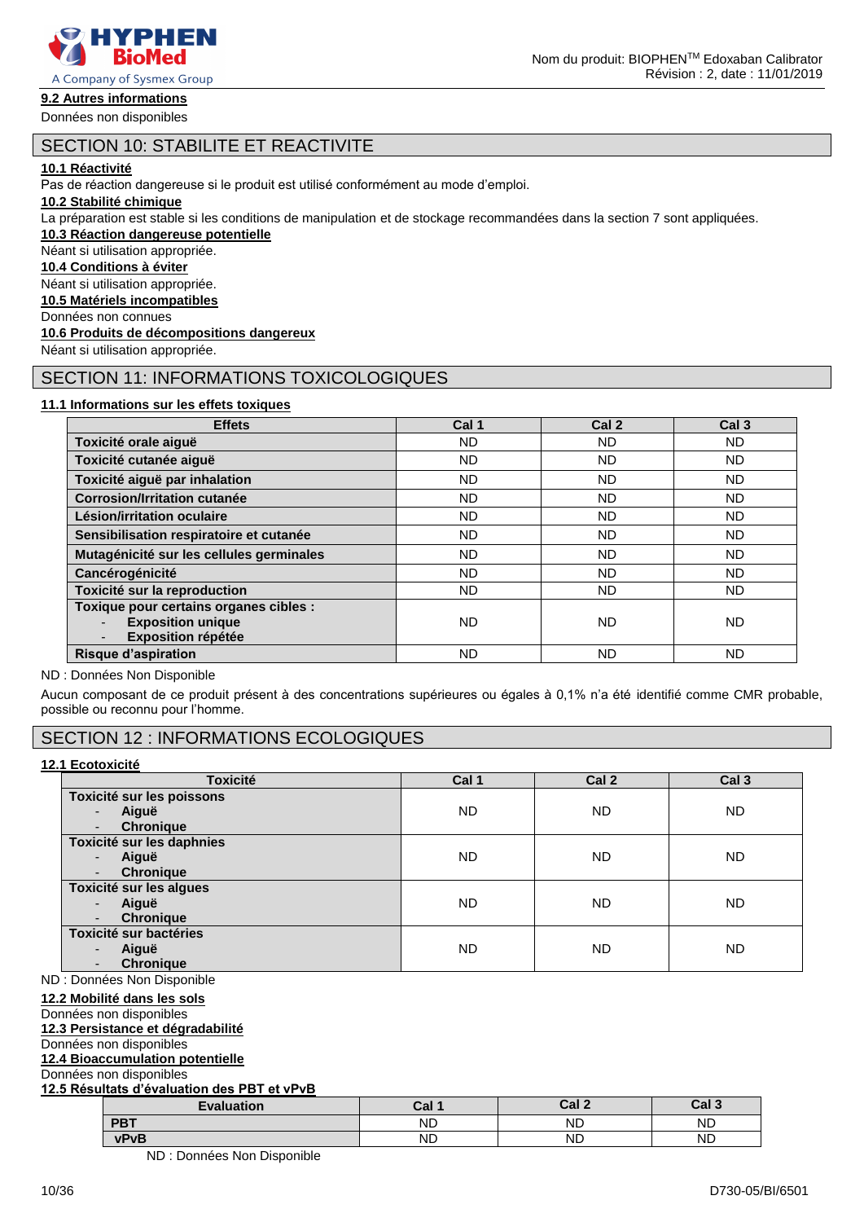### 9.2 Autres informations

Données non disponibles

## SECTION 10: STABILITE ET REACTIVITE

### 10.1 Réactivité

Pas de réaction dangereuse si le produit est utilisé conformément au mode d'emploi.

### 10.2 Stabilité chimique

La préparation est stable si les conditions de manipulation et de stockage recommandées dans la section 7 sont appliquées.

### 10.3 Réaction dangereuse potentielle

Néant si utilisation appropriée.

### 10.4 Conditions à éviter

Néant si utilisation appropriée.

### 10.5 Matériels incompatibles

Données non connues

### 10.6 Produits de décompositions dangereux

Néant si utilisation appropriée.

## SECTION 11: INFORMATIONS TOXICOLOGIQUES

### 11.1 Informations sur les effets toxiques

| Effets | Cal 1 | Cal 2 | Cal 3 |
|---|---|---|---|
| **Toxicité orale aiguë** | ND | ND | ND |
| **Toxicité cutanée aiguë** | ND | ND | ND |
| **Toxicité aiguë par inhalation** | ND | ND | ND |
| **Corrosion/Irritation cutanée** | ND | ND | ND |
| **Lésion/irritation oculaire** | ND | ND | ND |
| **Sensibilisation respiratoire et cutanée** | ND | ND | ND |
| **Mutagénicité sur les cellules germinales** | ND | ND | ND |
| **Cancérogénicité** | ND | ND | ND |
| **Toxicité sur la reproduction** | ND | ND | ND |
| **Toxique pour certains organes cibles :** - **Exposition unique** - **Exposition répétée** | ND | ND | ND |
| **Risque d'aspiration** | ND | ND | ND |

ND : Données Non Disponible

Aucun composant de ce produit présent à des concentrations supérieures ou égales à 0,1% n'a été identifié comme CMR probable, possible ou reconnu pour l'homme.

## SECTION 12 : INFORMATIONS ECOLOGIQUES

### 12.1 Ecotoxicité

| Toxicité | Cal 1 | Cal 2 | Cal 3 |
|---|---|---|---|
| **Toxicité sur les poissons** - **Aiguë** - **Chronique** | ND | ND | ND |
| **Toxicité sur les daphnies** - **Aiguë** - **Chronique** | ND | ND | ND |
| **Toxicité sur les algues** - **Aiguë** - **Chronique** | ND | ND | ND |
| **Toxicité sur bactéries** - **Aiguë** - **Chronique** | ND | ND | ND |

ND : Données Non Disponible

### 12.2 Mobilité dans les sols

Données non disponibles

### 12.3 Persistance et dégradabilité

Données non disponibles

### 12.4 Bioaccumulation potentielle

Données non disponibles

### 12.5 Résultats d'évaluation des PBT et vPvB

| Evaluation | Cal 1 | Cal 2 | Cal 3 |
|---|---|---|---|
| **PBT** | ND | ND | ND |
| **vPvB** | ND | ND | ND |

ND : Données Non Disponible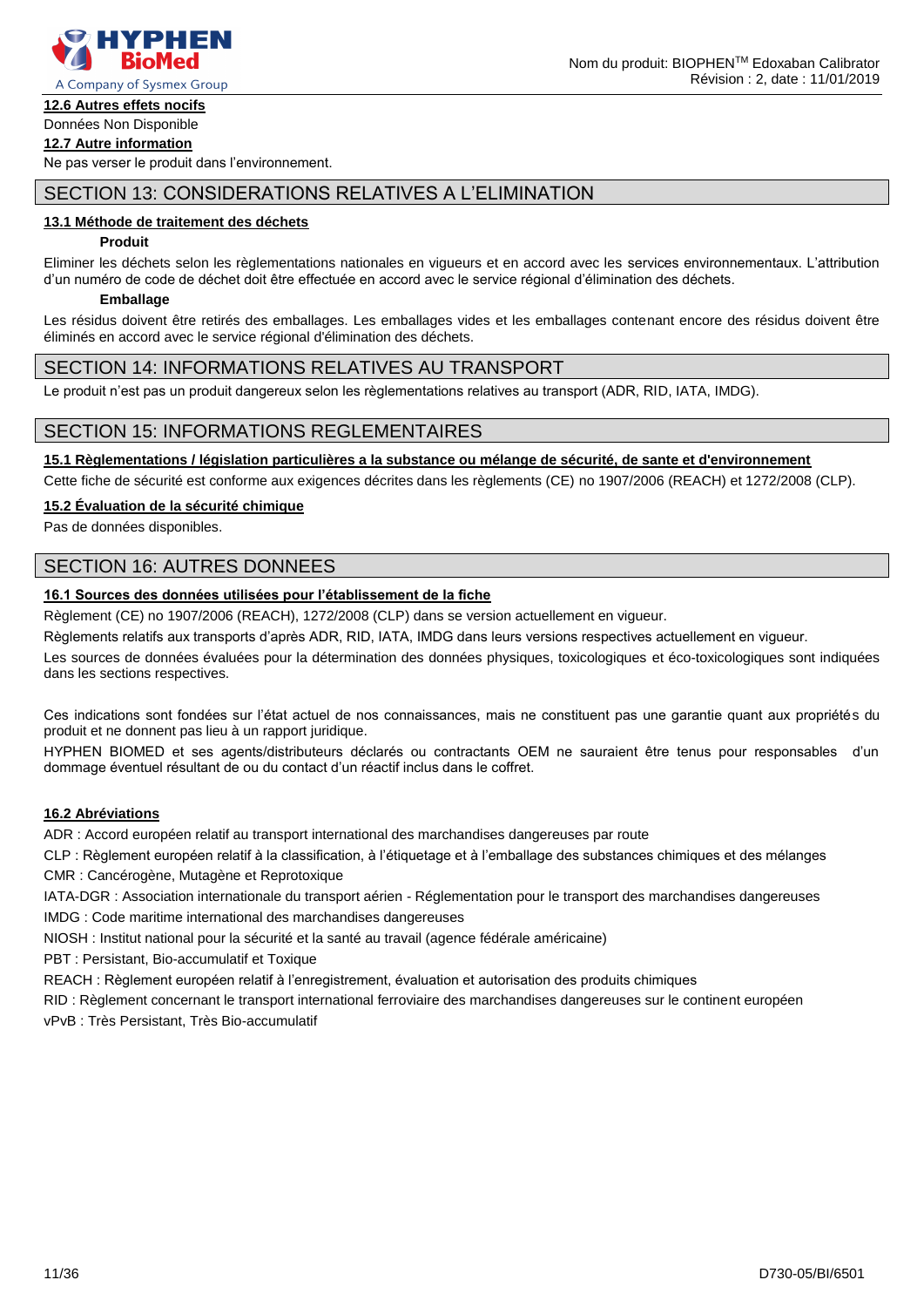### 12.6 Autres effets nocifs

Données Non Disponible

### 12.7 Autre information

Ne pas verser le produit dans l'environnement.

## SECTION 13: CONSIDERATIONS RELATIVES A L'ELIMINATION

### 13.1 Méthode de traitement des déchets

**Produit**

Eliminer les déchets selon les règlementations nationales en vigueurs et en accord avec les services environnementaux. L'attribution d'un numéro de code de déchet doit être effectuée en accord avec le service régional d'élimination des déchets.

**Emballage**

Les résidus doivent être retirés des emballages. Les emballages vides et les emballages contenant encore des résidus doivent être éliminés en accord avec le service régional d'élimination des déchets.

## SECTION 14: INFORMATIONS RELATIVES AU TRANSPORT

Le produit n'est pas un produit dangereux selon les règlementations relatives au transport (ADR, RID, IATA, IMDG).

## SECTION 15: INFORMATIONS REGLEMENTAIRES

### 15.1 Règlementations / législation particulières a la substance ou mélange de sécurité, de sante et d'environnement

Cette fiche de sécurité est conforme aux exigences décrites dans les règlements (CE) no 1907/2006 (REACH) et 1272/2008 (CLP).

### 15.2 Évaluation de la sécurité chimique

Pas de données disponibles.

## SECTION 16: AUTRES DONNEES

### 16.1 Sources des données utilisées pour l'établissement de la fiche

Règlement (CE) no 1907/2006 (REACH), 1272/2008 (CLP) dans se version actuellement en vigueur.

Règlements relatifs aux transports d'après ADR, RID, IATA, IMDG dans leurs versions respectives actuellement en vigueur.

Les sources de données évaluées pour la détermination des données physiques, toxicologiques et éco-toxicologiques sont indiquées dans les sections respectives.

Ces indications sont fondées sur l'état actuel de nos connaissances, mais ne constituent pas une garantie quant aux propriétés du produit et ne donnent pas lieu à un rapport juridique.

HYPHEN BIOMED et ses agents/distributeurs déclarés ou contractants OEM ne sauraient être tenus pour responsables d'un dommage éventuel résultant de ou du contact d'un réactif inclus dans le coffret.

### 16.2 Abréviations

ADR : Accord européen relatif au transport international des marchandises dangereuses par route

CLP : Règlement européen relatif à la classification, à l'étiquetage et à l'emballage des substances chimiques et des mélanges

CMR : Cancérogène, Mutagène et Reprotoxique

IATA-DGR : Association internationale du transport aérien - Réglementation pour le transport des marchandises dangereuses

IMDG : Code maritime international des marchandises dangereuses

NIOSH : Institut national pour la sécurité et la santé au travail (agence fédérale américaine)

PBT : Persistant, Bio-accumulatif et Toxique

REACH : Règlement européen relatif à l'enregistrement, évaluation et autorisation des produits chimiques

RID : Règlement concernant le transport international ferroviaire des marchandises dangereuses sur le continent européen

vPvB : Très Persistant, Très Bio-accumulatif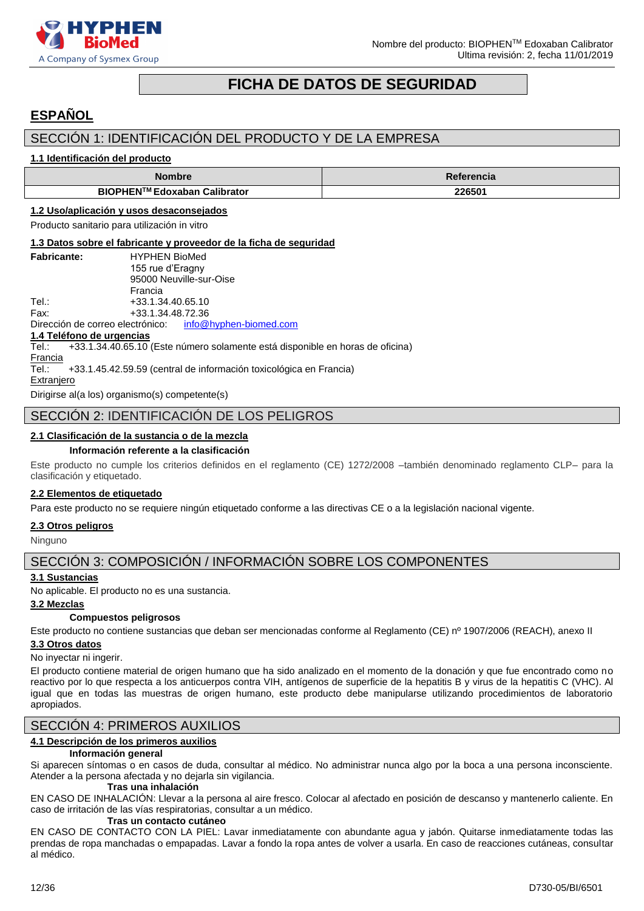# FICHA DE DATOS DE SEGURIDAD

## ESPAÑOL

## SECCIÓN 1: IDENTIFICACIÓN DEL PRODUCTO Y DE LA EMPRESA

### 1.1 Identificación del producto

| Nombre | Referencia |
|---|---|
| BIOPHEN™ Edoxaban Calibrator | 226501 |

### 1.2 Uso/aplicación y usos desaconsejados

Producto sanitario para utilización in vitro

### 1.3 Datos sobre el fabricante y proveedor de la ficha de seguridad

**Fabricante:** HYPHEN BioMed
155 rue d'Eragny
95000 Neuville-sur-Oise
Francia

Tel.: +33.1.34.40.65.10
Fax: +33.1.34.48.72.36
Dirección de correo electrónico: info@hyphen-biomed.com

### 1.4 Teléfono de urgencias

Tel.: +33.1.34.40.65.10 (Este número solamente está disponible en horas de oficina)

Francia
Tel.: +33.1.45.42.59.59 (central de información toxicológica en Francia)

Extranjero
Dirigirse al(a los) organismo(s) competente(s)

## SECCIÓN 2: IDENTIFICACIÓN DE LOS PELIGROS

### 2.1 Clasificación de la sustancia o de la mezcla

**Información referente a la clasificación**

Este producto no cumple los criterios definidos en el reglamento (CE) 1272/2008 –también denominado reglamento CLP– para la clasificación y etiquetado.

### 2.2 Elementos de etiquetado

Para este producto no se requiere ningún etiquetado conforme a las directivas CE o a la legislación nacional vigente.

### 2.3 Otros peligros

Ninguno

## SECCIÓN 3: COMPOSICIÓN / INFORMACIÓN SOBRE LOS COMPONENTES

### 3.1 Sustancias

No aplicable. El producto no es una sustancia.

### 3.2 Mezclas

**Compuestos peligrosos**

Este producto no contiene sustancias que deban ser mencionadas conforme al Reglamento (CE) nº 1907/2006 (REACH), anexo II

### 3.3 Otros datos

No inyectar ni ingerir.

El producto contiene material de origen humano que ha sido analizado en el momento de la donación y que fue encontrado como no reactivo por lo que respecta a los anticuerpos contra VIH, antígenos de superficie de la hepatitis B y virus de la hepatitis C (VHC). Al igual que en todas las muestras de origen humano, este producto debe manipularse utilizando procedimientos de laboratorio apropiados.

## SECCIÓN 4: PRIMEROS AUXILIOS

### 4.1 Descripción de los primeros auxilios

**Información general**

Si aparecen síntomas o en casos de duda, consultar al médico. No administrar nunca algo por la boca a una persona inconsciente. Atender a la persona afectada y no dejarla sin vigilancia.

**Tras una inhalación**

EN CASO DE INHALACIÓN: Llevar a la persona al aire fresco. Colocar al afectado en posición de descanso y mantenerlo caliente. En caso de irritación de las vías respiratorias, consultar a un médico.

**Tras un contacto cutáneo**

EN CASO DE CONTACTO CON LA PIEL: Lavar inmediatamente con abundante agua y jabón. Quitarse inmediatamente todas las prendas de ropa manchadas o empapadas. Lavar a fondo la ropa antes de volver a usarla. En caso de reacciones cutáneas, consultar al médico.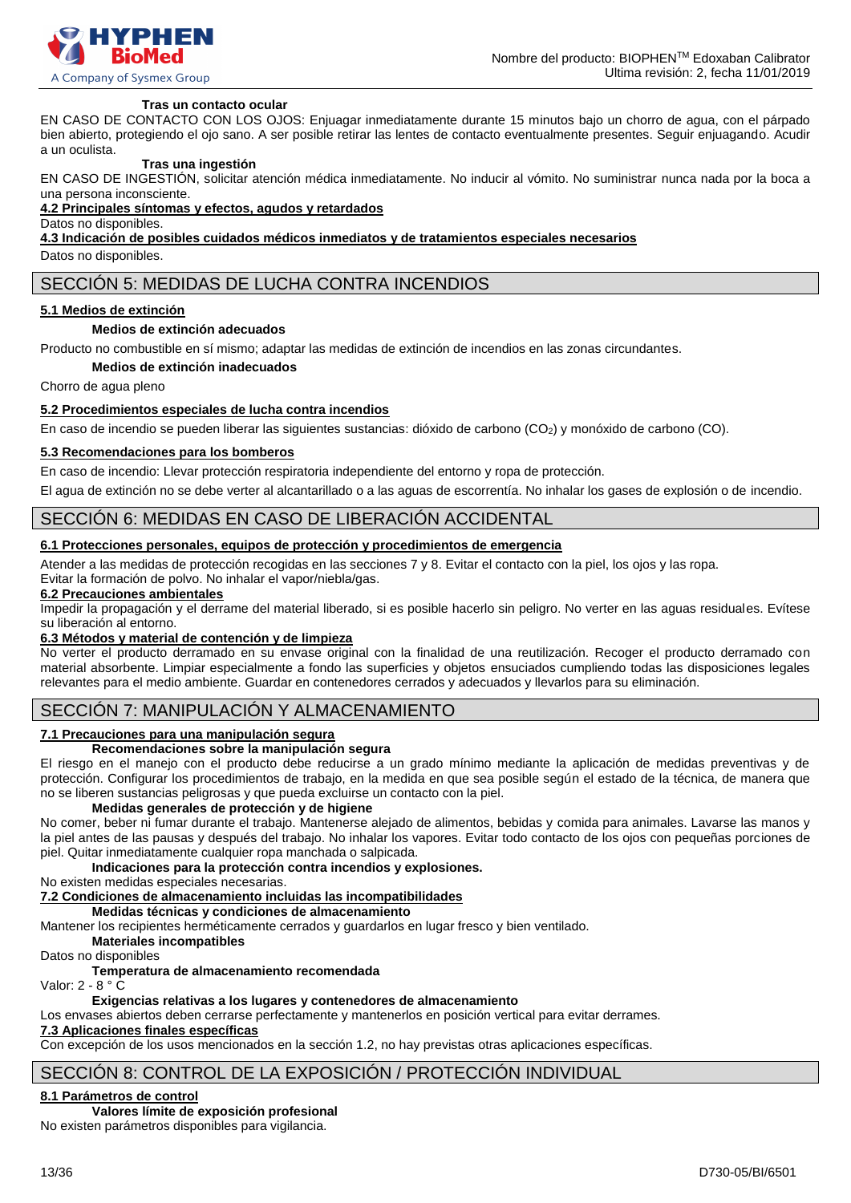**Tras un contacto ocular**

EN CASO DE CONTACTO CON LOS OJOS: Enjuagar inmediatamente durante 15 minutos bajo un chorro de agua, con el párpado bien abierto, protegiendo el ojo sano. A ser posible retirar las lentes de contacto eventualmente presentes. Seguir enjuagando. Acudir a un oculista.

**Tras una ingestión**

EN CASO DE INGESTIÓN, solicitar atención médica inmediatamente. No inducir al vómito. No suministrar nunca nada por la boca a una persona inconsciente.

**4.2 Principales síntomas y efectos, agudos y retardados**

Datos no disponibles.

**4.3 Indicación de posibles cuidados médicos inmediatos y de tratamientos especiales necesarios**

Datos no disponibles.

## SECCIÓN 5: MEDIDAS DE LUCHA CONTRA INCENDIOS

**5.1 Medios de extinción**

**Medios de extinción adecuados**

Producto no combustible en sí mismo; adaptar las medidas de extinción de incendios en las zonas circundantes.

**Medios de extinción inadecuados**

Chorro de agua pleno

**5.2 Procedimientos especiales de lucha contra incendios**

En caso de incendio se pueden liberar las siguientes sustancias: dióxido de carbono ($CO_2$) y monóxido de carbono (CO).

**5.3 Recomendaciones para los bomberos**

En caso de incendio: Llevar protección respiratoria independiente del entorno y ropa de protección.

El agua de extinción no se debe verter al alcantarillado o a las aguas de escorrentía. No inhalar los gases de explosión o de incendio.

## SECCIÓN 6: MEDIDAS EN CASO DE LIBERACIÓN ACCIDENTAL

**6.1 Protecciones personales, equipos de protección y procedimientos de emergencia**

Atender a las medidas de protección recogidas en las secciones 7 y 8. Evitar el contacto con la piel, los ojos y las ropa.
Evitar la formación de polvo. No inhalar el vapor/niebla/gas.

**6.2 Precauciones ambientales**

Impedir la propagación y el derrame del material liberado, si es posible hacerlo sin peligro. No verter en las aguas residuales. Evítese su liberación al entorno.

**6.3 Métodos y material de contención y de limpieza**

No verter el producto derramado en su envase original con la finalidad de una reutilización. Recoger el producto derramado con material absorbente. Limpiar especialmente a fondo las superficies y objetos ensuciados cumpliendo todas las disposiciones legales relevantes para el medio ambiente. Guardar en contenedores cerrados y adecuados y llevarlos para su eliminación.

## SECCIÓN 7: MANIPULACIÓN Y ALMACENAMIENTO

**7.1 Precauciones para una manipulación segura**

**Recomendaciones sobre la manipulación segura**

El riesgo en el manejo con el producto debe reducirse a un grado mínimo mediante la aplicación de medidas preventivas y de protección. Configurar los procedimientos de trabajo, en la medida en que sea posible según el estado de la técnica, de manera que no se liberen sustancias peligrosas y que pueda excluirse un contacto con la piel.

**Medidas generales de protección y de higiene**

No comer, beber ni fumar durante el trabajo. Mantenerse alejado de alimentos, bebidas y comida para animales. Lavarse las manos y la piel antes de las pausas y después del trabajo. No inhalar los vapores. Evitar todo contacto de los ojos con pequeñas porciones de piel. Quitar inmediatamente cualquier ropa manchada o salpicada.

**Indicaciones para la protección contra incendios y explosiones.**

No existen medidas especiales necesarias.

**7.2 Condiciones de almacenamiento incluidas las incompatibilidades**

**Medidas técnicas y condiciones de almacenamiento**

Mantener los recipientes herméticamente cerrados y guardarlos en lugar fresco y bien ventilado.

**Materiales incompatibles**

Datos no disponibles

**Temperatura de almacenamiento recomendada**

Valor: 2 - 8 ° C

**Exigencias relativas a los lugares y contenedores de almacenamiento**

Los envases abiertos deben cerrarse perfectamente y mantenerlos en posición vertical para evitar derrames.

**7.3 Aplicaciones finales específicas**

Con excepción de los usos mencionados en la sección 1.2, no hay previstas otras aplicaciones específicas.

## SECCIÓN 8: CONTROL DE LA EXPOSICIÓN / PROTECCIÓN INDIVIDUAL

**8.1 Parámetros de control**

**Valores límite de exposición profesional**

No existen parámetros disponibles para vigilancia.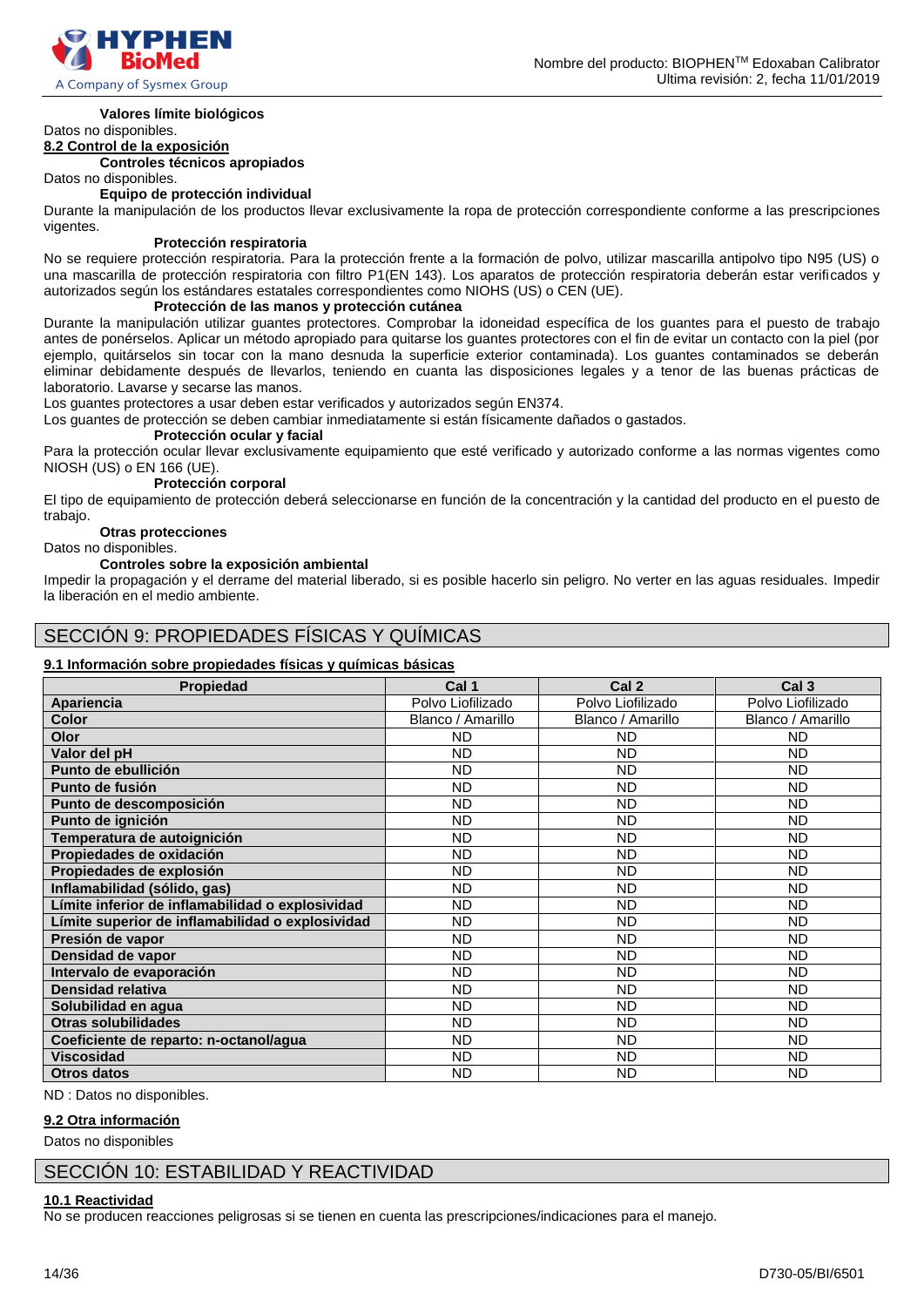**Valores límite biológicos**

Datos no disponibles.

**8.2 Control de la exposición**

**Controles técnicos apropiados**

Datos no disponibles.

**Equipo de protección individual**

Durante la manipulación de los productos llevar exclusivamente la ropa de protección correspondiente conforme a las prescripciones vigentes.

**Protección respiratoria**

No se requiere protección respiratoria. Para la protección frente a la formación de polvo, utilizar mascarilla antipolvo tipo N95 (US) o una mascarilla de protección respiratoria con filtro P1(EN 143). Los aparatos de protección respiratoria deberán estar verificados y autorizados según los estándares estatales correspondientes como NIOHS (US) o CEN (UE).

**Protección de las manos y protección cutánea**

Durante la manipulación utilizar guantes protectores. Comprobar la idoneidad específica de los guantes para el puesto de trabajo antes de ponérselos. Aplicar un método apropiado para quitarse los guantes protectores con el fin de evitar un contacto con la piel (por ejemplo, quitárselos sin tocar con la mano desnuda la superficie exterior contaminada). Los guantes contaminados se deberán eliminar debidamente después de llevarlos, teniendo en cuenta las disposiciones legales y a tenor de las buenas prácticas de laboratorio. Lavarse y secarse las manos.

Los guantes protectores a usar deben estar verificados y autorizados según EN374.

Los guantes de protección se deben cambiar inmediatamente si están físicamente dañados o gastados.

**Protección ocular y facial**

Para la protección ocular llevar exclusivamente equipamiento que esté verificado y autorizado conforme a las normas vigentes como NIOSH (US) o EN 166 (UE).

**Protección corporal**

El tipo de equipamiento de protección deberá seleccionarse en función de la concentración y la cantidad del producto en el puesto de trabajo.

**Otras protecciones**

Datos no disponibles.

**Controles sobre la exposición ambiental**

Impedir la propagación y el derrame del material liberado, si es posible hacerlo sin peligro. No verter en las aguas residuales. Impedir la liberación en el medio ambiente.

## SECCIÓN 9: PROPIEDADES FÍSICAS Y QUÍMICAS

**9.1 Información sobre propiedades físicas y químicas básicas**

| Propiedad | Cal 1 | Cal 2 | Cal 3 |
|---|---|---|---|
| **Apariencia** | Polvo Liofilizado | Polvo Liofilizado | Polvo Liofilizado |
| **Color** | Blanco / Amarillo | Blanco / Amarillo | Blanco / Amarillo |
| **Olor** | ND | ND | ND |
| **Valor del pH** | ND | ND | ND |
| **Punto de ebullición** | ND | ND | ND |
| **Punto de fusión** | ND | ND | ND |
| **Punto de descomposición** | ND | ND | ND |
| **Punto de ignición** | ND | ND | ND |
| **Temperatura de autoignición** | ND | ND | ND |
| **Propiedades de oxidación** | ND | ND | ND |
| **Propiedades de explosión** | ND | ND | ND |
| **Inflamabilidad (sólido, gas)** | ND | ND | ND |
| **Límite inferior de inflamabilidad o explosividad** | ND | ND | ND |
| **Límite superior de inflamabilidad o explosividad** | ND | ND | ND |
| **Presión de vapor** | ND | ND | ND |
| **Densidad de vapor** | ND | ND | ND |
| **Intervalo de evaporación** | ND | ND | ND |
| **Densidad relativa** | ND | ND | ND |
| **Solubilidad en agua** | ND | ND | ND |
| **Otras solubilidades** | ND | ND | ND |
| **Coeficiente de reparto: n-octanol/agua** | ND | ND | ND |
| **Viscosidad** | ND | ND | ND |
| **Otros datos** | ND | ND | ND |

ND : Datos no disponibles.

**9.2 Otra información**

Datos no disponibles

## SECCIÓN 10: ESTABILIDAD Y REACTIVIDAD

**10.1 Reactividad**

No se producen reacciones peligrosas si se tienen en cuenta las prescripciones/indicaciones para el manejo.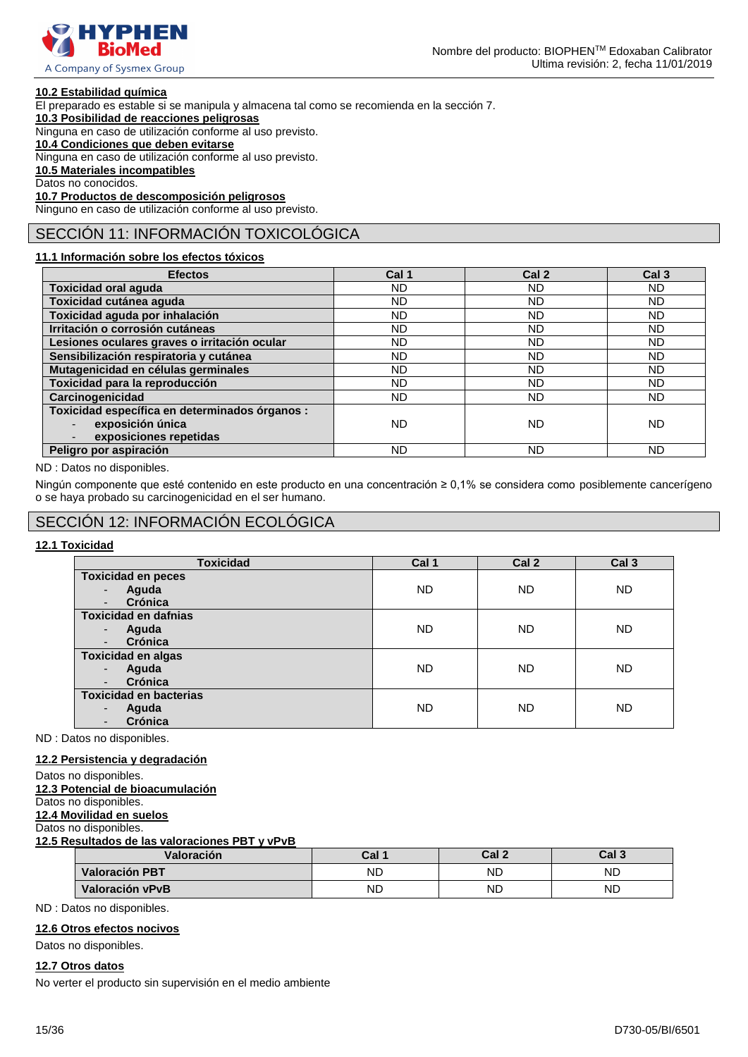**10.2 Estabilidad química**

El preparado es estable si se manipula y almacena tal como se recomienda en la sección 7.

**10.3 Posibilidad de reacciones peligrosas**

Ninguna en caso de utilización conforme al uso previsto.

**10.4 Condiciones que deben evitarse**

Ninguna en caso de utilización conforme al uso previsto.

**10.5 Materiales incompatibles**

Datos no conocidos.

**10.7 Productos de descomposición peligrosos**

Ninguno en caso de utilización conforme al uso previsto.

## SECCIÓN 11: INFORMACIÓN TOXICOLÓGICA

**11.1 Información sobre los efectos tóxicos**

| Efectos | Cal 1 | Cal 2 | Cal 3 |
|---|---|---|---|
| **Toxicidad oral aguda** | ND | ND | ND |
| **Toxicidad cutánea aguda** | ND | ND | ND |
| **Toxicidad aguda por inhalación** | ND | ND | ND |
| **Irritación o corrosión cutáneas** | ND | ND | ND |
| **Lesiones oculares graves o irritación ocular** | ND | ND | ND |
| **Sensibilización respiratoria y cutánea** | ND | ND | ND |
| **Mutagenicidad en células germinales** | ND | ND | ND |
| **Toxicidad para la reproducción** | ND | ND | ND |
| **Carcinogenicidad** | ND | ND | ND |
| **Toxicidad específica en determinados órganos :** - **exposición única** - **exposiciones repetidas** | ND | ND | ND |
| **Peligro por aspiración** | ND | ND | ND |

ND : Datos no disponibles.

Ningún componente que esté contenido en este producto en una concentración ≥ 0,1% se considera como posiblemente cancerígeno o se haya probado su carcinogenicidad en el ser humano.

## SECCIÓN 12: INFORMACIÓN ECOLÓGICA

**12.1 Toxicidad**

| Toxicidad | Cal 1 | Cal 2 | Cal 3 |
|---|---|---|---|
| **Toxicidad en peces** - **Aguda** - **Crónica** | ND | ND | ND |
| **Toxicidad en dafnias** - **Aguda** - **Crónica** | ND | ND | ND |
| **Toxicidad en algas** - **Aguda** - **Crónica** | ND | ND | ND |
| **Toxicidad en bacterias** - **Aguda** - **Crónica** | ND | ND | ND |

ND : Datos no disponibles.

**12.2 Persistencia y degradación**

Datos no disponibles.

**12.3 Potencial de bioacumulación**

Datos no disponibles.

**12.4 Movilidad en suelos**

Datos no disponibles.

**12.5 Resultados de las valoraciones PBT y vPvB**

| Valoración | Cal 1 | Cal 2 | Cal 3 |
|---|---|---|---|
| **Valoración PBT** | ND | ND | ND |
| **Valoración vPvB** | ND | ND | ND |

ND : Datos no disponibles.

**12.6 Otros efectos nocivos**

Datos no disponibles.

**12.7 Otros datos**

No verter el producto sin supervisión en el medio ambiente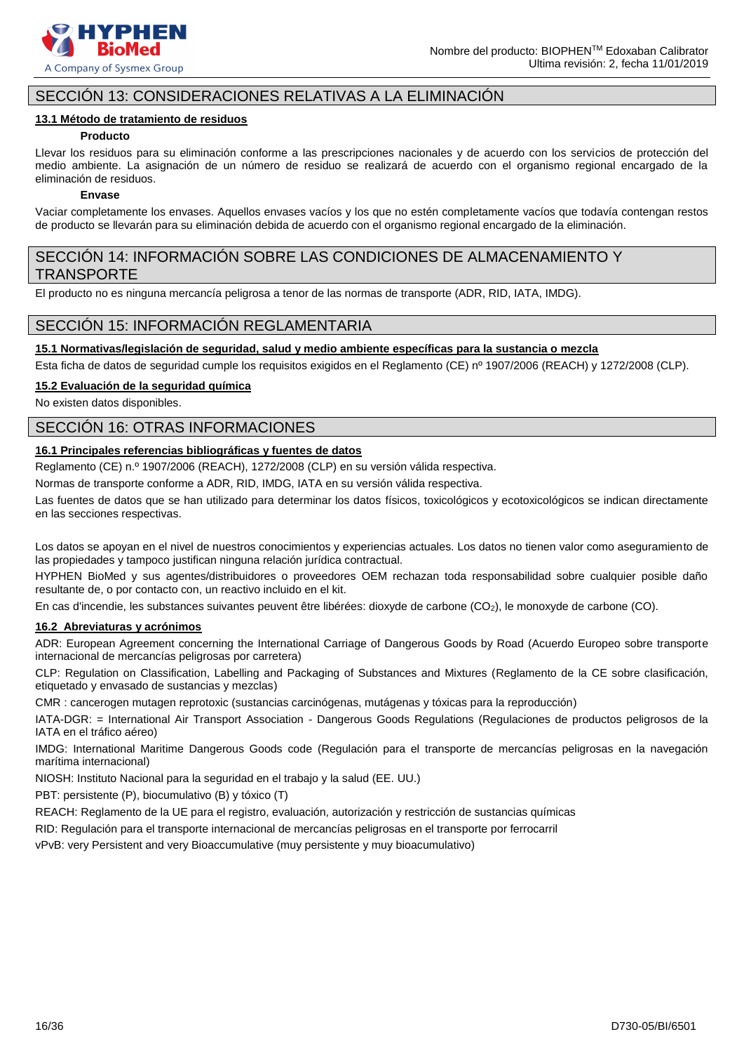## SECCIÓN 13: CONSIDERACIONES RELATIVAS A LA ELIMINACIÓN

### 13.1 Método de tratamiento de residuos

**Producto**

Llevar los residuos para su eliminación conforme a las prescripciones nacionales y de acuerdo con los servicios de protección del medio ambiente. La asignación de un número de residuo se realizará de acuerdo con el organismo regional encargado de la eliminación de residuos.

**Envase**

Vaciar completamente los envases. Aquellos envases vacíos y los que no estén completamente vacíos que todavía contengan restos de producto se llevarán para su eliminación debida de acuerdo con el organismo regional encargado de la eliminación.

## SECCIÓN 14: INFORMACIÓN SOBRE LAS CONDICIONES DE ALMACENAMIENTO Y TRANSPORTE

El producto no es ninguna mercancía peligrosa a tenor de las normas de transporte (ADR, RID, IATA, IMDG).

## SECCIÓN 15: INFORMACIÓN REGLAMENTARIA

### 15.1 Normativas/legislación de seguridad, salud y medio ambiente específicas para la sustancia o mezcla

Esta ficha de datos de seguridad cumple los requisitos exigidos en el Reglamento (CE) nº 1907/2006 (REACH) y 1272/2008 (CLP).

### 15.2 Evaluación de la seguridad química

No existen datos disponibles.

## SECCIÓN 16: OTRAS INFORMACIONES

### 16.1 Principales referencias bibliográficas y fuentes de datos

Reglamento (CE) n.º 1907/2006 (REACH), 1272/2008 (CLP) en su versión válida respectiva.

Normas de transporte conforme a ADR, RID, IMDG, IATA en su versión válida respectiva.

Las fuentes de datos que se han utilizado para determinar los datos físicos, toxicológicos y ecotoxicológicos se indican directamente en las secciones respectivas.

Los datos se apoyan en el nivel de nuestros conocimientos y experiencias actuales. Los datos no tienen valor como aseguramiento de las propiedades y tampoco justifican ninguna relación jurídica contractual.

HYPHEN BioMed y sus agentes/distribuidores o proveedores OEM rechazan toda responsabilidad sobre cualquier posible daño resultante de, o por contacto con, un reactivo incluido en el kit.

En cas d'incendie, les substances suivantes peuvent être libérées: dioxyde de carbone ($CO_2$), le monoxyde de carbone (CO).

### 16.2 Abreviaturas y acrónimos

ADR: European Agreement concerning the International Carriage of Dangerous Goods by Road (Acuerdo Europeo sobre transporte internacional de mercancías peligrosas por carretera)

CLP: Regulation on Classification, Labelling and Packaging of Substances and Mixtures (Reglamento de la CE sobre clasificación, etiquetado y envasado de sustancias y mezclas)

CMR : cancerogen mutagen reprotoxic (sustancias carcinógenas, mutágenas y tóxicas para la reproducción)

IATA-DGR: = International Air Transport Association - Dangerous Goods Regulations (Regulaciones de productos peligrosos de la IATA en el tráfico aéreo)

IMDG: International Maritime Dangerous Goods code (Regulación para el transporte de mercancías peligrosas en la navegación marítima internacional)

NIOSH: Instituto Nacional para la seguridad en el trabajo y la salud (EE. UU.)

PBT: persistente (P), biocumulativo (B) y tóxico (T)

REACH: Reglamento de la UE para el registro, evaluación, autorización y restricción de sustancias químicas

RID: Regulación para el transporte internacional de mercancías peligrosas en el transporte por ferrocarril

vPvB: very Persistent and very Bioaccumulative (muy persistente y muy bioacumulativo)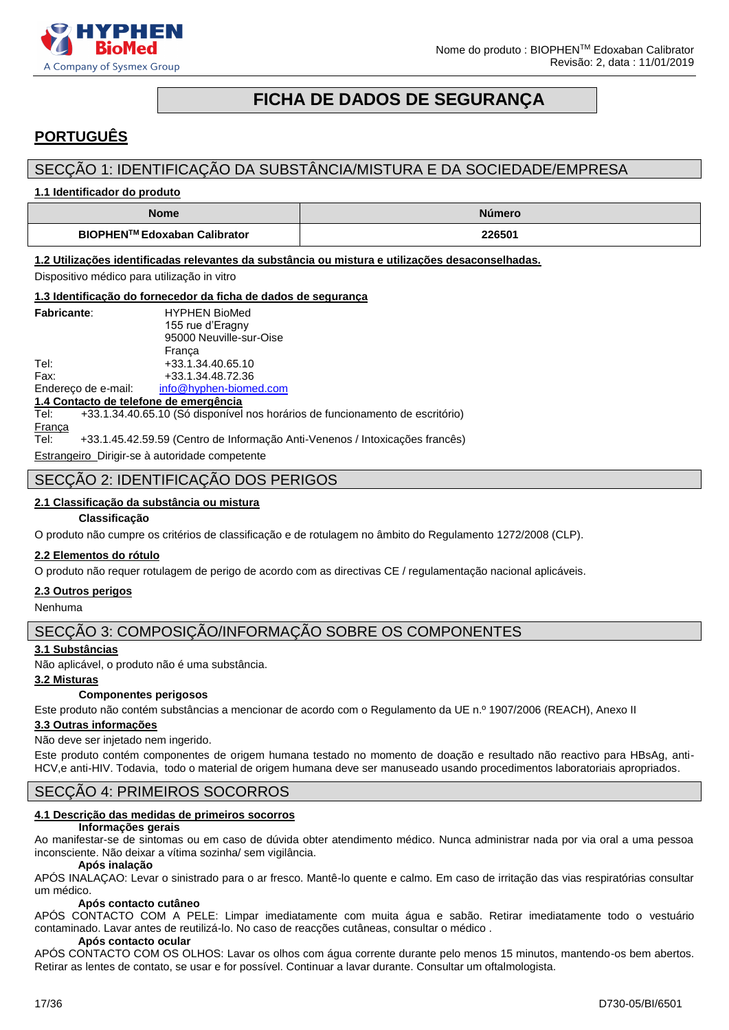# FICHA DE DADOS DE SEGURANÇA

## PORTUGUÊS

## SECÇÃO 1: IDENTIFICAÇÃO DA SUBSTÂNCIA/MISTURA E DA SOCIEDADE/EMPRESA

**1.1 Identificador do produto**

| Nome | Número |
|---|---|
| **BIOPHEN™ Edoxaban Calibrator** | **226501** |

**1.2 Utilizações identificadas relevantes da substância ou mistura e utilizações desaconselhadas.**

Dispositivo médico para utilização in vitro

**1.3 Identificação do fornecedor da ficha de dados de segurança**

**Fabricante**: HYPHEN BioMed
155 rue d'Eragny
95000 Neuville-sur-Oise
França

Tel: +33.1.34.40.65.10
Fax: +33.1.34.48.72.36
Endereço de e-mail: info@hyphen-biomed.com

**1.4 Contacto de telefone de emergência**

Tel: +33.1.34.40.65.10 (Só disponível nos horários de funcionamento de escritório)

França
Tel: +33.1.45.42.59.59 (Centro de Informação Anti-Venenos / Intoxicações francês)

Estrangeiro Dirigir-se à autoridade competente

## SECÇÃO 2: IDENTIFICAÇÃO DOS PERIGOS

**2.1 Classificação da substância ou mistura**

**Classificação**

O produto não cumpre os critérios de classificação e de rotulagem no âmbito do Regulamento 1272/2008 (CLP).

**2.2 Elementos do rótulo**

O produto não requer rotulagem de perigo de acordo com as directivas CE / regulamentação nacional aplicáveis.

**2.3 Outros perigos**

Nenhuma

## SECÇÃO 3: COMPOSIÇÃO/INFORMAÇÃO SOBRE OS COMPONENTES

**3.1 Substâncias**

Não aplicável, o produto não é uma substância.

**3.2 Misturas**

**Componentes perigosos**

Este produto não contém substâncias a mencionar de acordo com o Regulamento da UE n.º 1907/2006 (REACH), Anexo II

**3.3 Outras informações**

Não deve ser injetado nem ingerido.

Este produto contém componentes de origem humana testado no momento de doação e resultado não reactivo para HBsAg, anti-HCV,e anti-HIV. Todavia, todo o material de origem humana deve ser manuseado usando procedimentos laboratoriais apropriados.

## SECÇÃO 4: PRIMEIROS SOCORROS

**4.1 Descrição das medidas de primeiros socorros**

**Informações gerais**

Ao manifestar-se de sintomas ou em caso de dúvida obter atendimento médico. Nunca administrar nada por via oral a uma pessoa inconsciente. Não deixar a vítima sozinha/ sem vigilância.

**Após inalação**

APÓS INALAÇAO: Levar o sinistrado para o ar fresco. Mantê-lo quente e calmo. Em caso de irritação das vias respiratórias consultar um médico.

**Após contacto cutâneo**

APÓS CONTACTO COM A PELE: Limpar imediatamente com muita água e sabão. Retirar imediatamente todo o vestuário contaminado. Lavar antes de reutilizá-lo. No caso de reacções cutâneas, consultar o médico .

**Após contacto ocular**

APÓS CONTACTO COM OS OLHOS: Lavar os olhos com água corrente durante pelo menos 15 minutos, mantendo-os bem abertos. Retirar as lentes de contato, se usar e for possível. Continuar a lavar durante. Consultar um oftalmologista.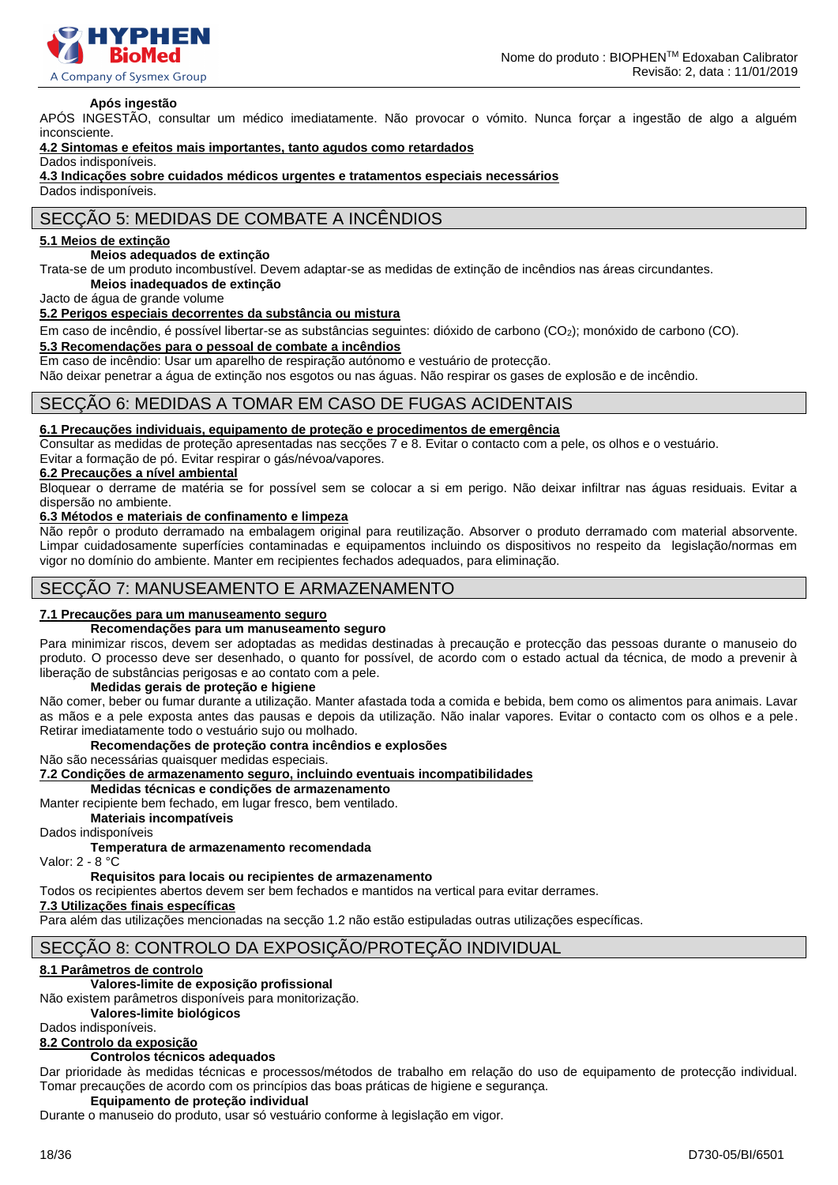**Após ingestão**

APÓS INGESTÃO, consultar um médico imediatamente. Não provocar o vómito. Nunca forçar a ingestão de algo a alguém inconsciente.

**4.2 Sintomas e efeitos mais importantes, tanto agudos como retardados**

Dados indisponíveis.

**4.3 Indicações sobre cuidados médicos urgentes e tratamentos especiais necessários**

Dados indisponíveis.

## SECÇÃO 5: MEDIDAS DE COMBATE A INCÊNDIOS

**5.1 Meios de extinção**

**Meios adequados de extinção**

Trata-se de um produto incombustível. Devem adaptar-se as medidas de extinção de incêndios nas áreas circundantes.

**Meios inadequados de extinção**

Jacto de água de grande volume

**5.2 Perigos especiais decorrentes da substância ou mistura**

Em caso de incêndio, é possível libertar-se as substâncias seguintes: dióxido de carbono ($CO_2$); monóxido de carbono (CO).

**5.3 Recomendações para o pessoal de combate a incêndios**

Em caso de incêndio: Usar um aparelho de respiração autónomo e vestuário de protecção.

Não deixar penetrar a água de extinção nos esgotos ou nas águas. Não respirar os gases de explosão e de incêndio.

## SECÇÃO 6: MEDIDAS A TOMAR EM CASO DE FUGAS ACIDENTAIS

**6.1 Precauções individuais, equipamento de proteção e procedimentos de emergência**

Consultar as medidas de proteção apresentadas nas secções 7 e 8. Evitar o contacto com a pele, os olhos e o vestuário.

Evitar a formação de pó. Evitar respirar o gás/névoa/vapores.

**6.2 Precauções a nível ambiental**

Bloquear o derrame de matéria se for possível sem se colocar a si em perigo. Não deixar infiltrar nas águas residuais. Evitar a dispersão no ambiente.

**6.3 Métodos e materiais de confinamento e limpeza**

Não repôr o produto derramado na embalagem original para reutilização. Absorver o produto derramado com material absorvente. Limpar cuidadosamente superfícies contaminadas e equipamentos incluindo os dispositivos no respeito da legislação/normas em vigor no domínio do ambiente. Manter em recipientes fechados adequados, para eliminação.

## SECÇÃO 7: MANUSEAMENTO E ARMAZENAMENTO

**7.1 Precauções para um manuseamento seguro**

**Recomendações para um manuseamento seguro**

Para minimizar riscos, devem ser adoptadas as medidas destinadas à precaução e protecção das pessoas durante o manuseio do produto. O processo deve ser desenhado, o quanto for possível, de acordo com o estado actual da técnica, de modo a prevenir à liberação de substâncias perigosas e ao contato com a pele.

**Medidas gerais de proteção e higiene**

Não comer, beber ou fumar durante a utilização. Manter afastada toda a comida e bebida, bem como os alimentos para animais. Lavar as mãos e a pele exposta antes das pausas e depois da utilização. Não inalar vapores. Evitar o contacto com os olhos e a pele. Retirar imediatamente todo o vestuário sujo ou molhado.

**Recomendações de proteção contra incêndios e explosões**

Não são necessárias quaisquer medidas especiais.

**7.2 Condições de armazenamento seguro, incluindo eventuais incompatibilidades**

**Medidas técnicas e condições de armazenamento**

Manter recipiente bem fechado, em lugar fresco, bem ventilado.

**Materiais incompatíveis**

Dados indisponíveis

**Temperatura de armazenamento recomendada**

Valor: 2 - 8 °C

**Requisitos para locais ou recipientes de armazenamento**

Todos os recipientes abertos devem ser bem fechados e mantidos na vertical para evitar derrames.

**7.3 Utilizações finais específicas**

Para além das utilizações mencionadas na secção 1.2 não estão estipuladas outras utilizações específicas.

## SECÇÃO 8: CONTROLO DA EXPOSIÇÃO/PROTEÇÃO INDIVIDUAL

**8.1 Parâmetros de controlo**

**Valores-limite de exposição profissional**

Não existem parâmetros disponíveis para monitorização.

**Valores-limite biológicos**

Dados indisponíveis.

**8.2 Controlo da exposição**

**Controlos técnicos adequados**

Dar prioridade às medidas técnicas e processos/métodos de trabalho em relação do uso de equipamento de protecção individual. Tomar precauções de acordo com os princípios das boas práticas de higiene e segurança.

**Equipamento de proteção individual**

Durante o manuseio do produto, usar só vestuário conforme à legislação em vigor.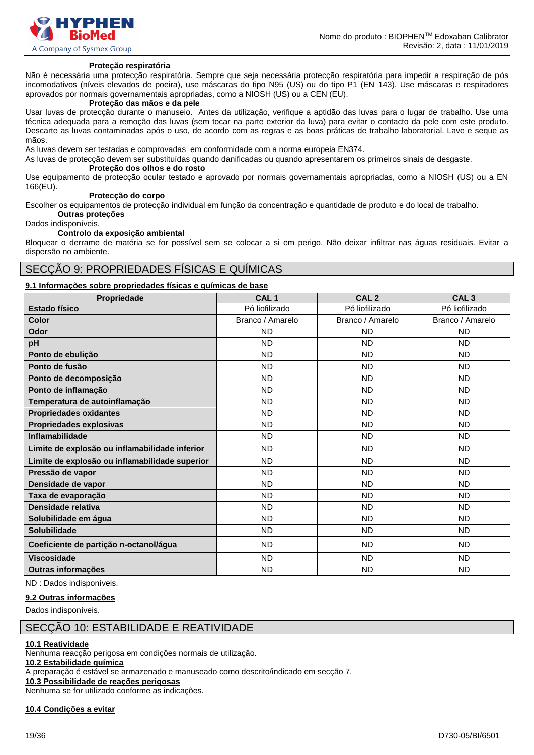**Proteção respiratória**

Não é necessária uma protecção respiratória. Sempre que seja necessária protecção respiratória para impedir a respiração de pós incomodativos (níveis elevados de poeira), use máscaras do tipo N95 (US) ou do tipo P1 (EN 143). Use máscaras e respiradores aprovados por normais governamentais apropriadas, como a NIOSH (US) ou a CEN (EU).

**Proteção das mãos e da pele**

Usar luvas de protecção durante o manuseio. Antes da utilização, verifique a aptidão das luvas para o lugar de trabalho. Use uma técnica adequada para a remoção das luvas (sem tocar na parte exterior da luva) para evitar o contacto da pele com este produto. Descarte as luvas contaminadas após o uso, de acordo com as regras e as boas práticas de trabalho laboratorial. Lave e seque as mãos.

As luvas devem ser testadas e comprovadas em conformidade com a norma europeia EN374.

As luvas de protecção devem ser substituídas quando danificadas ou quando apresentarem os primeiros sinais de desgaste.

**Proteção dos olhos e do rosto**

Use equipamento de protecção ocular testado e aprovado por normais governamentais apropriadas, como a NIOSH (US) ou a EN 166(EU).

**Protecção do corpo**

Escolher os equipamentos de protecção individual em função da concentração e quantidade de produto e do local de trabalho.

**Outras proteções**

Dados indisponíveis.

**Controlo da exposição ambiental**

Bloquear o derrame de matéria se for possível sem se colocar a si em perigo. Não deixar infiltrar nas águas residuais. Evitar a dispersão no ambiente.

## SECÇÃO 9: PROPRIEDADES FÍSICAS E QUÍMICAS

**9.1 Informações sobre propriedades físicas e químicas de base**

| Propriedade | CAL 1 | CAL 2 | CAL 3 |
|---|---|---|---|
| **Estado físico** | Pó liofilizado | Pó liofilizado | Pó liofilizado |
| **Color** | Branco / Amarelo | Branco / Amarelo | Branco / Amarelo |
| **Odor** | ND | ND | ND |
| **pH** | ND | ND | ND |
| **Ponto de ebulição** | ND | ND | ND |
| **Ponto de fusão** | ND | ND | ND |
| **Ponto de decomposição** | ND | ND | ND |
| **Ponto de inflamação** | ND | ND | ND |
| **Temperatura de autoinflamação** | ND | ND | ND |
| **Propriedades oxidantes** | ND | ND | ND |
| **Propriedades explosivas** | ND | ND | ND |
| **Inflamabilidade** | ND | ND | ND |
| **Limite de explosão ou inflamabilidade inferior** | ND | ND | ND |
| **Limite de explosão ou inflamabilidade superior** | ND | ND | ND |
| **Pressão de vapor** | ND | ND | ND |
| **Densidade de vapor** | ND | ND | ND |
| **Taxa de evaporação** | ND | ND | ND |
| **Densidade relativa** | ND | ND | ND |
| **Solubilidade em água** | ND | ND | ND |
| **Solubilidade** | ND | ND | ND |
| **Coeficiente de partição n-octanol/água** | ND | ND | ND |
| **Viscosidade** | ND | ND | ND |
| **Outras informações** | ND | ND | ND |

ND : Dados indisponíveis.

**9.2 Outras informações**

Dados indisponíveis.

## SECÇÃO 10: ESTABILIDADE E REATIVIDADE

**10.1 Reatividade**

Nenhuma reacção perigosa em condições normais de utilização.

**10.2 Estabilidade química**

A preparação é estável se armazenado e manuseado como descrito/indicado em secção 7.

**10.3 Possibilidade de reações perigosas**

Nenhuma se for utilizado conforme as indicações.

**10.4 Condições a evitar**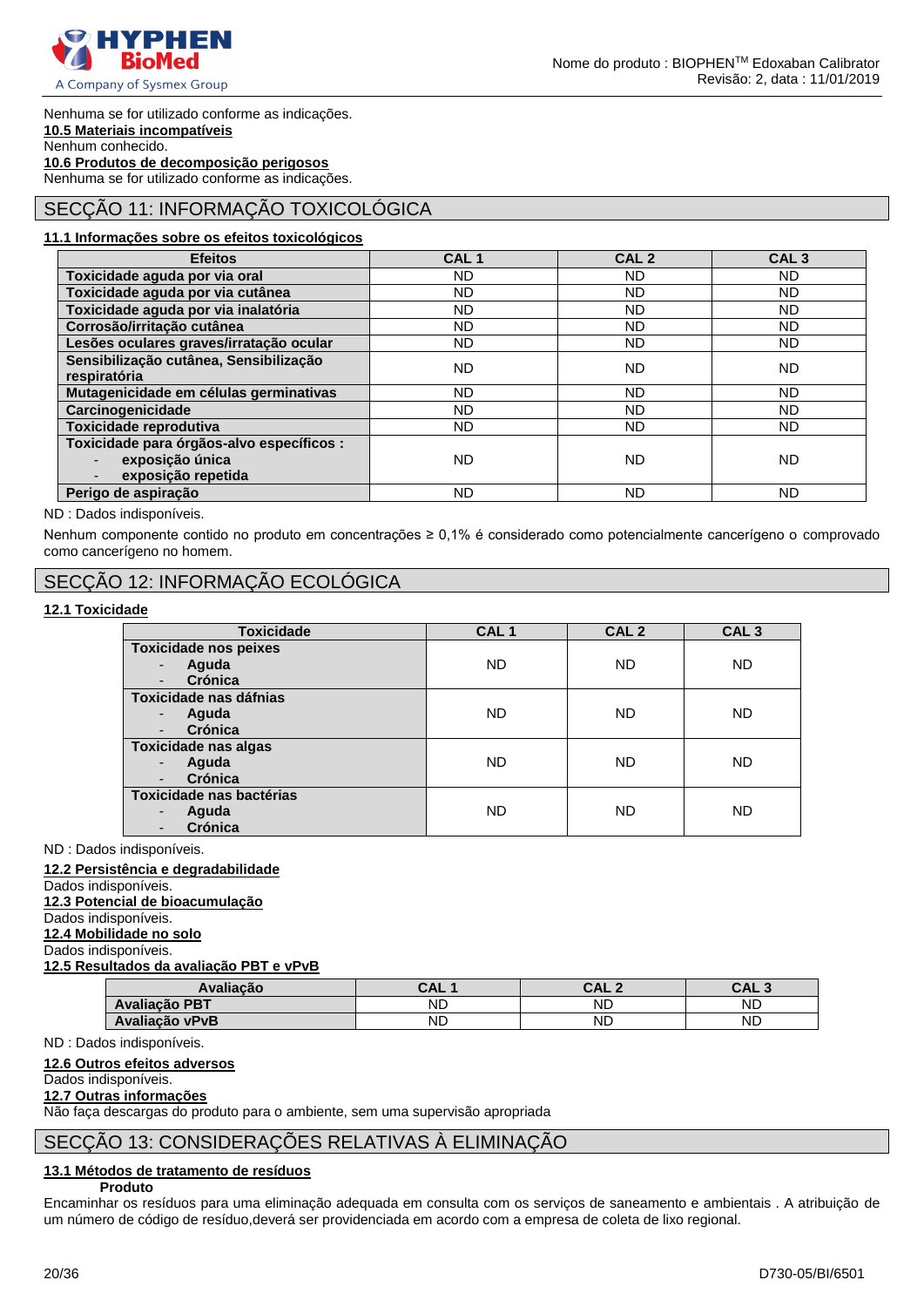Nenhuma se for utilizado conforme as indicações.

**10.5 Materiais incompatíveis**

Nenhum conhecido.

**10.6 Produtos de decomposição perigosos**

Nenhuma se for utilizado conforme as indicações.

## SECÇÃO 11: INFORMAÇÃO TOXICOLÓGICA

**11.1 Informações sobre os efeitos toxicológicos**

| Efeitos | CAL 1 | CAL 2 | CAL 3 |
|---|---|---|---|
| **Toxicidade aguda por via oral** | ND | ND | ND |
| **Toxicidade aguda por via cutânea** | ND | ND | ND |
| **Toxicidade aguda por via inalatória** | ND | ND | ND |
| **Corrosão/irritação cutânea** | ND | ND | ND |
| **Lesões oculares graves/irratação ocular** | ND | ND | ND |
| **Sensibilização cutânea, Sensibilização respiratória** | ND | ND | ND |
| **Mutagenicidade em células germinativas** | ND | ND | ND |
| **Carcinogenicidade** | ND | ND | ND |
| **Toxicidade reprodutiva** | ND | ND | ND |
| **Toxicidade para órgãos-alvo específicos :** - exposição única - exposição repetida | ND | ND | ND |
| **Perigo de aspiração** | ND | ND | ND |

ND : Dados indisponíveis.

Nenhum componente contido no produto em concentrações ≥ 0,1% é considerado como potencialmente cancerígeno o comprovado como cancerígeno no homem.

## SECÇÃO 12: INFORMAÇÃO ECOLÓGICA

**12.1 Toxicidade**

| Toxicidade | CAL 1 | CAL 2 | CAL 3 |
|---|---|---|---|
| **Toxicidade nos peixes** - Aguda - Crónica | ND | ND | ND |
| **Toxicidade nas dáfnias** - Aguda - Crónica | ND | ND | ND |
| **Toxicidade nas algas** - Aguda - Crónica | ND | ND | ND |
| **Toxicidade nas bactérias** - Aguda - Crónica | ND | ND | ND |

ND : Dados indisponíveis.

**12.2 Persistência e degradabilidade**

Dados indisponíveis.

**12.3 Potencial de bioacumulação**

Dados indisponíveis.

**12.4 Mobilidade no solo**

Dados indisponíveis.

**12.5 Resultados da avaliação PBT e vPvB**

| Avaliação | CAL 1 | CAL 2 | CAL 3 |
|---|---|---|---|
| **Avaliação PBT** | ND | ND | ND |
| **Avaliação vPvB** | ND | ND | ND |

ND : Dados indisponíveis.

**12.6 Outros efeitos adversos**

Dados indisponíveis.

**12.7 Outras informações**

Não faça descargas do produto para o ambiente, sem uma supervisão apropriada

## SECÇÃO 13: CONSIDERAÇÕES RELATIVAS À ELIMINAÇÃO

**13.1 Métodos de tratamento de resíduos**

**Produto**

Encaminhar os resíduos para uma eliminação adequada em consulta com os serviços de saneamento e ambientais . A atribuição de um número de código de resíduo,deverá ser providenciada em acordo com a empresa de coleta de lixo regional.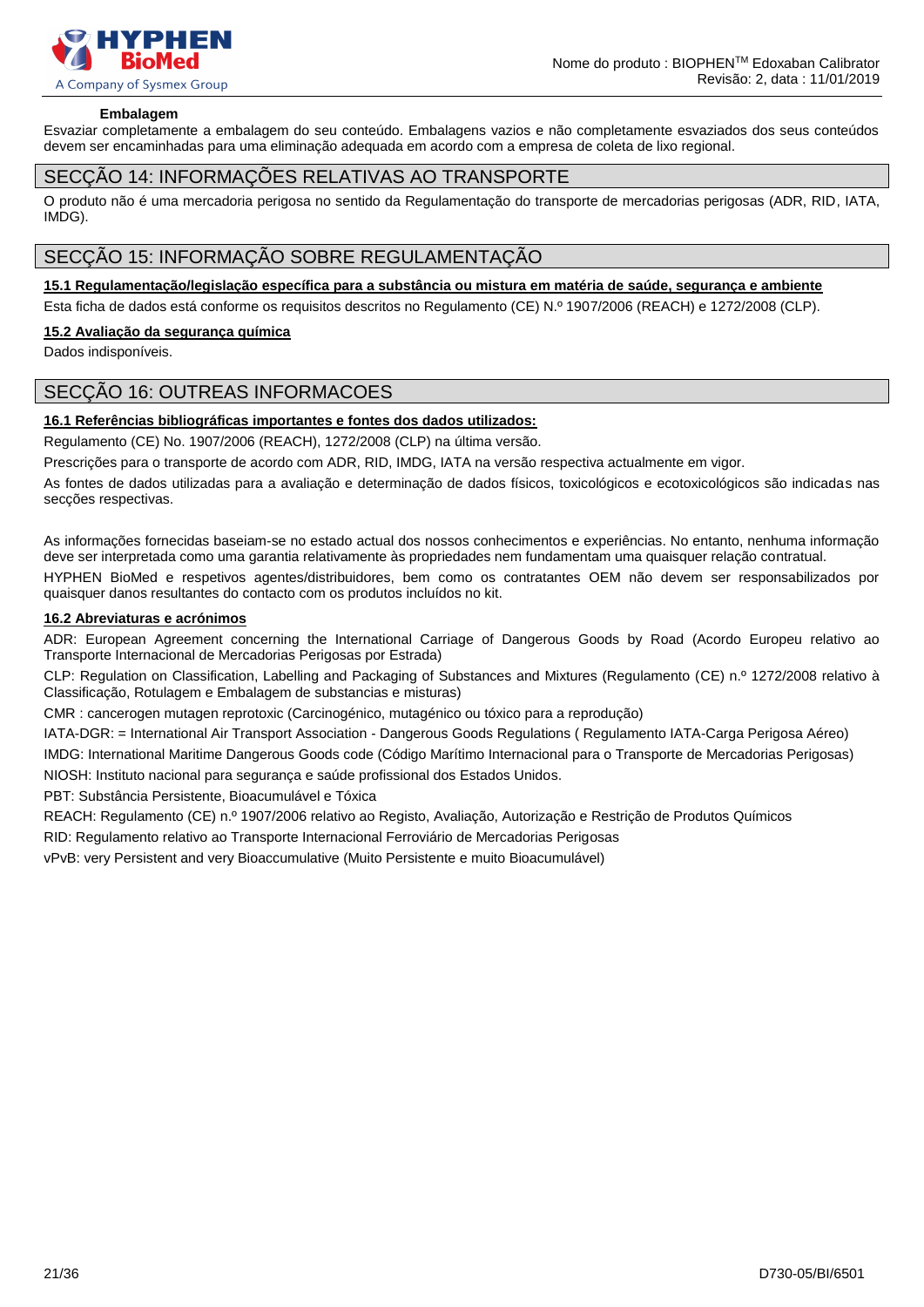**Embalagem**

Esvaziar completamente a embalagem do seu conteúdo. Embalagens vazios e não completamente esvaziados dos seus conteúdos devem ser encaminhadas para uma eliminação adequada em acordo com a empresa de coleta de lixo regional.

## SECÇÃO 14: INFORMAÇÕES RELATIVAS AO TRANSPORTE

O produto não é uma mercadoria perigosa no sentido da Regulamentação do transporte de mercadorias perigosas (ADR, RID, IATA, IMDG).

## SECÇÃO 15: INFORMAÇÃO SOBRE REGULAMENTAÇÃO

**15.1 Regulamentação/legislação específica para a substância ou mistura em matéria de saúde, segurança e ambiente**

Esta ficha de dados está conforme os requisitos descritos no Regulamento (CE) N.º 1907/2006 (REACH) e 1272/2008 (CLP).

**15.2 Avaliação da segurança química**

Dados indisponíveis.

## SECÇÃO 16: OUTREAS INFORMACOES

**16.1 Referências bibliográficas importantes e fontes dos dados utilizados:**

Regulamento (CE) No. 1907/2006 (REACH), 1272/2008 (CLP) na última versão.

Prescrições para o transporte de acordo com ADR, RID, IMDG, IATA na versão respectiva actualmente em vigor.

As fontes de dados utilizadas para a avaliação e determinação de dados físicos, toxicológicos e ecotoxicológicos são indicadas nas secções respectivas.

As informações fornecidas baseiam-se no estado actual dos nossos conhecimentos e experiências. No entanto, nenhuma informação deve ser interpretada como uma garantia relativamente às propriedades nem fundamentam uma quaisquer relação contratual.

HYPHEN BioMed e respetivos agentes/distribuidores, bem como os contratantes OEM não devem ser responsabilizados por quaisquer danos resultantes do contacto com os produtos incluídos no kit.

**16.2 Abreviaturas e acrónimos**

ADR: European Agreement concerning the International Carriage of Dangerous Goods by Road (Acordo Europeu relativo ao Transporte Internacional de Mercadorias Perigosas por Estrada)

CLP: Regulation on Classification, Labelling and Packaging of Substances and Mixtures (Regulamento (CE) n.º 1272/2008 relativo à Classificação, Rotulagem e Embalagem de substancias e misturas)

CMR : cancerogen mutagen reprotoxic (Carcinogénico, mutagénico ou tóxico para a reprodução)

IATA-DGR: = International Air Transport Association - Dangerous Goods Regulations ( Regulamento IATA-Carga Perigosa Aéreo)

IMDG: International Maritime Dangerous Goods code (Código Marítimo Internacional para o Transporte de Mercadorias Perigosas)

NIOSH: Instituto nacional para segurança e saúde profissional dos Estados Unidos.

PBT: Substância Persistente, Bioacumulável e Tóxica

REACH: Regulamento (CE) n.º 1907/2006 relativo ao Registo, Avaliação, Autorização e Restrição de Produtos Químicos

RID: Regulamento relativo ao Transporte Internacional Ferroviário de Mercadorias Perigosas

vPvB: very Persistent and very Bioaccumulative (Muito Persistente e muito Bioacumulável)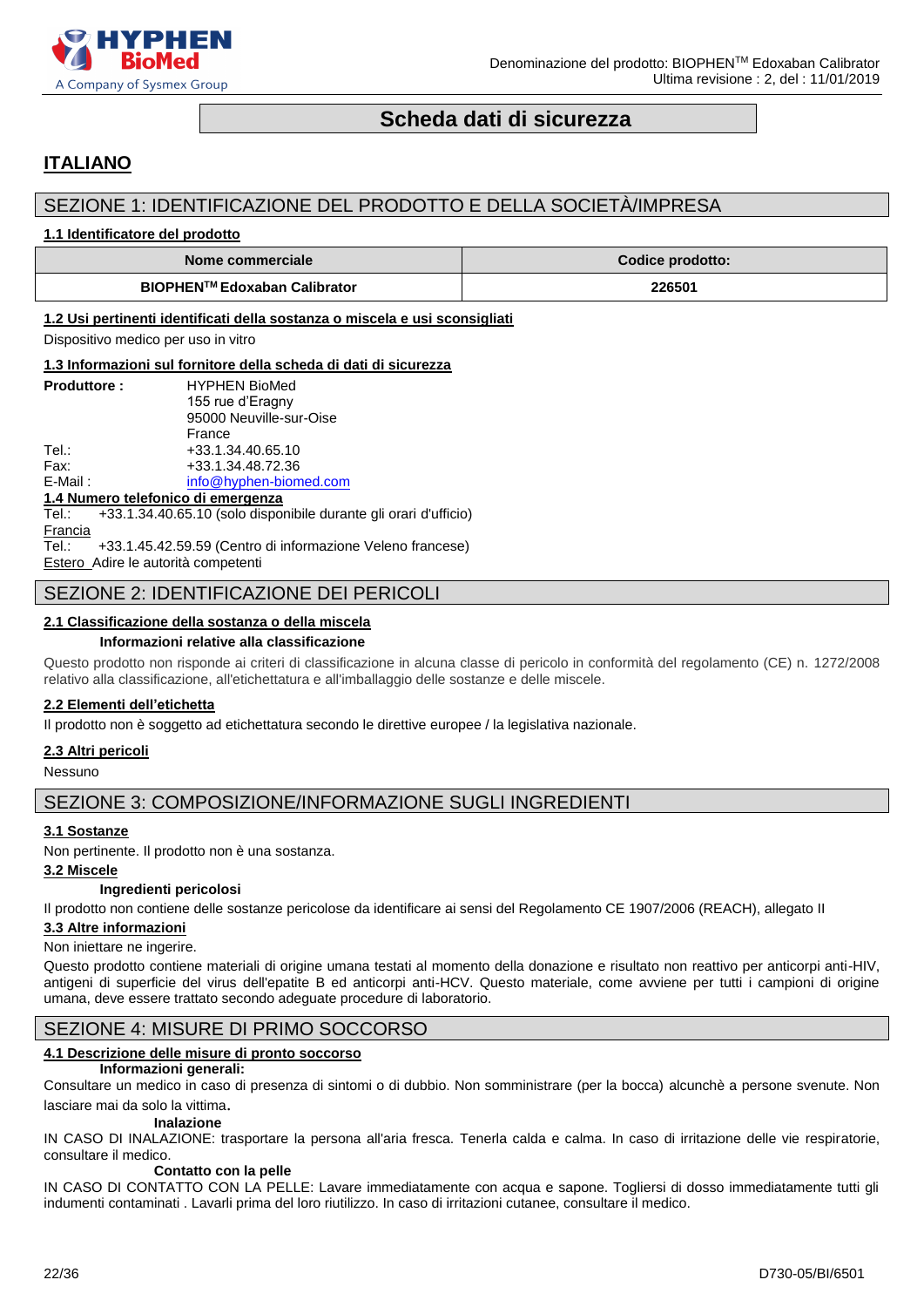# Scheda dati di sicurezza

## ITALIANO

## SEZIONE 1: IDENTIFICAZIONE DEL PRODOTTO E DELLA SOCIETÀ/IMPRESA

### 1.1 Identificatore del prodotto

| Nome commerciale | Codice prodotto: |
| --- | --- |
| **BIOPHEN™ Edoxaban Calibrator** | **226501** |

### 1.2 Usi pertinenti identificati della sostanza o miscela e usi sconsigliati

Dispositivo medico per uso in vitro

### 1.3 Informazioni sul fornitore della scheda di dati di sicurezza

**Produttore :** HYPHEN BioMed
155 rue d'Eragny
95000 Neuville-sur-Oise
France

Tel.: +33.1.34.40.65.10
Fax: +33.1.34.48.72.36
E-Mail : info@hyphen-biomed.com

### 1.4 Numero telefonico di emergenza

Tel.: +33.1.34.40.65.10 (solo disponibile durante gli orari d'ufficio)

Francia
Tel.: +33.1.45.42.59.59 (Centro di informazione Veleno francese)

Estero Adire le autorità competenti

## SEZIONE 2: IDENTIFICAZIONE DEI PERICOLI

### 2.1 Classificazione della sostanza o della miscela

**Informazioni relative alla classificazione**

Questo prodotto non risponde ai criteri di classificazione in alcuna classe di pericolo in conformità del regolamento (CE) n. 1272/2008 relativo alla classificazione, all'etichettatura e all'imballaggio delle sostanze e delle miscele.

### 2.2 Elementi dell'etichetta

Il prodotto non è soggetto ad etichettatura secondo le direttive europee / la legislativa nazionale.

### 2.3 Altri pericoli

Nessuno

## SEZIONE 3: COMPOSIZIONE/INFORMAZIONE SUGLI INGREDIENTI

### 3.1 Sostanze

Non pertinente. Il prodotto non è una sostanza.

### 3.2 Miscele

**Ingredienti pericolosi**

Il prodotto non contiene delle sostanze pericolose da identificare ai sensi del Regolamento CE 1907/2006 (REACH), allegato II

### 3.3 Altre informazioni

Non iniettare ne ingerire.

Questo prodotto contiene materiali di origine umana testati al momento della donazione e risultato non reattivo per anticorpi anti-HIV, antigeni di superficie del virus dell'epatite B ed anticorpi anti-HCV. Questo materiale, come avviene per tutti i campioni di origine umana, deve essere trattato secondo adeguate procedure di laboratorio.

## SEZIONE 4: MISURE DI PRIMO SOCCORSO

### 4.1 Descrizione delle misure di pronto soccorso

**Informazioni generali:**

Consultare un medico in caso di presenza di sintomi o di dubbio. Non somministrare (per la bocca) alcunchè a persone svenute. Non lasciare mai da solo la vittima.

**Inalazione**

IN CASO DI INALAZIONE: trasportare la persona all'aria fresca. Tenerla calda e calma. In caso di irritazione delle vie respiratorie, consultare il medico.

**Contatto con la pelle**

IN CASO DI CONTATTO CON LA PELLE: Lavare immediatamente con acqua e sapone. Togliersi di dosso immediatamente tutti gli indumenti contaminati . Lavarli prima del loro riutilizzo. In caso di irritazioni cutanee, consultare il medico.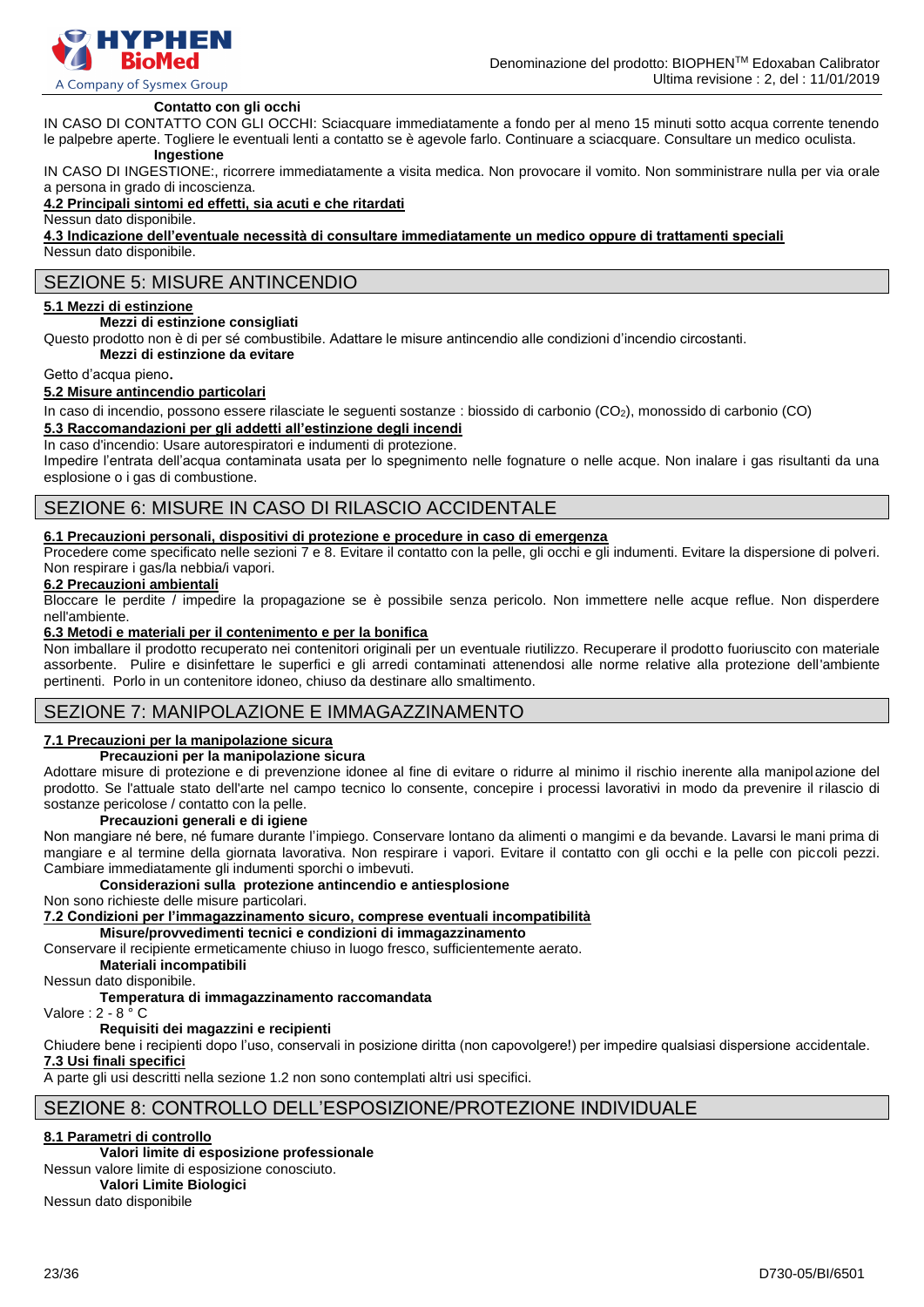**Contatto con gli occhi**

IN CASO DI CONTATTO CON GLI OCCHI: Sciacquare immediatamente a fondo per al meno 15 minuti sotto acqua corrente tenendo le palpebre aperte. Togliere le eventuali lenti a contatto se è agevole farlo. Continuare a sciacquare. Consultare un medico oculista.

**Ingestione**

IN CASO DI INGESTIONE:, ricorrere immediatamente a visita medica. Non provocare il vomito. Non somministrare nulla per via orale a persona in grado di incoscienza.

**4.2 Principali sintomi ed effetti, sia acuti e che ritardati**

Nessun dato disponibile.

**4.3 Indicazione dell'eventuale necessità di consultare immediatamente un medico oppure di trattamenti speciali**

Nessun dato disponibile.

## SEZIONE 5: MISURE ANTINCENDIO

**5.1 Mezzi di estinzione**

**Mezzi di estinzione consigliati**

Questo prodotto non è di per sé combustibile. Adattare le misure antincendio alle condizioni d'incendio circostanti.

**Mezzi di estinzione da evitare**

Getto d'acqua pieno.

**5.2 Misure antincendio particolari**

In caso di incendio, possono essere rilasciate le seguenti sostanze : biossido di carbonio ($CO_2$), monossido di carbonio (CO)

**5.3 Raccomandazioni per gli addetti all'estinzione degli incendi**

In caso d'incendio: Usare autorespiratori e indumenti di protezione.

Impedire l'entrata dell'acqua contaminata usata per lo spegnimento nelle fognature o nelle acque. Non inalare i gas risultanti da una esplosione o i gas di combustione.

## SEZIONE 6: MISURE IN CASO DI RILASCIO ACCIDENTALE

**6.1 Precauzioni personali, dispositivi di protezione e procedure in caso di emergenza**

Procedere come specificato nelle sezioni 7 e 8. Evitare il contatto con la pelle, gli occhi e gli indumenti. Evitare la dispersione di polveri. Non respirare i gas/la nebbia/i vapori.

**6.2 Precauzioni ambientali**

Bloccare le perdite / impedire la propagazione se è possibile senza pericolo. Non immettere nelle acque reflue. Non disperdere nell'ambiente.

**6.3 Metodi e materiali per il contenimento e per la bonifica**

Non imballare il prodotto recuperato nei contenitori originali per un eventuale riutilizzo. Recuperare il prodotto fuoriuscito con materiale assorbente. Pulire e disinfettare le superfici e gli arredi contaminati attenendosi alle norme relative alla protezione dell'ambiente pertinenti. Porlo in un contenitore idoneo, chiuso da destinare allo smaltimento.

## SEZIONE 7: MANIPOLAZIONE E IMMAGAZZINAMENTO

**7.1 Precauzioni per la manipolazione sicura**

**Precauzioni per la manipolazione sicura**

Adottare misure di protezione e di prevenzione idonee al fine di evitare o ridurre al minimo il rischio inerente alla manipolazione del prodotto. Se l'attuale stato dell'arte nel campo tecnico lo consente, concepire i processi lavorativi in modo da prevenire il rilascio di sostanze pericolose / contatto con la pelle.

**Precauzioni generali e di igiene**

Non mangiare né bere, né fumare durante l'impiego. Conservare lontano da alimenti o mangimi e da bevande. Lavarsi le mani prima di mangiare e al termine della giornata lavorativa. Non respirare i vapori. Evitare il contatto con gli occhi e la pelle con piccoli pezzi. Cambiare immediatamente gli indumenti sporchi o imbevuti.

**Considerazioni sulla protezione antincendio e antiesplosione**

Non sono richieste delle misure particolari.

**7.2 Condizioni per l'immagazzinamento sicuro, comprese eventuali incompatibilità**

**Misure/provvedimenti tecnici e condizioni di immagazzinamento**

Conservare il recipiente ermeticamente chiuso in luogo fresco, sufficientemente aerato.

**Materiali incompatibili**

Nessun dato disponibile.

**Temperatura di immagazzinamento raccomandata**

Valore : 2 - 8 ° C

**Requisiti dei magazzini e recipienti**

Chiudere bene i recipienti dopo l'uso, conservali in posizione diritta (non capovolgere!) per impedire qualsiasi dispersione accidentale.

**7.3 Usi finali specifici**

A parte gli usi descritti nella sezione 1.2 non sono contemplati altri usi specifici.

## SEZIONE 8: CONTROLLO DELL'ESPOSIZIONE/PROTEZIONE INDIVIDUALE

**8.1 Parametri di controllo**

**Valori limite di esposizione professionale**

Nessun valore limite di esposizione conosciuto.

**Valori Limite Biologici**

Nessun dato disponibile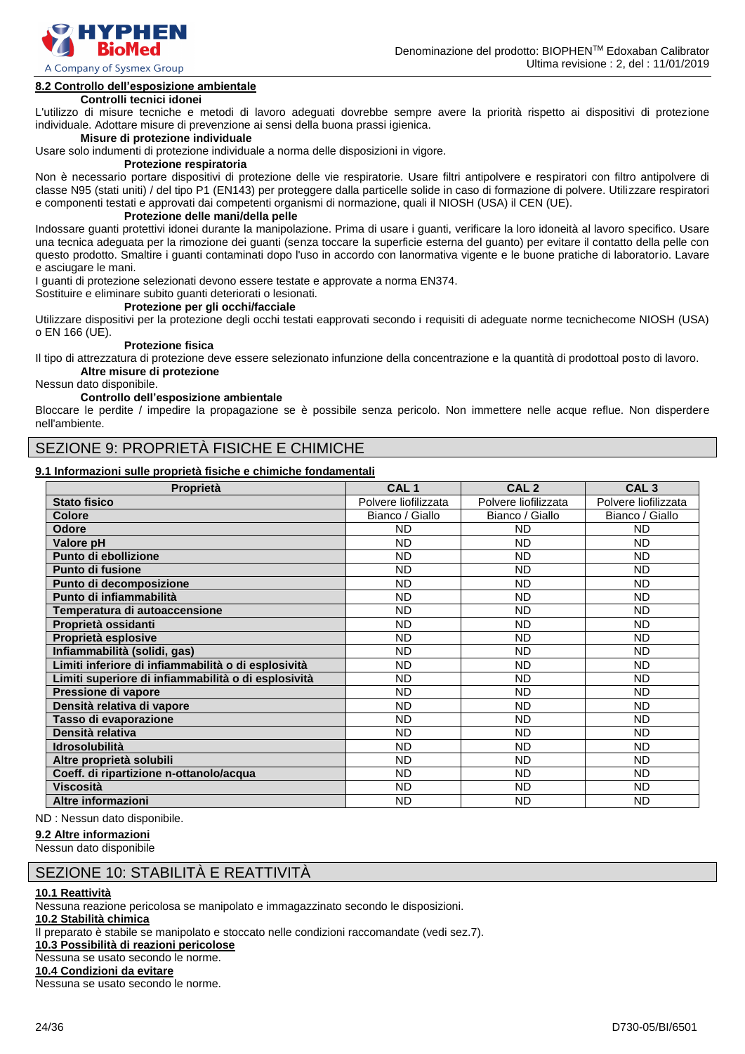**8.2 Controllo dell'esposizione ambientale**

**Controlli tecnici idonei**

L'utilizzo di misure tecniche e metodi di lavoro adeguati dovrebbe sempre avere la priorità rispetto ai dispositivi di protezione individuale. Adottare misure di prevenzione ai sensi della buona prassi igienica.

**Misure di protezione individuale**

Usare solo indumenti di protezione individuale a norma delle disposizioni in vigore.

**Protezione respiratoria**

Non è necessario portare dispositivi di protezione delle vie respiratorie. Usare filtri antipolvere e respiratori con filtro antipolvere di classe N95 (stati uniti) / del tipo P1 (EN143) per proteggere dalla particelle solide in caso di formazione di polvere. Utilizzare respiratori e componenti testati e approvati dai competenti organismi di normazione, quali il NIOSH (USA) il CEN (UE).

**Protezione delle mani/della pelle**

Indossare guanti protettivi idonei durante la manipolazione. Prima di usare i guanti, verificare la loro idoneità al lavoro specifico. Usare una tecnica adeguata per la rimozione dei guanti (senza toccare la superficie esterna del guanto) per evitare il contatto della pelle con questo prodotto. Smaltire i guanti contaminati dopo l'uso in accordo con lanormativa vigente e le buone pratiche di laboratorio. Lavare e asciugare le mani.

I guanti di protezione selezionati devono essere testate e approvate a norma EN374.

Sostituire e eliminare subito guanti deteriorati o lesionati.

**Protezione per gli occhi/facciale**

Utilizzare dispositivi per la protezione degli occhi testati eapprovati secondo i requisiti di adeguate norme tecnichecome NIOSH (USA) o EN 166 (UE).

**Protezione fisica**

Il tipo di attrezzatura di protezione deve essere selezionato infunzione della concentrazione e la quantità di prodottoal posto di lavoro.

**Altre misure di protezione**

Nessun dato disponibile.

**Controllo dell'esposizione ambientale**

Bloccare le perdite / impedire la propagazione se è possibile senza pericolo. Non immettere nelle acque reflue. Non disperdere nell'ambiente.

## SEZIONE 9: PROPRIETÀ FISICHE E CHIMICHE

**9.1 Informazioni sulle proprietà fisiche e chimiche fondamentali**

| Proprietà | CAL 1 | CAL 2 | CAL 3 |
|---|---|---|---|
| **Stato fisico** | Polvere liofilizzata | Polvere liofilizzata | Polvere liofilizzata |
| **Colore** | Bianco / Giallo | Bianco / Giallo | Bianco / Giallo |
| **Odore** | ND | ND | ND |
| **Valore pH** | ND | ND | ND |
| **Punto di ebollizione** | ND | ND | ND |
| **Punto di fusione** | ND | ND | ND |
| **Punto di decomposizione** | ND | ND | ND |
| **Punto di infiammabilità** | ND | ND | ND |
| **Temperatura di autoaccensione** | ND | ND | ND |
| **Proprietà ossidanti** | ND | ND | ND |
| **Proprietà esplosive** | ND | ND | ND |
| **Infiammabilità (solidi, gas)** | ND | ND | ND |
| **Limiti inferiore di infiammabilità o di esplosività** | ND | ND | ND |
| **Limiti superiore di infiammabilità o di esplosività** | ND | ND | ND |
| **Pressione di vapore** | ND | ND | ND |
| **Densità relativa di vapore** | ND | ND | ND |
| **Tasso di evaporazione** | ND | ND | ND |
| **Densità relativa** | ND | ND | ND |
| **Idrosolubilità** | ND | ND | ND |
| **Altre proprietà solubili** | ND | ND | ND |
| **Coeff. di ripartizione n-ottanolo/acqua** | ND | ND | ND |
| **Viscosità** | ND | ND | ND |
| **Altre informazioni** | ND | ND | ND |

ND : Nessun dato disponibile.

**9.2 Altre informazioni**

Nessun dato disponibile

## SEZIONE 10: STABILITÀ E REATTIVITÀ

**10.1 Reattività**

Nessuna reazione pericolosa se manipolato e immagazzinato secondo le disposizioni.

**10.2 Stabilità chimica**

Il preparato è stabile se manipolato e stoccato nelle condizioni raccomandate (vedi sez.7).

**10.3 Possibilità di reazioni pericolose**

Nessuna se usato secondo le norme.

**10.4 Condizioni da evitare**

Nessuna se usato secondo le norme.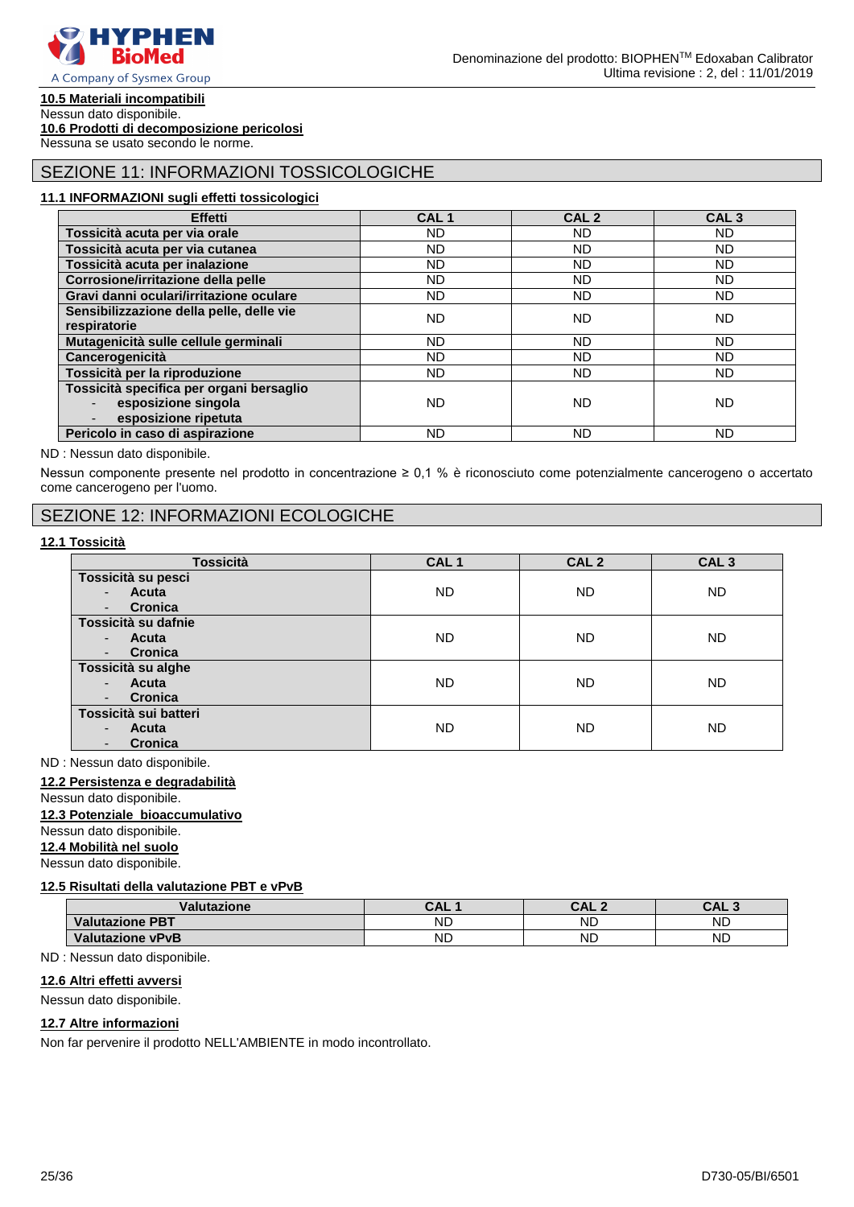**10.5 Materiali incompatibili**

Nessun dato disponibile.

**10.6 Prodotti di decomposizione pericolosi**

Nessuna se usato secondo le norme.

## SEZIONE 11: INFORMAZIONI TOSSICOLOGICHE

**11.1 INFORMAZIONI sugli effetti tossicologici**

| Effetti | CAL 1 | CAL 2 | CAL 3 |
|---|---|---|---|
| **Tossicità acuta per via orale** | ND | ND | ND |
| **Tossicità acuta per via cutanea** | ND | ND | ND |
| **Tossicità acuta per inalazione** | ND | ND | ND |
| **Corrosione/irritazione della pelle** | ND | ND | ND |
| **Gravi danni oculari/irritazione oculare** | ND | ND | ND |
| **Sensibilizzazione della pelle, delle vie respiratorie** | ND | ND | ND |
| **Mutagenicità sulle cellule germinali** | ND | ND | ND |
| **Cancerogenicità** | ND | ND | ND |
| **Tossicità per la riproduzione** | ND | ND | ND |
| **Tossicità specifica per organi bersaglio**<br>- **esposizione singola**<br>- **esposizione ripetuta** | ND | ND | ND |
| **Pericolo in caso di aspirazione** | ND | ND | ND |

ND : Nessun dato disponibile.

Nessun componente presente nel prodotto in concentrazione ≥ 0,1 % è riconosciuto come potenzialmente cancerogeno o accertato come cancerogeno per l'uomo.

## SEZIONE 12: INFORMAZIONI ECOLOGICHE

**12.1 Tossicità**

| Tossicità | CAL 1 | CAL 2 | CAL 3 |
|---|---|---|---|
| **Tossicità su pesci**<br>- **Acuta**<br>- **Cronica** | ND | ND | ND |
| **Tossicità su dafnie**<br>- **Acuta**<br>- **Cronica** | ND | ND | ND |
| **Tossicità su alghe**<br>- **Acuta**<br>- **Cronica** | ND | ND | ND |
| **Tossicità sui batteri**<br>- **Acuta**<br>- **Cronica** | ND | ND | ND |

ND : Nessun dato disponibile.

**12.2 Persistenza e degradabilità**

Nessun dato disponibile.

**12.3 Potenziale bioaccumulativo**

Nessun dato disponibile.

**12.4 Mobilità nel suolo**

Nessun dato disponibile.

**12.5 Risultati della valutazione PBT e vPvB**

| Valutazione | CAL 1 | CAL 2 | CAL 3 |
|---|---|---|---|
| **Valutazione PBT** | ND | ND | ND |
| **Valutazione vPvB** | ND | ND | ND |

ND : Nessun dato disponibile.

**12.6 Altri effetti avversi**

Nessun dato disponibile.

**12.7 Altre informazioni**

Non far pervenire il prodotto NELL'AMBIENTE in modo incontrollato.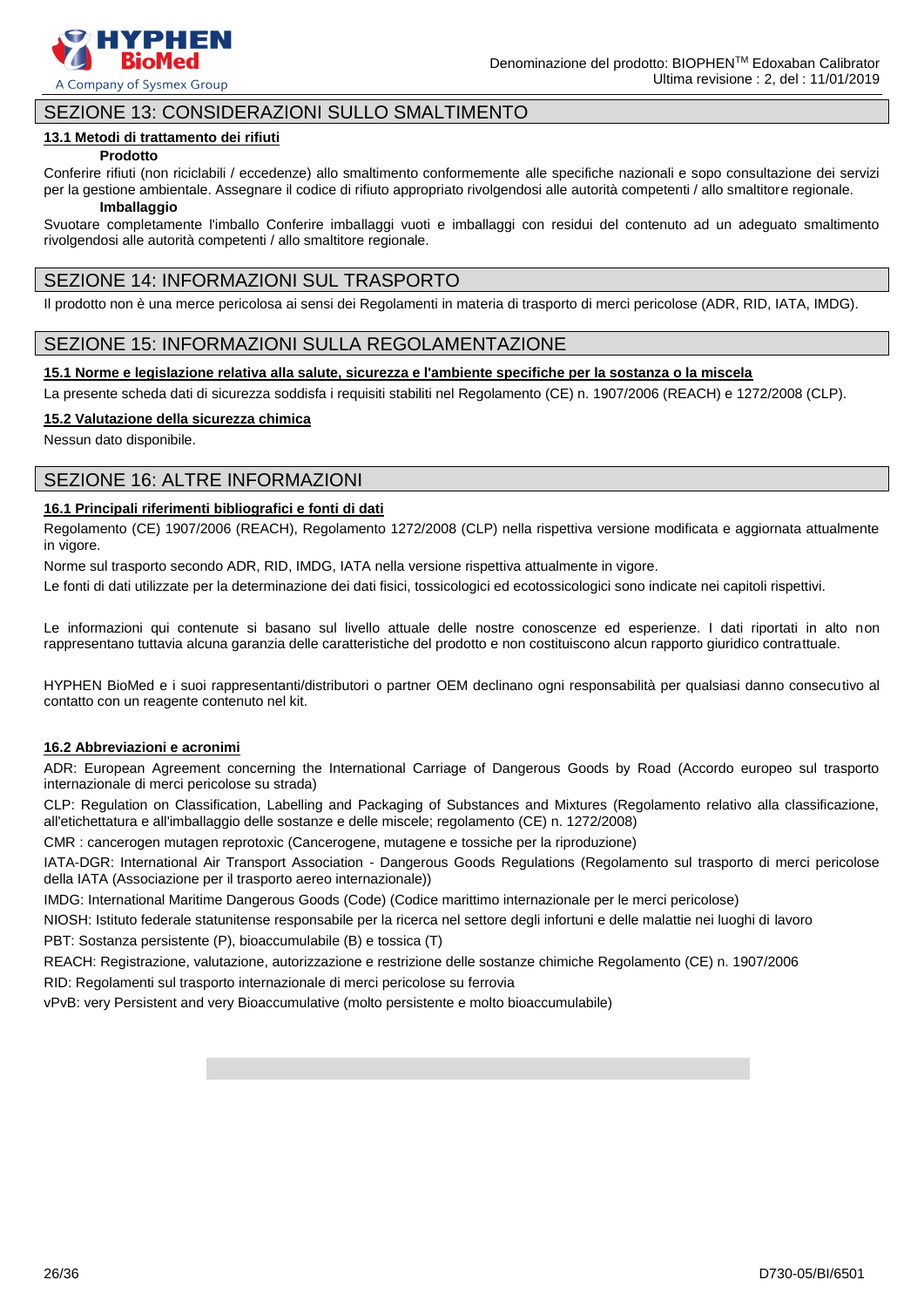## SEZIONE 13: CONSIDERAZIONI SULLO SMALTIMENTO

### 13.1 Metodi di trattamento dei rifiuti

**Prodotto**

Conferire rifiuti (non riciclabili / eccedenze) allo smaltimento conformemente alle specifiche nazionali e sopo consultazione dei servizi per la gestione ambientale. Assegnare il codice di rifiuto appropriato rivolgendosi alle autorità competenti / allo smaltitore regionale.

**Imballaggio**

Svuotare completamente l'imballo Conferire imballaggi vuoti e imballaggi con residui del contenuto ad un adeguato smaltimento rivolgendosi alle autorità competenti / allo smaltitore regionale.

## SEZIONE 14: INFORMAZIONI SUL TRASPORTO

Il prodotto non è una merce pericolosa ai sensi dei Regolamenti in materia di trasporto di merci pericolose (ADR, RID, IATA, IMDG).

## SEZIONE 15: INFORMAZIONI SULLA REGOLAMENTAZIONE

### 15.1 Norme e legislazione relativa alla salute, sicurezza e l'ambiente specifiche per la sostanza o la miscela

La presente scheda dati di sicurezza soddisfa i requisiti stabiliti nel Regolamento (CE) n. 1907/2006 (REACH) e 1272/2008 (CLP).

### 15.2 Valutazione della sicurezza chimica

Nessun dato disponibile.

## SEZIONE 16: ALTRE INFORMAZIONI

### 16.1 Principali riferimenti bibliografici e fonti di dati

Regolamento (CE) 1907/2006 (REACH), Regolamento 1272/2008 (CLP) nella rispettiva versione modificata e aggiornata attualmente in vigore.

Norme sul trasporto secondo ADR, RID, IMDG, IATA nella versione rispettiva attualmente in vigore.

Le fonti di dati utilizzate per la determinazione dei dati fisici, tossicologici ed ecotossicologici sono indicate nei capitoli rispettivi.

Le informazioni qui contenute si basano sul livello attuale delle nostre conoscenze ed esperienze. I dati riportati in alto non rappresentano tuttavia alcuna garanzia delle caratteristiche del prodotto e non costituiscono alcun rapporto giuridico contrattuale.

HYPHEN BioMed e i suoi rappresentanti/distributori o partner OEM declinano ogni responsabilità per qualsiasi danno consecutivo al contatto con un reagente contenuto nel kit.

### 16.2 Abbreviazioni e acronimi

ADR: European Agreement concerning the International Carriage of Dangerous Goods by Road (Accordo europeo sul trasporto internazionale di merci pericolose su strada)

CLP: Regulation on Classification, Labelling and Packaging of Substances and Mixtures (Regolamento relativo alla classificazione, all'etichettatura e all'imballaggio delle sostanze e delle miscele; regolamento (CE) n. 1272/2008)

CMR : cancerogen mutagen reprotoxic (Cancerogene, mutagene e tossiche per la riproduzione)

IATA-DGR: International Air Transport Association - Dangerous Goods Regulations (Regolamento sul trasporto di merci pericolose della IATA (Associazione per il trasporto aereo internazionale))

IMDG: International Maritime Dangerous Goods (Code) (Codice marittimo internazionale per le merci pericolose)

NIOSH: Istituto federale statunitense responsabile per la ricerca nel settore degli infortuni e delle malattie nei luoghi di lavoro

PBT: Sostanza persistente (P), bioaccumulabile (B) e tossica (T)

REACH: Registrazione, valutazione, autorizzazione e restrizione delle sostanze chimiche Regolamento (CE) n. 1907/2006

RID: Regolamenti sul trasporto internazionale di merci pericolose su ferrovia

vPvB: very Persistent and very Bioaccumulative (molto persistente e molto bioaccumulabile)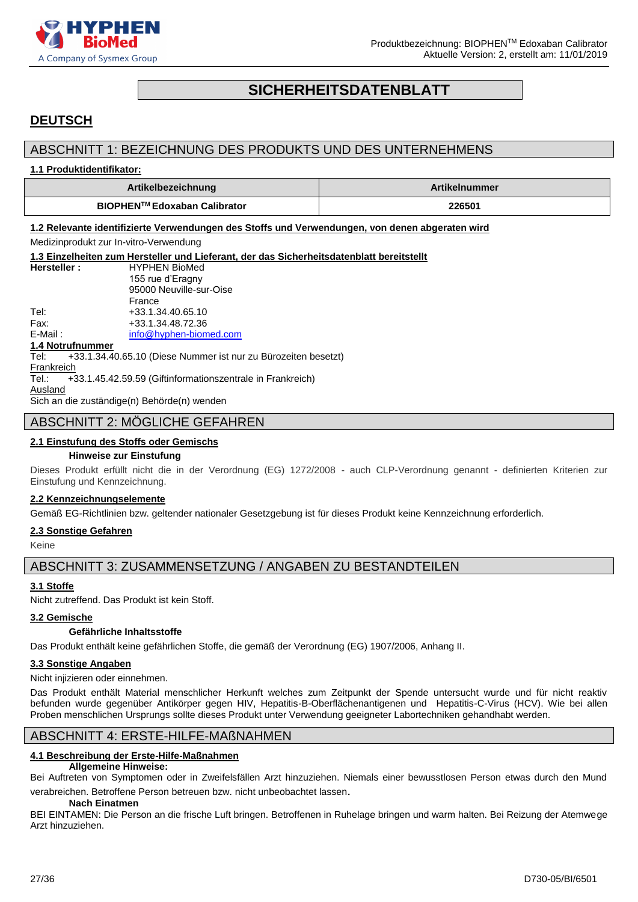# SICHERHEITSDATENBLATT

## DEUTSCH

## ABSCHNITT 1: BEZEICHNUNG DES PRODUKTS UND DES UNTERNEHMENS

**1.1 Produktidentifikator:**

| Artikelbezeichnung | Artikelnummer |
|---|---|
| **BIOPHEN™ Edoxaban Calibrator** | **226501** |

**1.2 Relevante identifizierte Verwendungen des Stoffs und Verwendungen, von denen abgeraten wird**

Medizinprodukt zur In-vitro-Verwendung

**1.3 Einzelheiten zum Hersteller und Lieferant, der das Sicherheitsdatenblatt bereitstellt**

**Hersteller :** HYPHEN BioMed
155 rue d'Eragny
95000 Neuville-sur-Oise
France

Tel: +33.1.34.40.65.10
Fax: +33.1.34.48.72.36
E-Mail : info@hyphen-biomed.com

**1.4 Notrufnummer**

Tel: +33.1.34.40.65.10 (Diese Nummer ist nur zu Bürozeiten besetzt)

Frankreich

Tel.: +33.1.45.42.59.59 (Giftinformationszentrale in Frankreich)

Ausland

Sich an die zuständige(n) Behörde(n) wenden

## ABSCHNITT 2: MÖGLICHE GEFAHREN

**2.1 Einstufung des Stoffs oder Gemischs**

**Hinweise zur Einstufung**

Dieses Produkt erfüllt nicht die in der Verordnung (EG) 1272/2008 - auch CLP-Verordnung genannt - definierten Kriterien zur Einstufung und Kennzeichnung.

**2.2 Kennzeichnungselemente**

Gemäß EG-Richtlinien bzw. geltender nationaler Gesetzgebung ist für dieses Produkt keine Kennzeichnung erforderlich.

**2.3 Sonstige Gefahren**

Keine

## ABSCHNITT 3: ZUSAMMENSETZUNG / ANGABEN ZU BESTANDTEILEN

**3.1 Stoffe**

Nicht zutreffend. Das Produkt ist kein Stoff.

**3.2 Gemische**

**Gefährliche Inhaltsstoffe**

Das Produkt enthält keine gefährlichen Stoffe, die gemäß der Verordnung (EG) 1907/2006, Anhang II.

**3.3 Sonstige Angaben**

Nicht injizieren oder einnehmen.

Das Produkt enthält Material menschlicher Herkunft welches zum Zeitpunkt der Spende untersucht wurde und für nicht reaktiv befunden wurde gegenüber Antikörper gegen HIV, Hepatitis-B-Oberflächenantigenen und Hepatitis-C-Virus (HCV). Wie bei allen Proben menschlichen Ursprungs sollte dieses Produkt unter Verwendung geeigneter Labortechniken gehandhabt werden.

## ABSCHNITT 4: ERSTE-HILFE-MAßNAHMEN

**4.1 Beschreibung der Erste-Hilfe-Maßnahmen**

**Allgemeine Hinweise:**

Bei Auftreten von Symptomen oder in Zweifelsfällen Arzt hinzuziehen. Niemals einer bewusstlosen Person etwas durch den Mund verabreichen. Betroffene Person betreuen bzw. nicht unbeobachtet lassen.

**Nach Einatmen**

BEI EINTAMEN: Die Person an die frische Luft bringen. Betroffenen in Ruhelage bringen und warm halten. Bei Reizung der Atemwege Arzt hinzuziehen.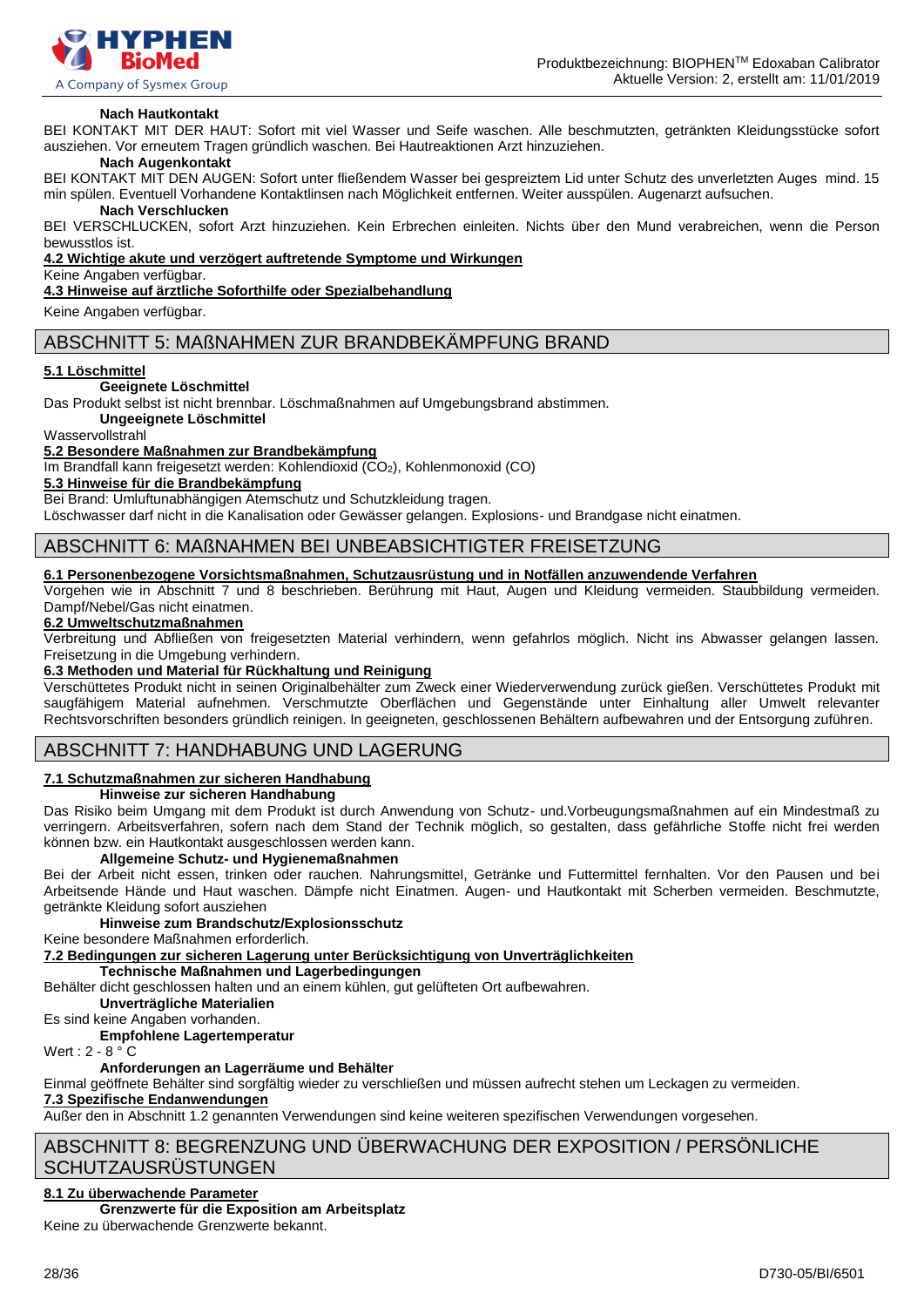**Nach Hautkontakt**

BEI KONTAKT MIT DER HAUT: Sofort mit viel Wasser und Seife waschen. Alle beschmutzten, getränkten Kleidungsstücke sofort ausziehen. Vor erneutem Tragen gründlich waschen. Bei Hautreaktionen Arzt hinzuziehen.

**Nach Augenkontakt**

BEI KONTAKT MIT DEN AUGEN: Sofort unter fließendem Wasser bei gespreiztem Lid unter Schutz des unverletzten Auges mind. 15 min spülen. Eventuell Vorhandene Kontaktlinsen nach Möglichkeit entfernen. Weiter ausspülen. Augenarzt aufsuchen.

**Nach Verschlucken**

BEI VERSCHLUCKEN, sofort Arzt hinzuziehen. Kein Erbrechen einleiten. Nichts über den Mund verabreichen, wenn die Person bewusstlos ist.

**4.2 Wichtige akute und verzögert auftretende Symptome und Wirkungen**

Keine Angaben verfügbar.

**4.3 Hinweise auf ärztliche Soforthilfe oder Spezialbehandlung**

Keine Angaben verfügbar.

## ABSCHNITT 5: MAßNAHMEN ZUR BRANDBEKÄMPFUNG BRAND

**5.1 Löschmittel**

**Geeignete Löschmittel**

Das Produkt selbst ist nicht brennbar. Löschmaßnahmen auf Umgebungsbrand abstimmen.

**Ungeeignete Löschmittel**

Wasservollstrahl

**5.2 Besondere Maßnahmen zur Brandbekämpfung**

Im Brandfall kann freigesetzt werden: Kohlendioxid ($CO_2$), Kohlenmonoxid (CO)

**5.3 Hinweise für die Brandbekämpfung**

Bei Brand: Umluftunabhängigen Atemschutz und Schutzkleidung tragen.

Löschwasser darf nicht in die Kanalisation oder Gewässer gelangen. Explosions- und Brandgase nicht einatmen.

## ABSCHNITT 6: MAßNAHMEN BEI UNBEABSICHTIGTER FREISETZUNG

**6.1 Personenbezogene Vorsichtsmaßnahmen, Schutzausrüstung und in Notfällen anzuwendende Verfahren**

Vorgehen wie in Abschnitt 7 und 8 beschrieben. Berührung mit Haut, Augen und Kleidung vermeiden. Staubbildung vermeiden. Dampf/Nebel/Gas nicht einatmen.

**6.2 Umweltschutzmaßnahmen**

Verbreitung und Abfließen von freigesetzten Material verhindern, wenn gefahrlos möglich. Nicht ins Abwasser gelangen lassen. Freisetzung in die Umgebung verhindern.

**6.3 Methoden und Material für Rückhaltung und Reinigung**

Verschüttetes Produkt nicht in seinen Originalbehälter zum Zweck einer Wiederverwendung zurück gießen. Verschüttetes Produkt mit saugfähigem Material aufnehmen. Verschmutzte Oberflächen und Gegenstände unter Einhaltung aller Umwelt relevanter Rechtsvorschriften besonders gründlich reinigen. In geeigneten, geschlossenen Behältern aufbewahren und der Entsorgung zuführen.

## ABSCHNITT 7: HANDHABUNG UND LAGERUNG

**7.1 Schutzmaßnahmen zur sicheren Handhabung**

**Hinweise zur sicheren Handhabung**

Das Risiko beim Umgang mit dem Produkt ist durch Anwendung von Schutz- und.Vorbeugungsmaßnahmen auf ein Mindestmaß zu verringern. Arbeitsverfahren, sofern nach dem Stand der Technik möglich, so gestalten, dass gefährliche Stoffe nicht frei werden können bzw. ein Hautkontakt ausgeschlossen werden kann.

**Allgemeine Schutz- und Hygienemaßnahmen**

Bei der Arbeit nicht essen, trinken oder rauchen. Nahrungsmittel, Getränke und Futtermittel fernhalten. Vor den Pausen und bei Arbeitsende Hände und Haut waschen. Dämpfe nicht Einatmen. Augen- und Hautkontakt mit Scherben vermeiden. Beschmutzte, getränkte Kleidung sofort ausziehen

**Hinweise zum Brandschutz/Explosionsschutz**

Keine besondere Maßnahmen erforderlich.

**7.2 Bedingungen zur sicheren Lagerung unter Berücksichtigung von Unverträglichkeiten**

**Technische Maßnahmen und Lagerbedingungen**

Behälter dicht geschlossen halten und an einem kühlen, gut gelüfteten Ort aufbewahren.

**Unverträgliche Materialien**

Es sind keine Angaben vorhanden.

**Empfohlene Lagertemperatur**

Wert : 2 - 8 ° C

**Anforderungen an Lagerräume und Behälter**

Einmal geöffnete Behälter sind sorgfältig wieder zu verschließen und müssen aufrecht stehen um Leckagen zu vermeiden.

**7.3 Spezifische Endanwendungen**

Außer den in Abschnitt 1.2 genannten Verwendungen sind keine weiteren spezifischen Verwendungen vorgesehen.

## ABSCHNITT 8: BEGRENZUNG UND ÜBERWACHUNG DER EXPOSITION / PERSÖNLICHE SCHUTZAUSRÜSTUNGEN

**8.1 Zu überwachende Parameter**

**Grenzwerte für die Exposition am Arbeitsplatz**

Keine zu überwachende Grenzwerte bekannt.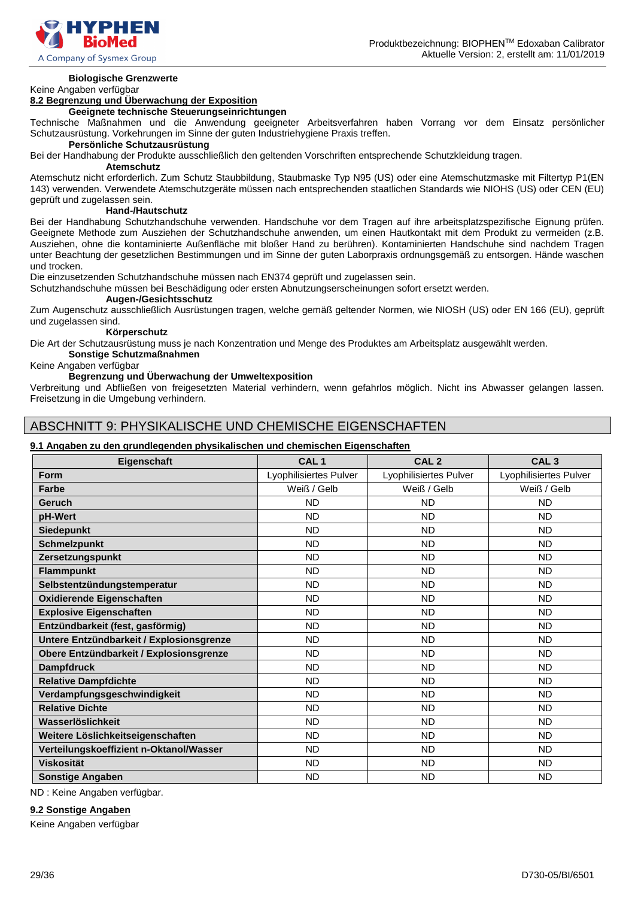**Biologische Grenzwerte**

Keine Angaben verfügbar

**8.2 Begrenzung und Überwachung der Exposition**

**Geeignete technische Steuerungseinrichtungen**

Technische Maßnahmen und die Anwendung geeigneter Arbeitsverfahren haben Vorrang vor dem Einsatz persönlicher Schutzausrüstung. Vorkehrungen im Sinne der guten Industriehygiene Praxis treffen.

**Persönliche Schutzausrüstung**

Bei der Handhabung der Produkte ausschließlich den geltenden Vorschriften entsprechende Schutzkleidung tragen.

**Atemschutz**

Atemschutz nicht erforderlich. Zum Schutz Staubbildung, Staubmaske Typ N95 (US) oder eine Atemschutzmaske mit Filtertyp P1(EN 143) verwenden. Verwendete Atemschutzgeräte müssen nach entsprechenden staatlichen Standards wie NIOHS (US) oder CEN (EU) geprüft und zugelassen sein.

**Hand-/Hautschutz**

Bei der Handhabung Schutzhandschuhe verwenden. Handschuhe vor dem Tragen auf ihre arbeitsplatzspezifische Eignung prüfen. Geeignete Methode zum Ausziehen der Schutzhandschuhe anwenden, um einen Hautkontakt mit dem Produkt zu vermeiden (z.B. Ausziehen, ohne die kontaminierte Außenfläche mit bloßer Hand zu berühren). Kontaminierten Handschuhe sind nachdem Tragen unter Beachtung der gesetzlichen Bestimmungen und im Sinne der guten Laborpraxis ordnungsgemäß zu entsorgen. Hände waschen und trocken.

Die einzusetzenden Schutzhandschuhe müssen nach EN374 geprüft und zugelassen sein.

Schutzhandschuhe müssen bei Beschädigung oder ersten Abnutzungserscheinungen sofort ersetzt werden.

**Augen-/Gesichtsschutz**

Zum Augenschutz ausschließlich Ausrüstungen tragen, welche gemäß geltender Normen, wie NIOSH (US) oder EN 166 (EU), geprüft und zugelassen sind.

**Körperschutz**

Die Art der Schutzausrüstung muss je nach Konzentration und Menge des Produktes am Arbeitsplatz ausgewählt werden.

**Sonstige Schutzmaßnahmen**

Keine Angaben verfügbar

**Begrenzung und Überwachung der Umweltexposition**

Verbreitung und Abfließen von freigesetzten Material verhindern, wenn gefahrlos möglich. Nicht ins Abwasser gelangen lassen. Freisetzung in die Umgebung verhindern.

## ABSCHNITT 9: PHYSIKALISCHE UND CHEMISCHE EIGENSCHAFTEN

**9.1 Angaben zu den grundlegenden physikalischen und chemischen Eigenschaften**

| Eigenschaft | CAL 1 | CAL 2 | CAL 3 |
|---|---|---|---|
| **Form** | Lyophilisiertes Pulver | Lyophilisiertes Pulver | Lyophilisiertes Pulver |
| **Farbe** | Weiß / Gelb | Weiß / Gelb | Weiß / Gelb |
| **Geruch** | ND | ND | ND |
| **pH-Wert** | ND | ND | ND |
| **Siedepunkt** | ND | ND | ND |
| **Schmelzpunkt** | ND | ND | ND |
| **Zersetzungspunkt** | ND | ND | ND |
| **Flammpunkt** | ND | ND | ND |
| **Selbstentzündungstemperatur** | ND | ND | ND |
| **Oxidierende Eigenschaften** | ND | ND | ND |
| **Explosive Eigenschaften** | ND | ND | ND |
| **Entzündbarkeit (fest, gasförmig)** | ND | ND | ND |
| **Untere Entzündbarkeit / Explosionsgrenze** | ND | ND | ND |
| **Obere Entzündbarkeit / Explosionsgrenze** | ND | ND | ND |
| **Dampfdruck** | ND | ND | ND |
| **Relative Dampfdichte** | ND | ND | ND |
| **Verdampfungsgeschwindigkeit** | ND | ND | ND |
| **Relative Dichte** | ND | ND | ND |
| **Wasserlöslichkeit** | ND | ND | ND |
| **Weitere Löslichkeitseigenschaften** | ND | ND | ND |
| **Verteilungskoeffizient n-Oktanol/Wasser** | ND | ND | ND |
| **Viskosität** | ND | ND | ND |
| **Sonstige Angaben** | ND | ND | ND |

ND : Keine Angaben verfügbar.

**9.2 Sonstige Angaben**

Keine Angaben verfügbar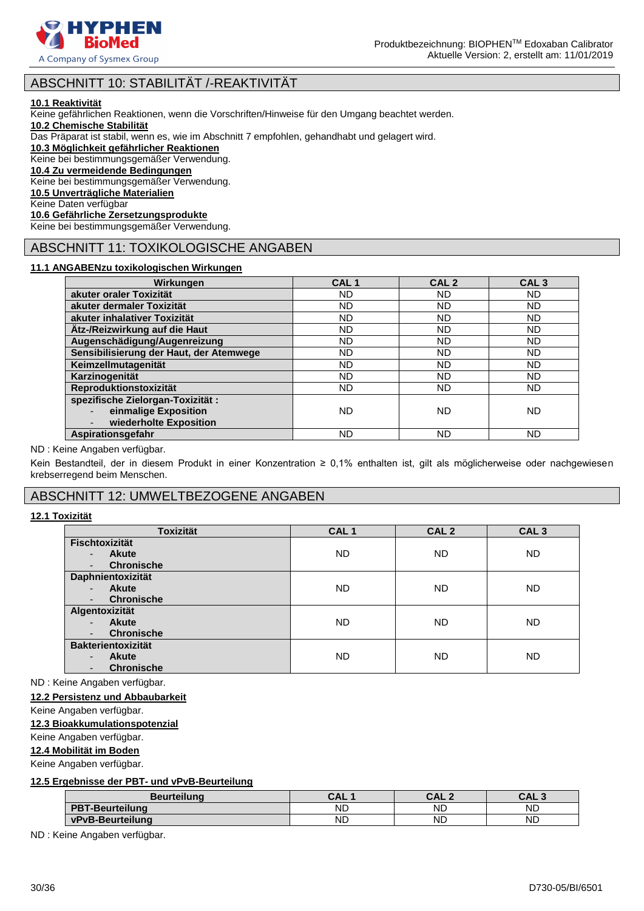## ABSCHNITT 10: STABILITÄT /-REAKTIVITÄT

**10.1 Reaktivität**
Keine gefährlichen Reaktionen, wenn die Vorschriften/Hinweise für den Umgang beachtet werden.
**10.2 Chemische Stabilität**
Das Präparat ist stabil, wenn es, wie im Abschnitt 7 empfohlen, gehandhabt und gelagert wird.
**10.3 Möglichkeit gefährlicher Reaktionen**
Keine bei bestimmungsgemäßer Verwendung.
**10.4 Zu vermeidende Bedingungen**
Keine bei bestimmungsgemäßer Verwendung.
**10.5 Unverträgliche Materialien**
Keine Daten verfügbar
**10.6 Gefährliche Zersetzungsprodukte**
Keine bei bestimmungsgemäßer Verwendung.

## ABSCHNITT 11: TOXIKOLOGISCHE ANGABEN

**11.1 ANGABENzu toxikologischen Wirkungen**

| Wirkungen | CAL 1 | CAL 2 | CAL 3 |
|---|---|---|---|
| akuter oraler Toxizität | ND | ND | ND |
| akuter dermaler Toxizität | ND | ND | ND |
| akuter inhalativer Toxizität | ND | ND | ND |
| Ätz-/Reizwirkung auf die Haut | ND | ND | ND |
| Augenschädigung/Augenreizung | ND | ND | ND |
| Sensibilisierung der Haut, der Atemwege | ND | ND | ND |
| Keimzellmutagenität | ND | ND | ND |
| Karzinogenität | ND | ND | ND |
| Reproduktionstoxizität | ND | ND | ND |
| spezifische Zielorgan-Toxizität : - einmalige Exposition - wiederholte Exposition | ND | ND | ND |
| Aspirationsgefahr | ND | ND | ND |

ND : Keine Angaben verfügbar.

Kein Bestandteil, der in diesem Produkt in einer Konzentration ≥ 0,1% enthalten ist, gilt als möglicherweise oder nachgewiesen krebserregend beim Menschen.

## ABSCHNITT 12: UMWELTBEZOGENE ANGABEN

**12.1 Toxizität**

| Toxizität | CAL 1 | CAL 2 | CAL 3 |
|---|---|---|---|
| Fischtoxizität - Akute - Chronische | ND | ND | ND |
| Daphnientoxizität - Akute - Chronische | ND | ND | ND |
| Algentoxizität - Akute - Chronische | ND | ND | ND |
| Bakterientoxizität - Akute - Chronische | ND | ND | ND |

ND : Keine Angaben verfügbar.

**12.2 Persistenz und Abbaubarkeit**
Keine Angaben verfügbar.
**12.3 Bioakkumulationspotenzial**
Keine Angaben verfügbar.
**12.4 Mobilität im Boden**
Keine Angaben verfügbar.
**12.5 Ergebnisse der PBT- und vPvB-Beurteilung**

| Beurteilung | CAL 1 | CAL 2 | CAL 3 |
|---|---|---|---|
| PBT-Beurteilung | ND | ND | ND |
| vPvB-Beurteilung | ND | ND | ND |

ND : Keine Angaben verfügbar.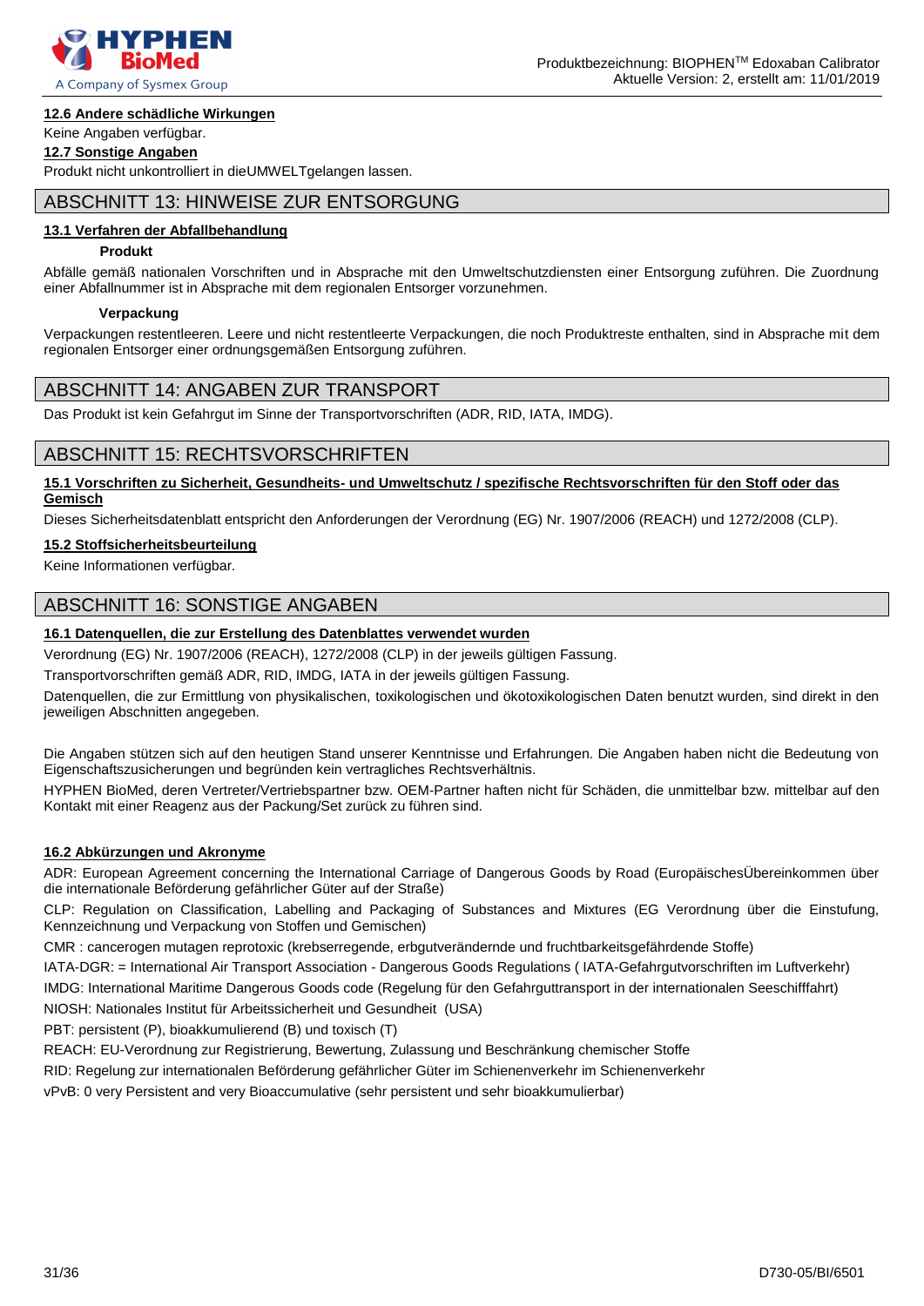#### 12.6 Andere schädliche Wirkungen

Keine Angaben verfügbar.

#### 12.7 Sonstige Angaben

Produkt nicht unkontrolliert in dieUMWELTgelangen lassen.

## ABSCHNITT 13: HINWEISE ZUR ENTSORGUNG

#### 13.1 Verfahren der Abfallbehandlung

**Produkt**

Abfälle gemäß nationalen Vorschriften und in Absprache mit den Umweltschutzdiensten einer Entsorgung zuführen. Die Zuordnung einer Abfallnummer ist in Absprache mit dem regionalen Entsorger vorzunehmen.

**Verpackung**

Verpackungen restentleeren. Leere und nicht restentleerte Verpackungen, die noch Produktreste enthalten, sind in Absprache mit dem regionalen Entsorger einer ordnungsgemäßen Entsorgung zuführen.

## ABSCHNITT 14: ANGABEN ZUR TRANSPORT

Das Produkt ist kein Gefahrgut im Sinne der Transportvorschriften (ADR, RID, IATA, IMDG).

## ABSCHNITT 15: RECHTSVORSCHRIFTEN

#### 15.1 Vorschriften zu Sicherheit, Gesundheits- und Umweltschutz / spezifische Rechtsvorschriften für den Stoff oder das Gemisch

Dieses Sicherheitsdatenblatt entspricht den Anforderungen der Verordnung (EG) Nr. 1907/2006 (REACH) und 1272/2008 (CLP).

#### 15.2 Stoffsicherheitsbeurteilung

Keine Informationen verfügbar.

## ABSCHNITT 16: SONSTIGE ANGABEN

#### 16.1 Datenquellen, die zur Erstellung des Datenblattes verwendet wurden

Verordnung (EG) Nr. 1907/2006 (REACH), 1272/2008 (CLP) in der jeweils gültigen Fassung.

Transportvorschriften gemäß ADR, RID, IMDG, IATA in der jeweils gültigen Fassung.

Datenquellen, die zur Ermittlung von physikalischen, toxikologischen und ökotoxikologischen Daten benutzt wurden, sind direkt in den jeweiligen Abschnitten angegeben.

Die Angaben stützen sich auf den heutigen Stand unserer Kenntnisse und Erfahrungen. Die Angaben haben nicht die Bedeutung von Eigenschaftszusicherungen und begründen kein vertragliches Rechtsverhältnis.

HYPHEN BioMed, deren Vertreter/Vertriebspartner bzw. OEM-Partner haften nicht für Schäden, die unmittelbar bzw. mittelbar auf den Kontakt mit einer Reagenz aus der Packung/Set zurück zu führen sind.

#### 16.2 Abkürzungen und Akronyme

ADR: European Agreement concerning the International Carriage of Dangerous Goods by Road (EuropäischesÜbereinkommen über die internationale Beförderung gefährlicher Güter auf der Straße)

CLP: Regulation on Classification, Labelling and Packaging of Substances and Mixtures (EG Verordnung über die Einstufung, Kennzeichnung und Verpackung von Stoffen und Gemischen)

CMR : cancerogen mutagen reprotoxic (krebserregende, erbgutverändernde und fruchtbarkeitsgefährdende Stoffe)

IATA-DGR: = International Air Transport Association - Dangerous Goods Regulations ( IATA-Gefahrgutvorschriften im Luftverkehr)

IMDG: International Maritime Dangerous Goods code (Regelung für den Gefahrguttransport in der internationalen Seeschifffahrt)

NIOSH: Nationales Institut für Arbeitssicherheit und Gesundheit (USA)

PBT: persistent (P), bioakkumulierend (B) und toxisch (T)

REACH: EU-Verordnung zur Registrierung, Bewertung, Zulassung und Beschränkung chemischer Stoffe

RID: Regelung zur internationalen Beförderung gefährlicher Güter im Schienenverkehr im Schienenverkehr

vPvB: 0 very Persistent and very Bioaccumulative (sehr persistent und sehr bioakkumulierbar)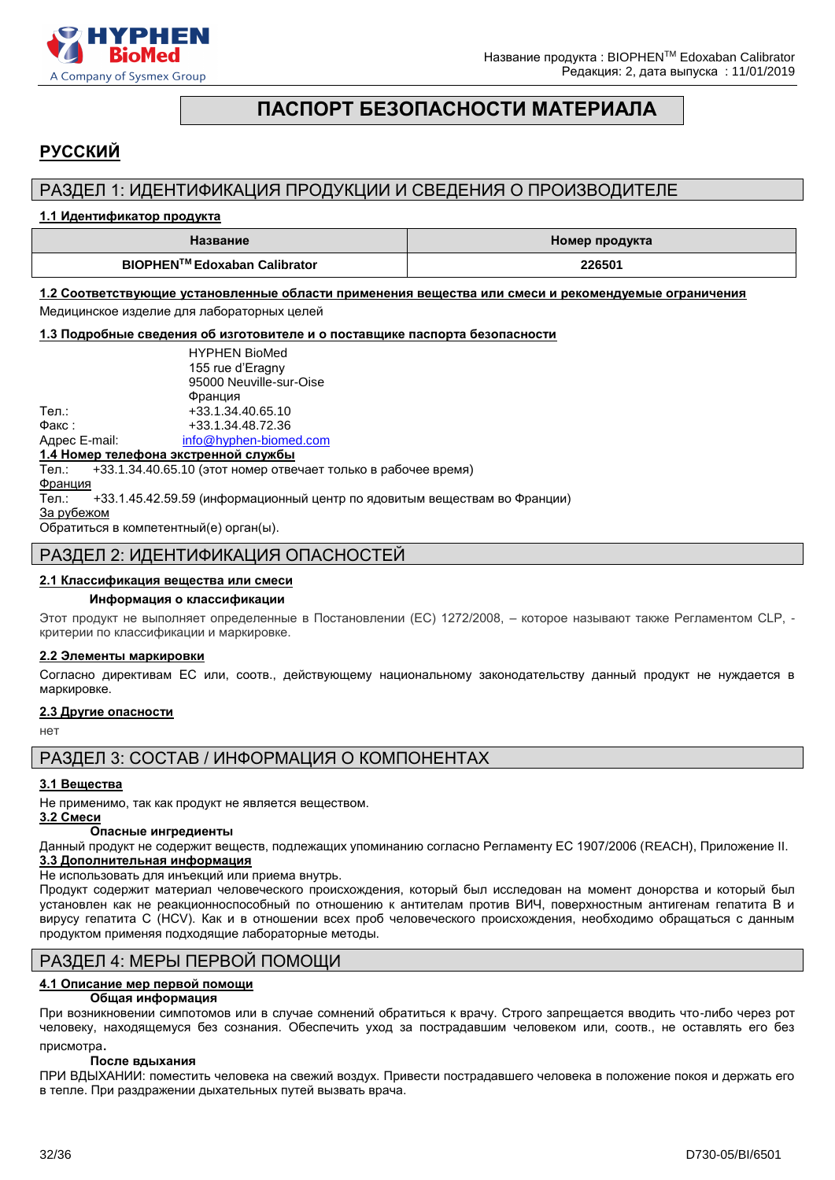# ПАСПОРТ БЕЗОПАСНОСТИ МАТЕРИАЛА

## РУССКИЙ

## РАЗДЕЛ 1: ИДЕНТИФИКАЦИЯ ПРОДУКЦИИ И СВЕДЕНИЯ О ПРОИЗВОДИТЕЛЕ

**1.1 Идентификатор продукта**

| Название | Номер продукта |
|---|---|
| BIOPHEN™ Edoxaban Calibrator | 226501 |

**1.2 Соответствующие установленные области применения вещества или смеси и рекомендуемые ограничения**

Медицинское изделие для лабораторных целей

**1.3 Подробные сведения об изготовителе и о поставщике паспорта безопасности**

HYPHEN BioMed
155 rue d'Eragny
95000 Neuville-sur-Oise
Франция

Тел.: +33.1.34.40.65.10
Факс : +33.1.34.48.72.36
Адрес E-mail: info@hyphen-biomed.com

**1.4 Номер телефона экстренной службы**

Тел.: +33.1.34.40.65.10 (этот номер отвечает только в рабочее время)

Франция

Тел.: +33.1.45.42.59.59 (информационный центр по ядовитым веществам во Франции)

За рубежом

Обратиться в компетентный(е) орган(ы).

## РАЗДЕЛ 2: ИДЕНТИФИКАЦИЯ ОПАСНОСТЕЙ

**2.1 Классификация вещества или смеси**

**Информация о классификации**

Этот продукт не выполняет определенные в Постановлении (ЕС) 1272/2008, – которое называют также Регламентом CLP, - критерии по классификации и маркировке.

**2.2 Элементы маркировки**

Согласно директивам ЕС или, соотв., действующему национальному законодательству данный продукт не нуждается в маркировке.

**2.3 Другие опасности**

нет

## РАЗДЕЛ 3: СОСТАВ / ИНФОРМАЦИЯ О КОМПОНЕНТАХ

**3.1 Вещества**

Не применимо, так как продукт не является веществом.

**3.2 Смеси**

**Опасные ингредиенты**

Данный продукт не содержит веществ, подлежащих упоминанию согласно Регламенту ЕС 1907/2006 (REACH), Приложение II.

**3.3 Дополнительная информация**

Не использовать для инъекций или приема внутрь.

Продукт содержит материал человеческого происхождения, который был исследован на момент донорства и который был установлен как не реакционноспособный по отношению к антителам против ВИЧ, поверхностным антигенам гепатита B и вирусу гепатита C (HCV). Как и в отношении всех проб человеческого происхождения, необходимо обращаться с данным продуктом применяя подходящие лабораторные методы.

## РАЗДЕЛ 4: МЕРЫ ПЕРВОЙ ПОМОЩИ

**4.1 Описание мер первой помощи**

**Общая информация**

При возникновении симпотомов или в случае сомнений обратиться к врачу. Строго запрещается вводить что-либо через рот человеку, находящемуся без сознания. Обеспечить уход за пострадавшим человеком или, соотв., не оставлять его без присмотра.

**После вдыхания**

ПРИ ВДЫХАНИИ: поместить человека на свежий воздух. Привести пострадавшего человека в положение покоя и держать его в тепле. При раздражении дыхательных путей вызвать врача.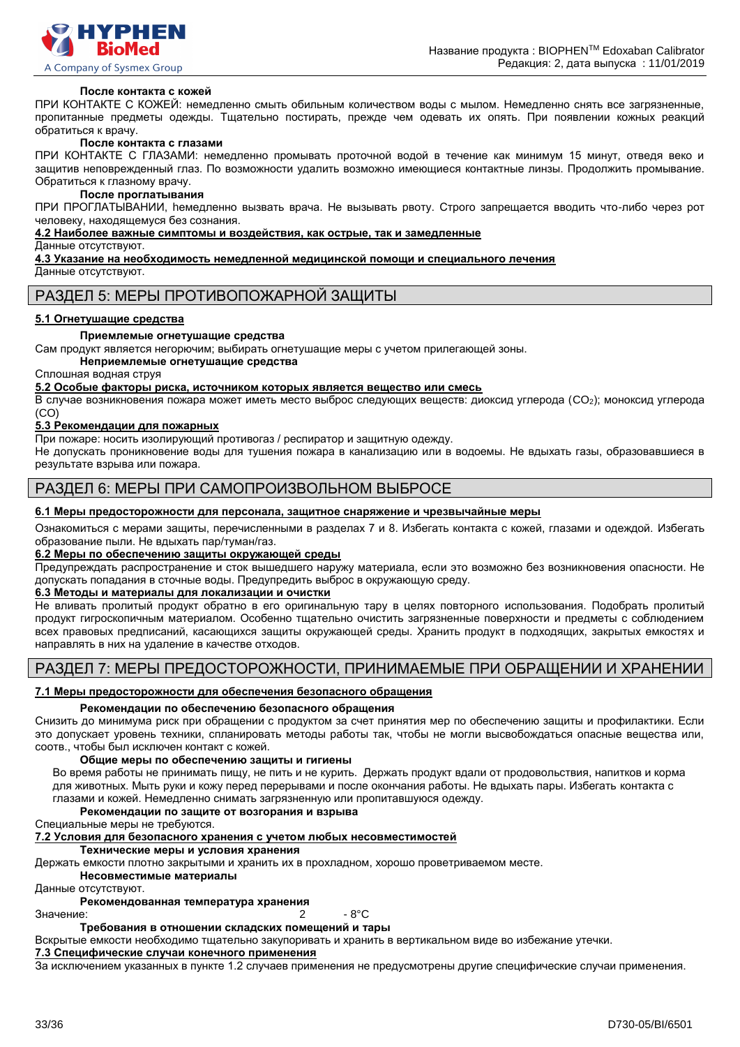**После контакта с кожей**

ПРИ КОНТАКТЕ С КОЖЕЙ: немедленно смыть обильным количеством воды с мылом. Немедленно снять все загрязненные, пропитанные предметы одежды. Тщательно постирать, прежде чем одевать их опять. При появлении кожных реакций обратиться к врачу.

**После контакта с глазами**

ПРИ КОНТАКТЕ С ГЛАЗАМИ: немедленно промывать проточной водой в течение как минимум 15 минут, отведя веко и защитив неповрежденный глаз. По возможности удалить возможно имеющиеся контактные линзы. Продолжить промывание. Обратиться к глазному врачу.

**После проглатывания**

ПРИ ПРОГЛАТЫВАНИИ, hемедленно вызвать врача. Не вызывать рвоту. Строго запрещается вводить что-либо через рот человеку, находящемуся без сознания.

**4.2 Наиболее важные симптомы и воздействия, как острые, так и замедленные**

Данные отсутствуют.

**4.3 Указание на необходимость немедленной медицинской помощи и специального лечения**

Данные отсутствуют.

## РАЗДЕЛ 5: МЕРЫ ПРОТИВОПОЖАРНОЙ ЗАЩИТЫ

**5.1 Огнетушащие средства**

**Приемлемые огнетушащие средства**

Сам продукт является негорючим; выбирать огнетушащие меры с учетом прилегающей зоны.

**Неприемлемые огнетушащие средства**

Сплошная водная струя

**5.2 Особые факторы риска, источником которых является вещество или смесь**

В случае возникновения пожара может иметь место выброс следующих веществ: диоксид углерода ($CO_2$); моноксид углерода (CO)

**5.3 Рекомендации для пожарных**

При пожаре: носить изолирующий противогаз / респиратор и защитную одежду.

Не допускать проникновение воды для тушения пожара в канализацию или в водоемы. Не вдыхать газы, образовавшиеся в результате взрыва или пожара.

## РАЗДЕЛ 6: МЕРЫ ПРИ САМОПРОИЗВОЛЬНОМ ВЫБРОСЕ

**6.1 Меры предосторожности для персонала, защитное снаряжение и чрезвычайные меры**

Ознакомиться с мерами защиты, перечисленными в разделах 7 и 8. Избегать контакта с кожей, глазами и одеждой. Избегать образование пыли. Не вдыхать пар/туман/газ.

**6.2 Меры по обеспечению защиты окружающей среды**

Предупреждать распространение и сток вышедшего наружу материала, если это возможно без возникновения опасности. Не допускать попадания в сточные воды. Предупредить выброс в окружающую среду.

**6.3 Методы и материалы для локализации и очистки**

Не вливать пролитый продукт обратно в его оригинальную тару в целях повторного использования. Подобрать пролитый продукт гигроскопичным материалом. Особенно тщательно очистить загрязненные поверхности и предметы с соблюдением всех правовых предписаний, касающихся защиты окружающей среды. Хранить продукт в подходящих, закрытых емкостях и направлять в них на удаление в качестве отходов.

## РАЗДЕЛ 7: МЕРЫ ПРЕДОСТОРОЖНОСТИ, ПРИНИМАЕМЫЕ ПРИ ОБРАЩЕНИИ И ХРАНЕНИИ

**7.1 Меры предосторожности для обеспечения безопасного обращения**

**Рекомендации по обеспечению безопасного обращения**

Снизить до минимума риск при обращении с продуктом за счет принятия мер по обеспечению защиты и профилактики. Если это допускает уровень техники, спланировать методы работы так, чтобы не могли высвобождаться опасные вещества или, соотв., чтобы был исключен контакт с кожей.

**Общие меры по обеспечению защиты и гигиены**

Во время работы не принимать пищу, не пить и не курить. Держать продукт вдали от продовольствия, напитков и корма для животных. Мыть руки и кожу перед перерывами и после окончания работы. Не вдыхать пары. Избегать контакта с глазами и кожей. Немедленно снимать загрязненную или пропитавшуюся одежду.

**Рекомендации по защите от возгорания и взрыва**

Специальные меры не требуются.

**7.2 Условия для безопасного хранения с учетом любых несовместимостей**

**Технические меры и условия хранения**

Держать емкости плотно закрытыми и хранить их в прохладном, хорошо проветриваемом месте.

**Несовместимые материалы**

Данные отсутствуют.

**Рекомендованная температура хранения**

Значение: 2 - 8°C

**Требования в отношении складских помещений и тары**

Вскрытые емкости необходимо тщательно закупоривать и хранить в вертикальном виде во избежание утечки.

**7.3 Специфические случаи конечного применения**

За исключением указанных в пункте 1.2 случаев применения не предусмотрены другие специфические случаи применения.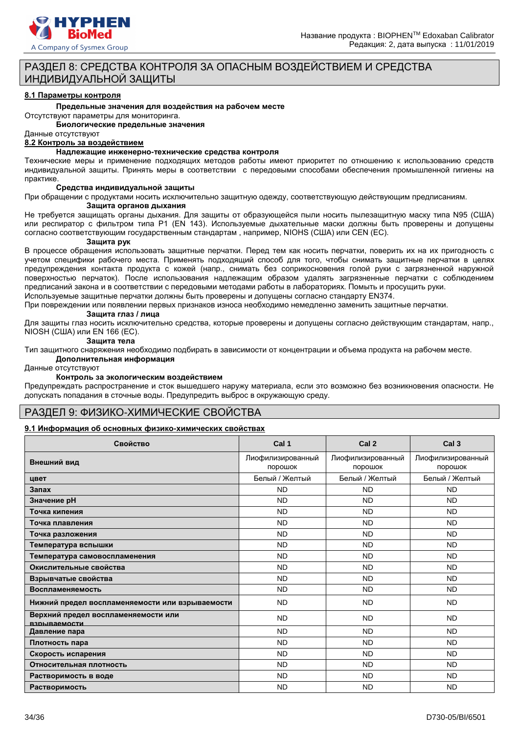# РАЗДЕЛ 8: СРЕДСТВА КОНТРОЛЯ ЗА ОПАСНЫМ ВОЗДЕЙСТВИЕМ И СРЕДСТВА ИНДИВИДУАЛЬНОЙ ЗАЩИТЫ

## 8.1 Параметры контроля

**Предельные значения для воздействия на рабочем месте**

Отсутствуют параметры для мониторинга.

**Биологические предельные значения**

Данные отсутствуют

## 8.2 Контроль за воздействием

**Надлежащие инженерно-технические средства контроля**

Технические меры и применение подходящих методов работы имеют приоритет по отношению к использованию средств индивидуальной защиты. Принять меры в соответствии с передовыми способами обеспечения промышленной гигиены на практике.

**Средства индивидуальной защиты**

При обращении с продуктами носить исключительно защитную одежду, соответствующую действующим предписаниям.

**Защита органов дыхания**

Не требуется защищать органы дыхания. Для защиты от образующейся пыли носить пылезащитную маску типа N95 (США) или респиратор с фильтром типа P1 (EN 143). Используемые дыхательные маски должны быть проверены и допущены согласно соответствующим государственным стандартам , например, NIOHS (США) или CEN (ЕС).

**Защита рук**

В процессе обращения использовать защитные перчатки. Перед тем как носить перчатки, поверить их на их пригодность с учетом специфики рабочего места. Применять подходящий способ для того, чтобы снимать защитные перчатки в целях предупреждения контакта продукта с кожей (напр., снимать без соприкосновения голой руки с загрязненной наружной поверхностью перчаток). После использования надлежащим образом удалять загрязненные перчатки с соблюдением предписаний закона и в соответствии с передовыми методами работы в лабораториях. Помыть и просушить руки.

Используемые защитные перчатки должны быть проверены и допущены согласно стандарту EN374.

При повреждении или появлении первых признаков износа необходимо немедленно заменить защитные перчатки.

**Защита глаз / лица**

Для защиты глаз носить исключительно средства, которые проверены и допущены согласно действующим стандартам, напр., NIOSH (США) или EN 166 (ЕС).

**Защита тела**

Тип защитного снаряжения необходимо подбирать в зависимости от концентрации и объема продукта на рабочем месте.

**Дополнительная информация**

Данные отсутствуют

**Контроль за экологическим воздействием**

Предупреждать распространение и сток вышедшего наружу материала, если это возможно без возникновения опасности. Не допускать попадания в сточные воды. Предупредить выброс в окружающую среду.

# РАЗДЕЛ 9: ФИЗИКО-ХИМИЧЕСКИЕ СВОЙСТВА

## 9.1 Информация об основных физико-химических свойствах

| Свойство | Cal 1 | Cal 2 | Cal 3 |
|---|---|---|---|
| **Внешний вид** | Лиофилизированный порошок | Лиофилизированный порошок | Лиофилизированный порошок |
| **цвет** | Белый / Желтый | Белый / Желтый | Белый / Желтый |
| **Запах** | ND | ND | ND |
| **Значение pH** | ND | ND | ND |
| **Точка кипения** | ND | ND | ND |
| **Точка плавления** | ND | ND | ND |
| **Точка разложения** | ND | ND | ND |
| **Температура вспышки** | ND | ND | ND |
| **Температура самовоспламенения** | ND | ND | ND |
| **Окислительные свойства** | ND | ND | ND |
| **Взрывчатые свойства** | ND | ND | ND |
| **Воспламеняемость** | ND | ND | ND |
| **Нижний предел воспламеняемости или взрываемости** | ND | ND | ND |
| **Верхний предел воспламеняемости или взрываемости** | ND | ND | ND |
| **Давление пара** | ND | ND | ND |
| **Плотность пара** | ND | ND | ND |
| **Скорость испарения** | ND | ND | ND |
| **Относительная плотность** | ND | ND | ND |
| **Растворимость в воде** | ND | ND | ND |
| **Растворимость** | ND | ND | ND |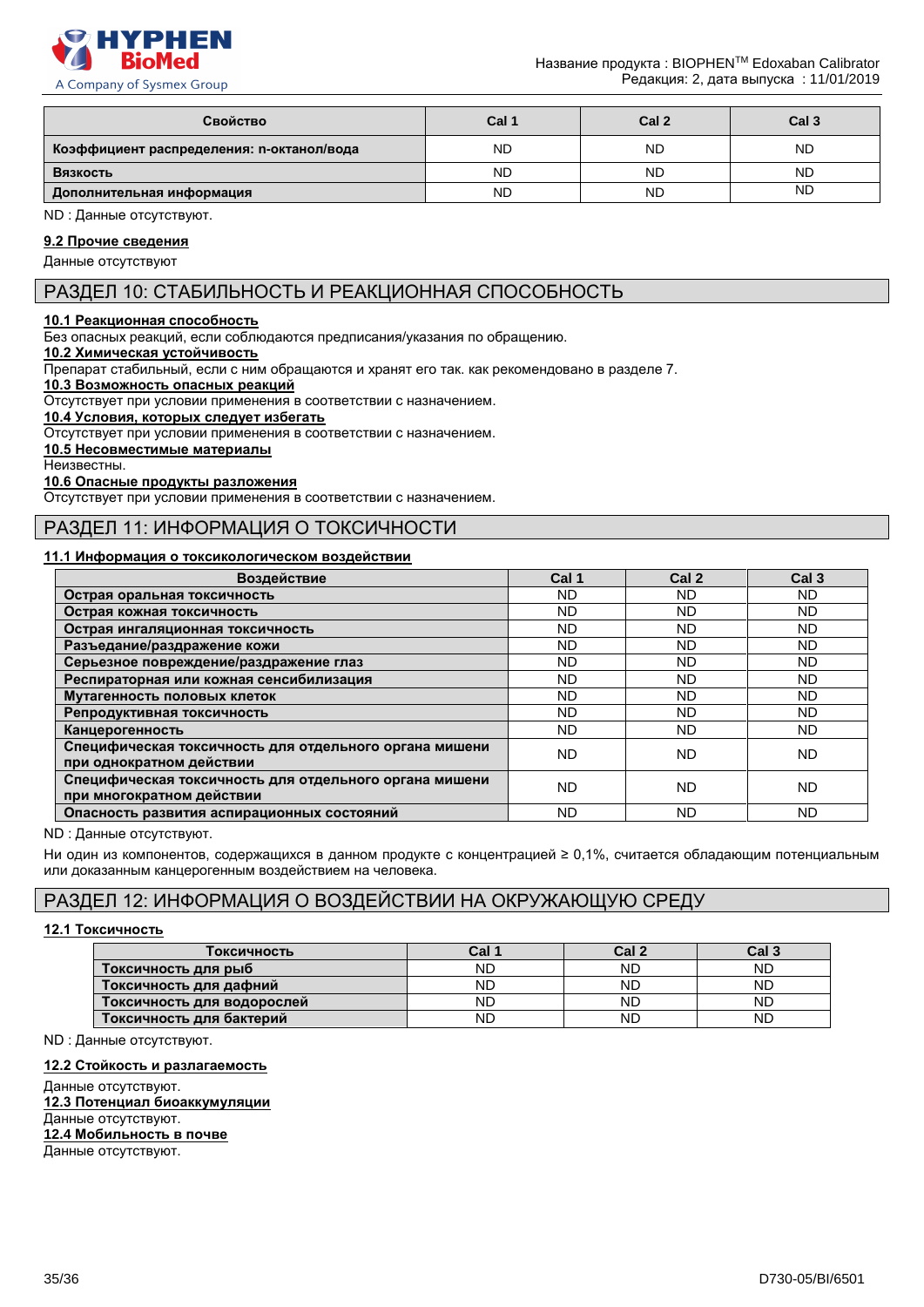| Свойство | Cal 1 | Cal 2 | Cal 3 |
|---|---|---|---|
| **Коэффициент распределения: n-октанол/вода** | ND | ND | ND |
| **Вязкость** | ND | ND | ND |
| **Дополнительная информация** | ND | ND | ND |

ND : Данные отсутствуют.

**9.2 Прочие сведения**

Данные отсутствуют

## РАЗДЕЛ 10: СТАБИЛЬНОСТЬ И РЕАКЦИОННАЯ СПОСОБНОСТЬ

**10.1 Реакционная способность**

Без опасных реакций, если соблюдаются предписания/указания по обращению.

**10.2 Химическая устойчивость**

Препарат стабильный, если с ним обращаются и хранят его так. как рекомендовано в разделе 7.

**10.3 Возможность опасных реакций**

Отсутствует при условии применения в соответствии с назначением.

**10.4 Условия, которых следует избегать**

Отсутствует при условии применения в соответствии с назначением.

**10.5 Несовместимые материалы**

Неизвестны.

**10.6 Опасные продукты разложения**

Отсутствует при условии применения в соответствии с назначением.

## РАЗДЕЛ 11: ИНФОРМАЦИЯ О ТОКСИЧНОСТИ

**11.1 Информация о токсикологическом воздействии**

| Воздействие | Cal 1 | Cal 2 | Cal 3 |
|---|---|---|---|
| **Острая оральная токсичность** | ND | ND | ND |
| **Острая кожная токсичность** | ND | ND | ND |
| **Острая ингаляционная токсичность** | ND | ND | ND |
| **Разъедание/раздражение кожи** | ND | ND | ND |
| **Серьезное повреждение/раздражение глаз** | ND | ND | ND |
| **Респираторная или кожная сенсибилизация** | ND | ND | ND |
| **Мутагенность половых клеток** | ND | ND | ND |
| **Репродуктивная токсичность** | ND | ND | ND |
| **Канцерогенность** | ND | ND | ND |
| **Специфическая токсичность для отдельного органа мишени при однократном действии** | ND | ND | ND |
| **Специфическая токсичность для отдельного органа мишени при многократном действии** | ND | ND | ND |
| **Опасность развития аспирационных состояний** | ND | ND | ND |

ND : Данные отсутствуют.

Ни один из компонентов, содержащихся в данном продукте с концентрацией ≥ 0,1%, считается обладающим потенциальным или доказанным канцерогенным воздействием на человека.

## РАЗДЕЛ 12: ИНФОРМАЦИЯ О ВОЗДЕЙСТВИИ НА ОКРУЖАЮЩУЮ СРЕДУ

**12.1 Токсичность**

| Токсичность | Cal 1 | Cal 2 | Cal 3 |
|---|---|---|---|
| **Токсичность для рыб** | ND | ND | ND |
| **Токсичность для дафний** | ND | ND | ND |
| **Токсичность для водорослей** | ND | ND | ND |
| **Токсичность для бактерий** | ND | ND | ND |

ND : Данные отсутствуют.

**12.2 Стойкость и разлагаемость**

Данные отсутствуют.

**12.3 Потенциал биоаккумуляции**

Данные отсутствуют.

**12.4 Мобильность в почве**

Данные отсутствуют.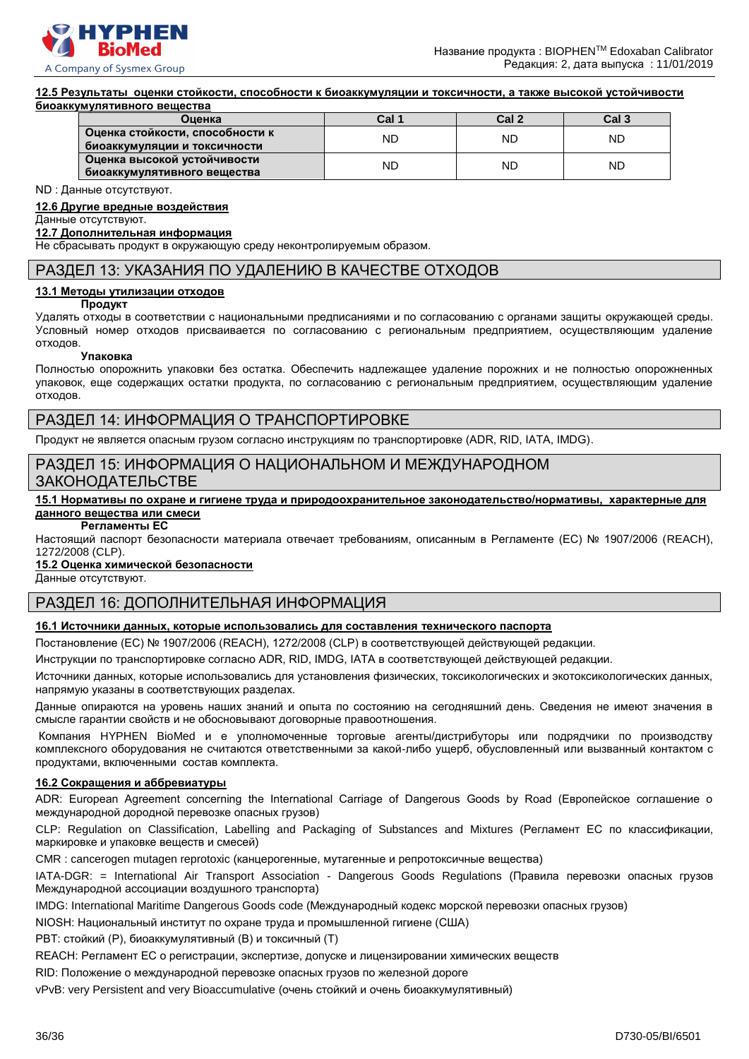#### 12.5 Результаты оценки стойкости, способности к биоаккумуляции и токсичности, а также высокой устойчивости биоаккумулятивного вещества

| Оценка | Cal 1 | Cal 2 | Cal 3 |
|---|---|---|---|
| Оценка стойкости, способности к биоаккумуляции и токсичности | ND | ND | ND |
| Оценка высокой устойчивости биоаккумулятивного вещества | ND | ND | ND |

ND : Данные отсутствуют.

#### 12.6 Другие вредные воздействия

Данные отсутствуют.

#### 12.7 Дополнительная информация

Не сбрасывать продукт в окружающую среду неконтролируемым образом.

## РАЗДЕЛ 13: УКАЗАНИЯ ПО УДАЛЕНИЮ В КАЧЕСТВЕ ОТХОДОВ

#### 13.1 Методы утилизации отходов

**Продукт**

Удалять отходы в соответствии с национальными предписаниями и по согласованию с органами защиты окружающей среды. Условный номер отходов присваивается по согласованию с региональным предприятием, осуществляющим удаление отходов.

**Упаковка**

Полностью опорожнить упаковки без остатка. Обеспечить надлежащее удаление порожних и не полностью опорожненных упаковок, еще содержащих остатки продукта, по согласованию с региональным предприятием, осуществляющим удаление отходов.

## РАЗДЕЛ 14: ИНФОРМАЦИЯ О ТРАНСПОРТИРОВКЕ

Продукт не является опасным грузом согласно инструкциям по транспортировке (ADR, RID, IATA, IMDG).

## РАЗДЕЛ 15: ИНФОРМАЦИЯ О НАЦИОНАЛЬНОМ И МЕЖДУНАРОДНОМ ЗАКОНОДАТЕЛЬСТВЕ

#### 15.1 Нормативы по охране и гигиене труда и природоохранительное законодательство/нормативы, характерные для данного вещества или смеси

**Регламенты ЕС**

Настоящий паспорт безопасности материала отвечает требованиям, описанным в Регламенте (ЕС) № 1907/2006 (REACH), 1272/2008 (CLP).

#### 15.2 Оценка химической безопасности

Данные отсутствуют.

## РАЗДЕЛ 16: ДОПОЛНИТЕЛЬНАЯ ИНФОРМАЦИЯ

#### 16.1 Источники данных, которые использовались для составления технического паспорта

Постановление (ЕС) № 1907/2006 (REACH), 1272/2008 (CLP) в соответствующей действующей редакции.

Инструкции по транспортировке согласно ADR, RID, IMDG, IATA в соответствующей действующей редакции.

Источники данных, которые использовались для установления физических, токсикологических и экотоксикологических данных, напрямую указаны в соответствующих разделах.

Данные опираются на уровень наших знаний и опыта по состоянию на сегодняшний день. Сведения не имеют значения в смысле гарантии свойств и не обосновывают договорные правоотношения.

Компания HYPHEN BioMed и е уполномоченные торговые агенты/дистрибуторы или подрядчики по производству комплексного оборудования не считаются ответственными за какой-либо ущерб, обусловленный или вызванный контактом с продуктами, включенными состав комплекта.

#### 16.2 Сокращения и аббревиатуры

ADR: European Agreement concerning the International Carriage of Dangerous Goods by Road (Европейское соглашение о международной дорожной перевозке опасных грузов)

CLP: Regulation on Classification, Labelling and Packaging of Substances and Mixtures (Регламент ЕС по классификации, маркировке и упаковке веществ и смесей)

CMR : cancerogen mutagen reprotoxic (канцерогенные, мутагенные и репотоксичные вещества)

IATA-DGR: = International Air Transport Association - Dangerous Goods Regulations (Правила перевозки опасных грузов Международной ассоциации воздушного транспорта)

IMDG: International Maritime Dangerous Goods code (Международный кодекс морской перевозки опасных грузов)

NIOSH: Национальный институт по охране труда и промышленной гигиене (США)

PBT: стойкий (P), биоаккумулятивный (B) и токсичный (T)

REACH: Регламент ЕС о регистрации, экспертизе, допуске и лицензировании химических веществ

RID: Положение о международной перевозке опасных грузов по железной дороге

vPvB: very Persistent and very Bioaccumulative (очень стойкий и очень биоаккумулятивный)